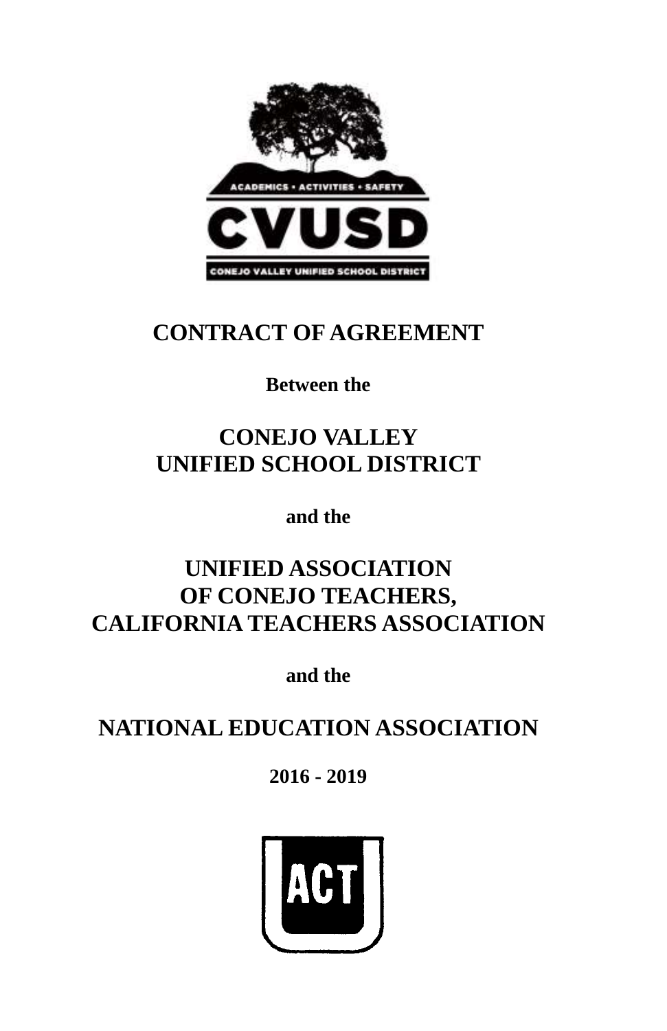# CONTRACT OF AGREEMENT

**Between the**

## CONEJO VALLEY UNIFIED SCHOOL DISTRICT

**and the**

## UNIFIED ASSOCIATION OF CONEJO TEACHERS, CALIFORNIA TEACHERS ASSOCIATION

**and the**

## NATIONAL EDUCATION ASSOCIATION

**2016 - 2019**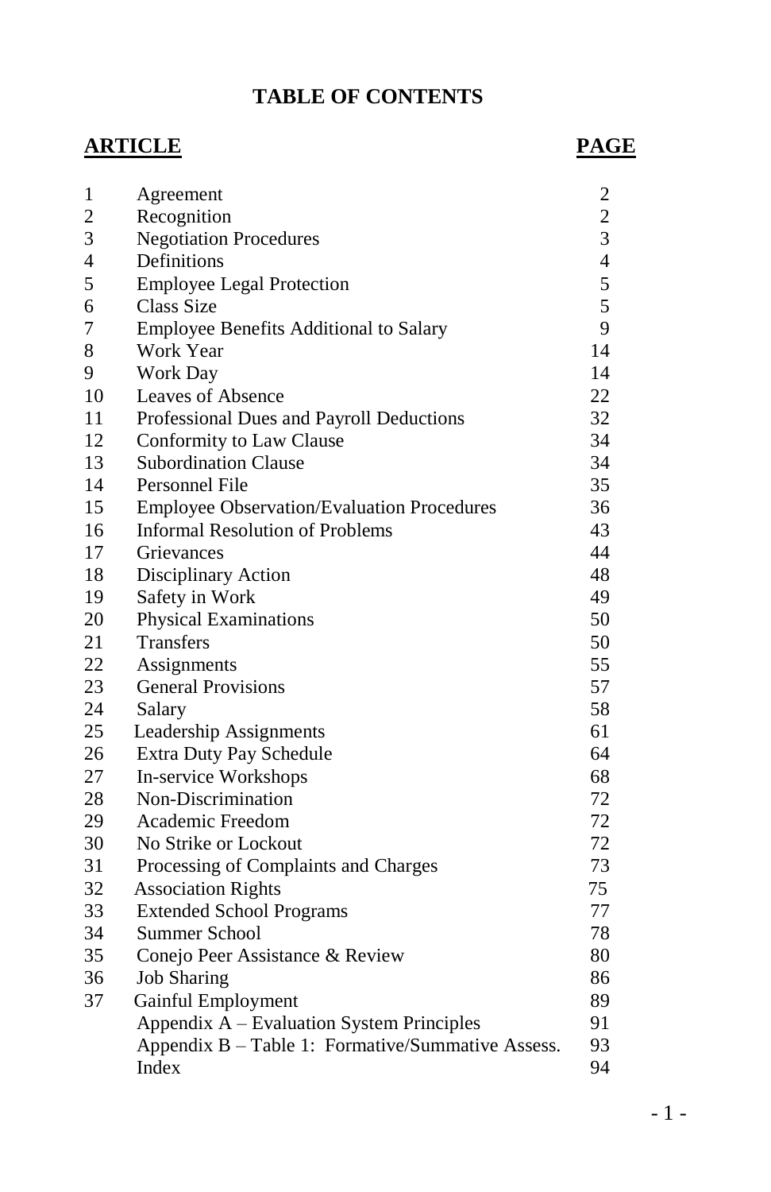# TABLE OF CONTENTS

| ARTICLE | | PAGE |
|---|---|---|
| 1 | Agreement | 2 |
| 2 | Recognition | 2 |
| 3 | Negotiation Procedures | 3 |
| 4 | Definitions | 4 |
| 5 | Employee Legal Protection | 5 |
| 6 | Class Size | 5 |
| 7 | Employee Benefits Additional to Salary | 9 |
| 8 | Work Year | 14 |
| 9 | Work Day | 14 |
| 10 | Leaves of Absence | 22 |
| 11 | Professional Dues and Payroll Deductions | 32 |
| 12 | Conformity to Law Clause | 34 |
| 13 | Subordination Clause | 34 |
| 14 | Personnel File | 35 |
| 15 | Employee Observation/Evaluation Procedures | 36 |
| 16 | Informal Resolution of Problems | 43 |
| 17 | Grievances | 44 |
| 18 | Disciplinary Action | 48 |
| 19 | Safety in Work | 49 |
| 20 | Physical Examinations | 50 |
| 21 | Transfers | 50 |
| 22 | Assignments | 55 |
| 23 | General Provisions | 57 |
| 24 | Salary | 58 |
| 25 | Leadership Assignments | 61 |
| 26 | Extra Duty Pay Schedule | 64 |
| 27 | In-service Workshops | 68 |
| 28 | Non-Discrimination | 72 |
| 29 | Academic Freedom | 72 |
| 30 | No Strike or Lockout | 72 |
| 31 | Processing of Complaints and Charges | 73 |
| 32 | Association Rights | 75 |
| 33 | Extended School Programs | 77 |
| 34 | Summer School | 78 |
| 35 | Conejo Peer Assistance & Review | 80 |
| 36 | Job Sharing | 86 |
| 37 | Gainful Employment | 89 |
| | Appendix A – Evaluation System Principles | 91 |
| | Appendix B – Table 1: Formative/Summative Assess. | 93 |
| | Index | 94 |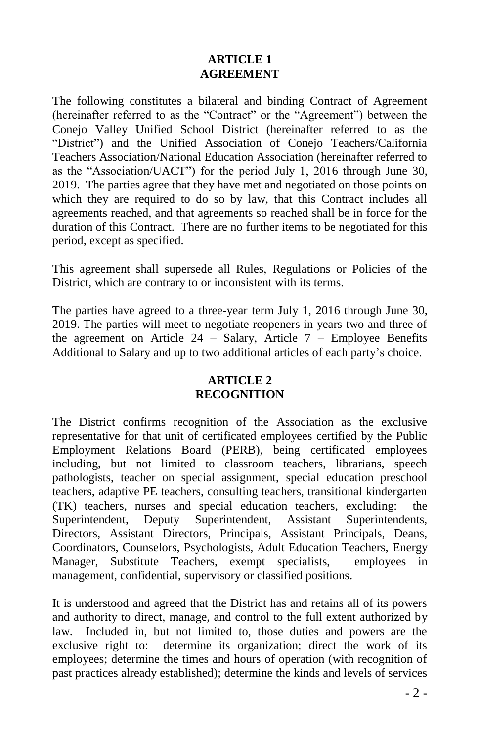## ARTICLE 1
## AGREEMENT

The following constitutes a bilateral and binding Contract of Agreement (hereinafter referred to as the "Contract" or the "Agreement") between the Conejo Valley Unified School District (hereinafter referred to as the "District") and the Unified Association of Conejo Teachers/California Teachers Association/National Education Association (hereinafter referred to as the "Association/UACT") for the period July 1, 2016 through June 30, 2019. The parties agree that they have met and negotiated on those points on which they are required to do so by law, that this Contract includes all agreements reached, and that agreements so reached shall be in force for the duration of this Contract. There are no further items to be negotiated for this period, except as specified.

This agreement shall supersede all Rules, Regulations or Policies of the District, which are contrary to or inconsistent with its terms.

The parties have agreed to a three-year term July 1, 2016 through June 30, 2019. The parties will meet to negotiate reopeners in years two and three of the agreement on Article 24 – Salary, Article 7 – Employee Benefits Additional to Salary and up to two additional articles of each party's choice.

## ARTICLE 2
## RECOGNITION

The District confirms recognition of the Association as the exclusive representative for that unit of certificated employees certified by the Public Employment Relations Board (PERB), being certificated employees including, but not limited to classroom teachers, librarians, speech pathologists, teacher on special assignment, special education preschool teachers, adaptive PE teachers, consulting teachers, transitional kindergarten (TK) teachers, nurses and special education teachers, excluding: the Superintendent, Deputy Superintendent, Assistant Superintendents, Directors, Assistant Directors, Principals, Assistant Principals, Deans, Coordinators, Counselors, Psychologists, Adult Education Teachers, Energy Manager, Substitute Teachers, exempt specialists, employees in management, confidential, supervisory or classified positions.

It is understood and agreed that the District has and retains all of its powers and authority to direct, manage, and control to the full extent authorized by law. Included in, but not limited to, those duties and powers are the exclusive right to: determine its organization; direct the work of its employees; determine the times and hours of operation (with recognition of past practices already established); determine the kinds and levels of services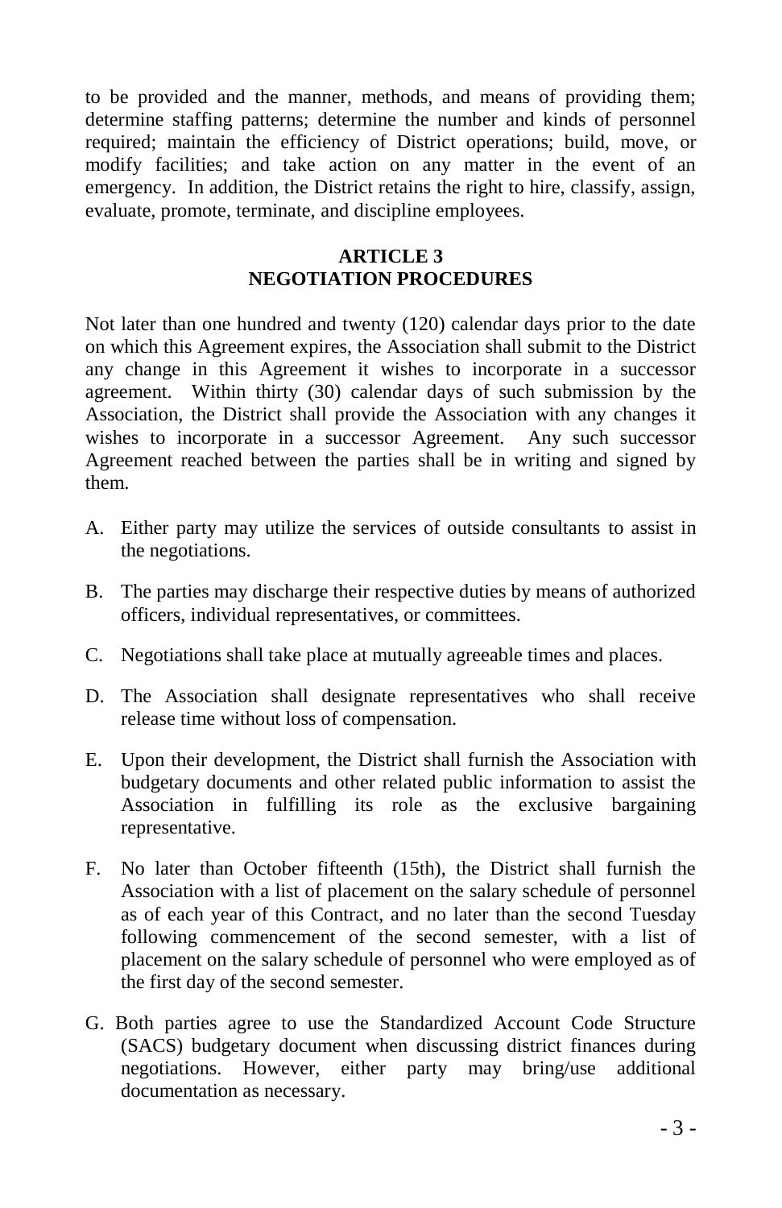to be provided and the manner, methods, and means of providing them; determine staffing patterns; determine the number and kinds of personnel required; maintain the efficiency of District operations; build, move, or modify facilities; and take action on any matter in the event of an emergency. In addition, the District retains the right to hire, classify, assign, evaluate, promote, terminate, and discipline employees.

## ARTICLE 3
## NEGOTIATION PROCEDURES

Not later than one hundred and twenty (120) calendar days prior to the date on which this Agreement expires, the Association shall submit to the District any change in this Agreement it wishes to incorporate in a successor agreement. Within thirty (30) calendar days of such submission by the Association, the District shall provide the Association with any changes it wishes to incorporate in a successor Agreement. Any such successor Agreement reached between the parties shall be in writing and signed by them.

A. Either party may utilize the services of outside consultants to assist in the negotiations.

B. The parties may discharge their respective duties by means of authorized officers, individual representatives, or committees.

C. Negotiations shall take place at mutually agreeable times and places.

D. The Association shall designate representatives who shall receive release time without loss of compensation.

E. Upon their development, the District shall furnish the Association with budgetary documents and other related public information to assist the Association in fulfilling its role as the exclusive bargaining representative.

F. No later than October fifteenth (15th), the District shall furnish the Association with a list of placement on the salary schedule of personnel as of each year of this Contract, and no later than the second Tuesday following commencement of the second semester, with a list of placement on the salary schedule of personnel who were employed as of the first day of the second semester.

G. Both parties agree to use the Standardized Account Code Structure (SACS) budgetary document when discussing district finances during negotiations. However, either party may bring/use additional documentation as necessary.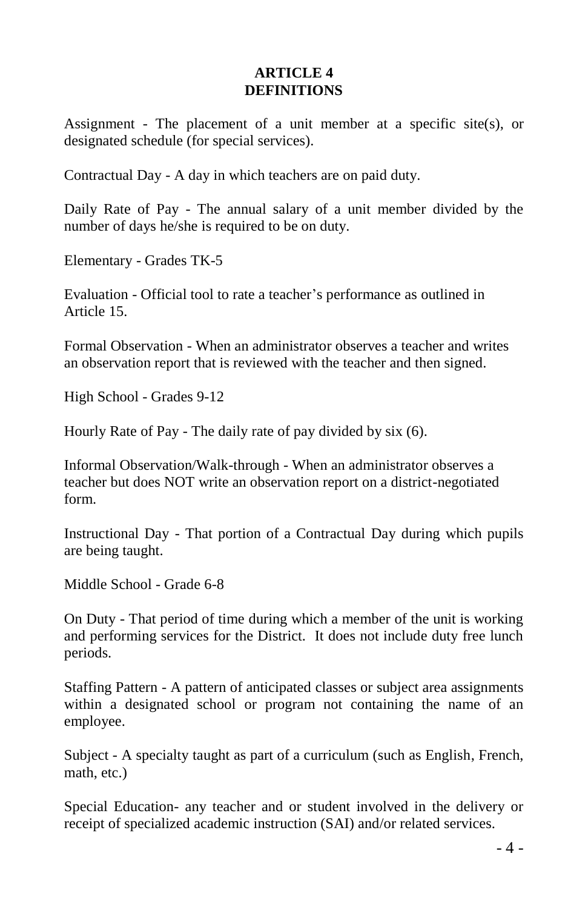# ARTICLE 4
# DEFINITIONS

Assignment - The placement of a unit member at a specific site(s), or designated schedule (for special services).

Contractual Day - A day in which teachers are on paid duty.

Daily Rate of Pay - The annual salary of a unit member divided by the number of days he/she is required to be on duty.

Elementary - Grades TK-5

Evaluation - Official tool to rate a teacher's performance as outlined in Article 15.

Formal Observation - When an administrator observes a teacher and writes an observation report that is reviewed with the teacher and then signed.

High School - Grades 9-12

Hourly Rate of Pay - The daily rate of pay divided by six (6).

Informal Observation/Walk-through - When an administrator observes a teacher but does NOT write an observation report on a district-negotiated form.

Instructional Day - That portion of a Contractual Day during which pupils are being taught.

Middle School - Grade 6-8

On Duty - That period of time during which a member of the unit is working and performing services for the District. It does not include duty free lunch periods.

Staffing Pattern - A pattern of anticipated classes or subject area assignments within a designated school or program not containing the name of an employee.

Subject - A specialty taught as part of a curriculum (such as English, French, math, etc.)

Special Education- any teacher and or student involved in the delivery or receipt of specialized academic instruction (SAI) and/or related services.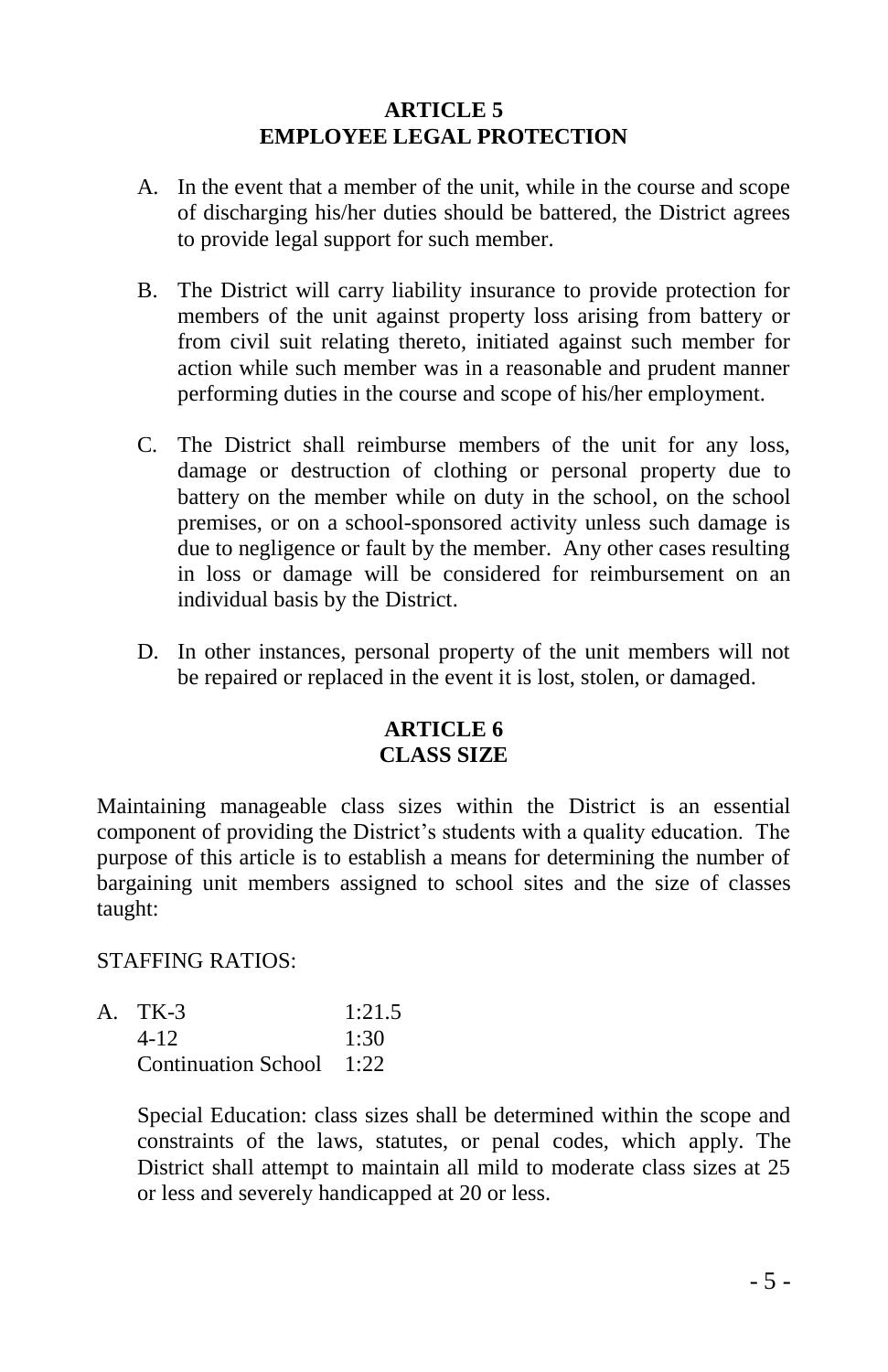## ARTICLE 5
## EMPLOYEE LEGAL PROTECTION

A. In the event that a member of the unit, while in the course and scope of discharging his/her duties should be battered, the District agrees to provide legal support for such member.

B. The District will carry liability insurance to provide protection for members of the unit against property loss arising from battery or from civil suit relating thereto, initiated against such member for action while such member was in a reasonable and prudent manner performing duties in the course and scope of his/her employment.

C. The District shall reimburse members of the unit for any loss, damage or destruction of clothing or personal property due to battery on the member while on duty in the school, on the school premises, or on a school-sponsored activity unless such damage is due to negligence or fault by the member. Any other cases resulting in loss or damage will be considered for reimbursement on an individual basis by the District.

D. In other instances, personal property of the unit members will not be repaired or replaced in the event it is lost, stolen, or damaged.

## ARTICLE 6
## CLASS SIZE

Maintaining manageable class sizes within the District is an essential component of providing the District's students with a quality education. The purpose of this article is to establish a means for determining the number of bargaining unit members assigned to school sites and the size of classes taught:

STAFFING RATIOS:

A. TK-3 1:21.5
4-12 1:30
Continuation School 1:22

Special Education: class sizes shall be determined within the scope and constraints of the laws, statutes, or penal codes, which apply. The District shall attempt to maintain all mild to moderate class sizes at 25 or less and severely handicapped at 20 or less.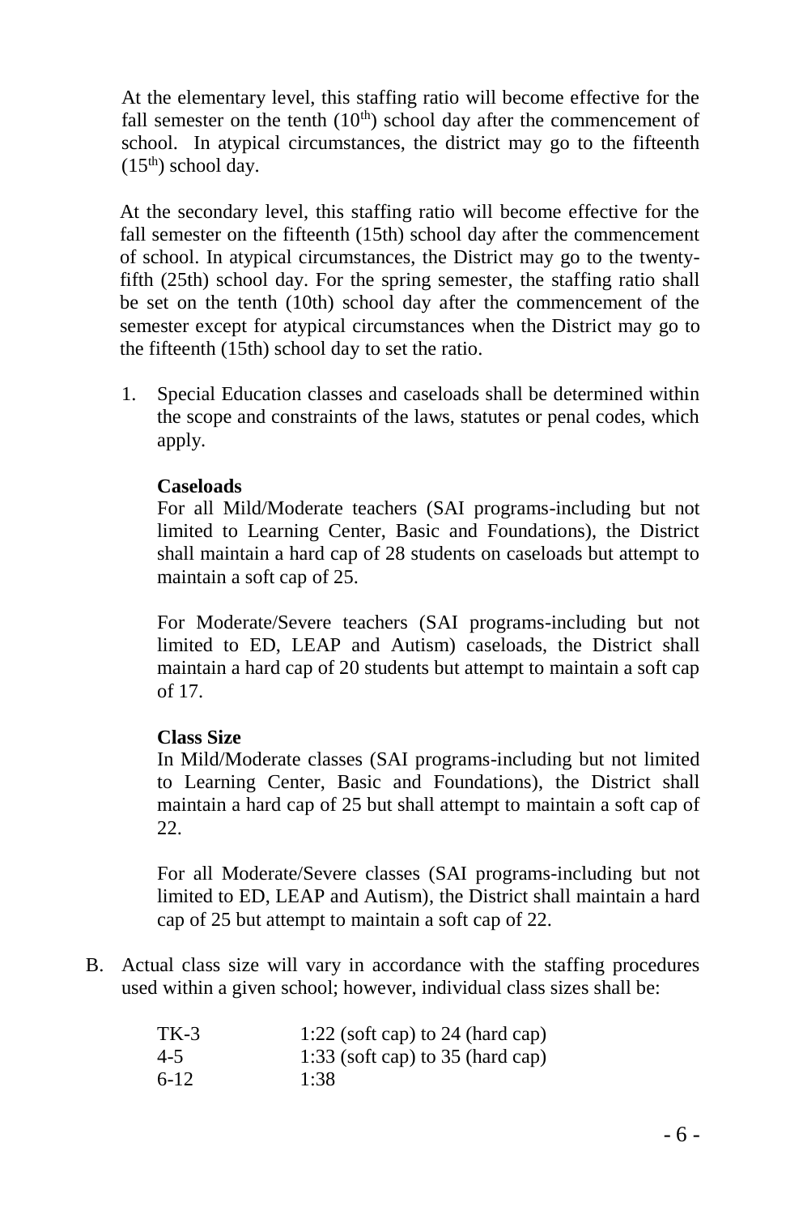At the elementary level, this staffing ratio will become effective for the fall semester on the tenth (10th) school day after the commencement of school. In atypical circumstances, the district may go to the fifteenth (15th) school day.

At the secondary level, this staffing ratio will become effective for the fall semester on the fifteenth (15th) school day after the commencement of school. In atypical circumstances, the District may go to the twenty-fifth (25th) school day. For the spring semester, the staffing ratio shall be set on the tenth (10th) school day after the commencement of the semester except for atypical circumstances when the District may go to the fifteenth (15th) school day to set the ratio.

1. Special Education classes and caseloads shall be determined within the scope and constraints of the laws, statutes or penal codes, which apply.

   **Caseloads**
   For all Mild/Moderate teachers (SAI programs-including but not limited to Learning Center, Basic and Foundations), the District shall maintain a hard cap of 28 students on caseloads but attempt to maintain a soft cap of 25.

   For Moderate/Severe teachers (SAI programs-including but not limited to ED, LEAP and Autism) caseloads, the District shall maintain a hard cap of 20 students but attempt to maintain a soft cap of 17.

   **Class Size**
   In Mild/Moderate classes (SAI programs-including but not limited to Learning Center, Basic and Foundations), the District shall maintain a hard cap of 25 but shall attempt to maintain a soft cap of 22.

   For all Moderate/Severe classes (SAI programs-including but not limited to ED, LEAP and Autism), the District shall maintain a hard cap of 25 but attempt to maintain a soft cap of 22.

B. Actual class size will vary in accordance with the staffing procedures used within a given school; however, individual class sizes shall be:

| | |
|---|---|
| TK-3 | 1:22 (soft cap) to 24 (hard cap) |
| 4-5 | 1:33 (soft cap) to 35 (hard cap) |
| 6-12 | 1:38 |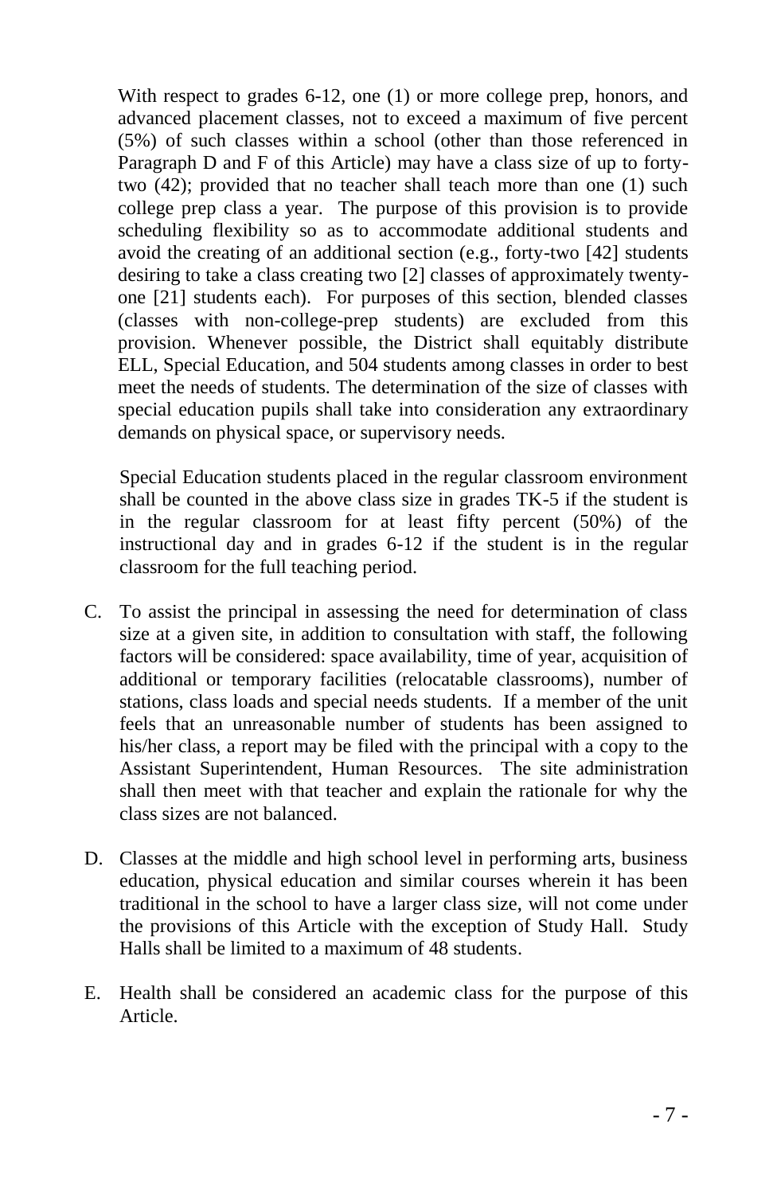With respect to grades 6-12, one (1) or more college prep, honors, and advanced placement classes, not to exceed a maximum of five percent (5%) of such classes within a school (other than those referenced in Paragraph D and F of this Article) may have a class size of up to forty-two (42); provided that no teacher shall teach more than one (1) such college prep class a year. The purpose of this provision is to provide scheduling flexibility so as to accommodate additional students and avoid the creating of an additional section (e.g., forty-two [42] students desiring to take a class creating two [2] classes of approximately twenty-one [21] students each). For purposes of this section, blended classes (classes with non-college-prep students) are excluded from this provision. Whenever possible, the District shall equitably distribute ELL, Special Education, and 504 students among classes in order to best meet the needs of students. The determination of the size of classes with special education pupils shall take into consideration any extraordinary demands on physical space, or supervisory needs.

Special Education students placed in the regular classroom environment shall be counted in the above class size in grades TK-5 if the student is in the regular classroom for at least fifty percent (50%) of the instructional day and in grades 6-12 if the student is in the regular classroom for the full teaching period.

C. To assist the principal in assessing the need for determination of class size at a given site, in addition to consultation with staff, the following factors will be considered: space availability, time of year, acquisition of additional or temporary facilities (relocatable classrooms), number of stations, class loads and special needs students. If a member of the unit feels that an unreasonable number of students has been assigned to his/her class, a report may be filed with the principal with a copy to the Assistant Superintendent, Human Resources. The site administration shall then meet with that teacher and explain the rationale for why the class sizes are not balanced.

D. Classes at the middle and high school level in performing arts, business education, physical education and similar courses wherein it has been traditional in the school to have a larger class size, will not come under the provisions of this Article with the exception of Study Hall. Study Halls shall be limited to a maximum of 48 students.

E. Health shall be considered an academic class for the purpose of this Article.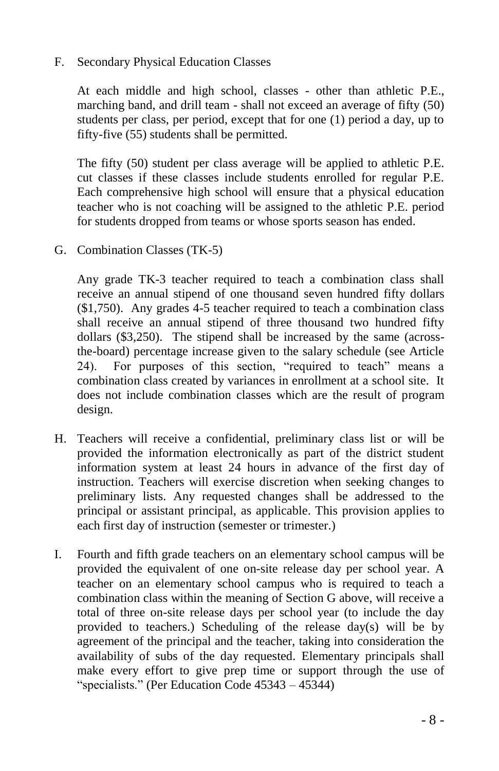F. Secondary Physical Education Classes

At each middle and high school, classes - other than athletic P.E., marching band, and drill team - shall not exceed an average of fifty (50) students per class, per period, except that for one (1) period a day, up to fifty-five (55) students shall be permitted.

The fifty (50) student per class average will be applied to athletic P.E. cut classes if these classes include students enrolled for regular P.E. Each comprehensive high school will ensure that a physical education teacher who is not coaching will be assigned to the athletic P.E. period for students dropped from teams or whose sports season has ended.

G. Combination Classes (TK-5)

Any grade TK-3 teacher required to teach a combination class shall receive an annual stipend of one thousand seven hundred fifty dollars ($1,750). Any grades 4-5 teacher required to teach a combination class shall receive an annual stipend of three thousand two hundred fifty dollars ($3,250). The stipend shall be increased by the same (across-the-board) percentage increase given to the salary schedule (see Article 24). For purposes of this section, "required to teach" means a combination class created by variances in enrollment at a school site. It does not include combination classes which are the result of program design.

H. Teachers will receive a confidential, preliminary class list or will be provided the information electronically as part of the district student information system at least 24 hours in advance of the first day of instruction. Teachers will exercise discretion when seeking changes to preliminary lists. Any requested changes shall be addressed to the principal or assistant principal, as applicable. This provision applies to each first day of instruction (semester or trimester.)

I. Fourth and fifth grade teachers on an elementary school campus will be provided the equivalent of one on-site release day per school year. A teacher on an elementary school campus who is required to teach a combination class within the meaning of Section G above, will receive a total of three on-site release days per school year (to include the day provided to teachers.) Scheduling of the release day(s) will be by agreement of the principal and the teacher, taking into consideration the availability of subs of the day requested. Elementary principals shall make every effort to give prep time or support through the use of "specialists." (Per Education Code 45343 – 45344)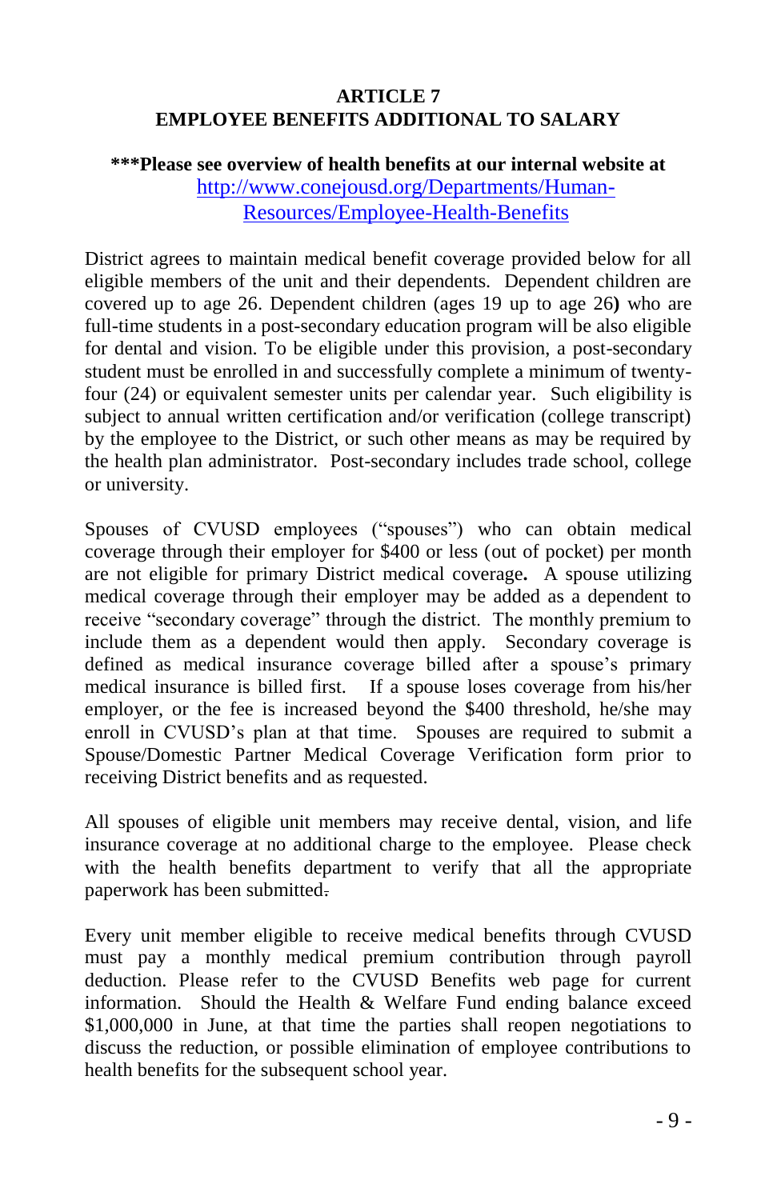# ARTICLE 7
# EMPLOYEE BENEFITS ADDITIONAL TO SALARY

**\*\*\*Please see overview of health benefits at our internal website at** [http://www.conejousd.org/Departments/Human-Resources/Employee-Health-Benefits](http://www.conejousd.org/Departments/Human-Resources/Employee-Health-Benefits)

District agrees to maintain medical benefit coverage provided below for all eligible members of the unit and their dependents. Dependent children are covered up to age 26. Dependent children (ages 19 up to age 26**)** who are full-time students in a post-secondary education program will be also eligible for dental and vision. To be eligible under this provision, a post-secondary student must be enrolled in and successfully complete a minimum of twenty-four (24) or equivalent semester units per calendar year. Such eligibility is subject to annual written certification and/or verification (college transcript) by the employee to the District, or such other means as may be required by the health plan administrator. Post-secondary includes trade school, college or university.

Spouses of CVUSD employees ("spouses") who can obtain medical coverage through their employer for $400 or less (out of pocket) per month are not eligible for primary District medical coverage**.** A spouse utilizing medical coverage through their employer may be added as a dependent to receive "secondary coverage" through the district. The monthly premium to include them as a dependent would then apply. Secondary coverage is defined as medical insurance coverage billed after a spouse's primary medical insurance is billed first. If a spouse loses coverage from his/her employer, or the fee is increased beyond the $400 threshold, he/she may enroll in CVUSD's plan at that time. Spouses are required to submit a Spouse/Domestic Partner Medical Coverage Verification form prior to receiving District benefits and as requested.

All spouses of eligible unit members may receive dental, vision, and life insurance coverage at no additional charge to the employee. Please check with the health benefits department to verify that all the appropriate paperwork has been submitted.

Every unit member eligible to receive medical benefits through CVUSD must pay a monthly medical premium contribution through payroll deduction. Please refer to the CVUSD Benefits web page for current information. Should the Health & Welfare Fund ending balance exceed $1,000,000 in June, at that time the parties shall reopen negotiations to discuss the reduction, or possible elimination of employee contributions to health benefits for the subsequent school year.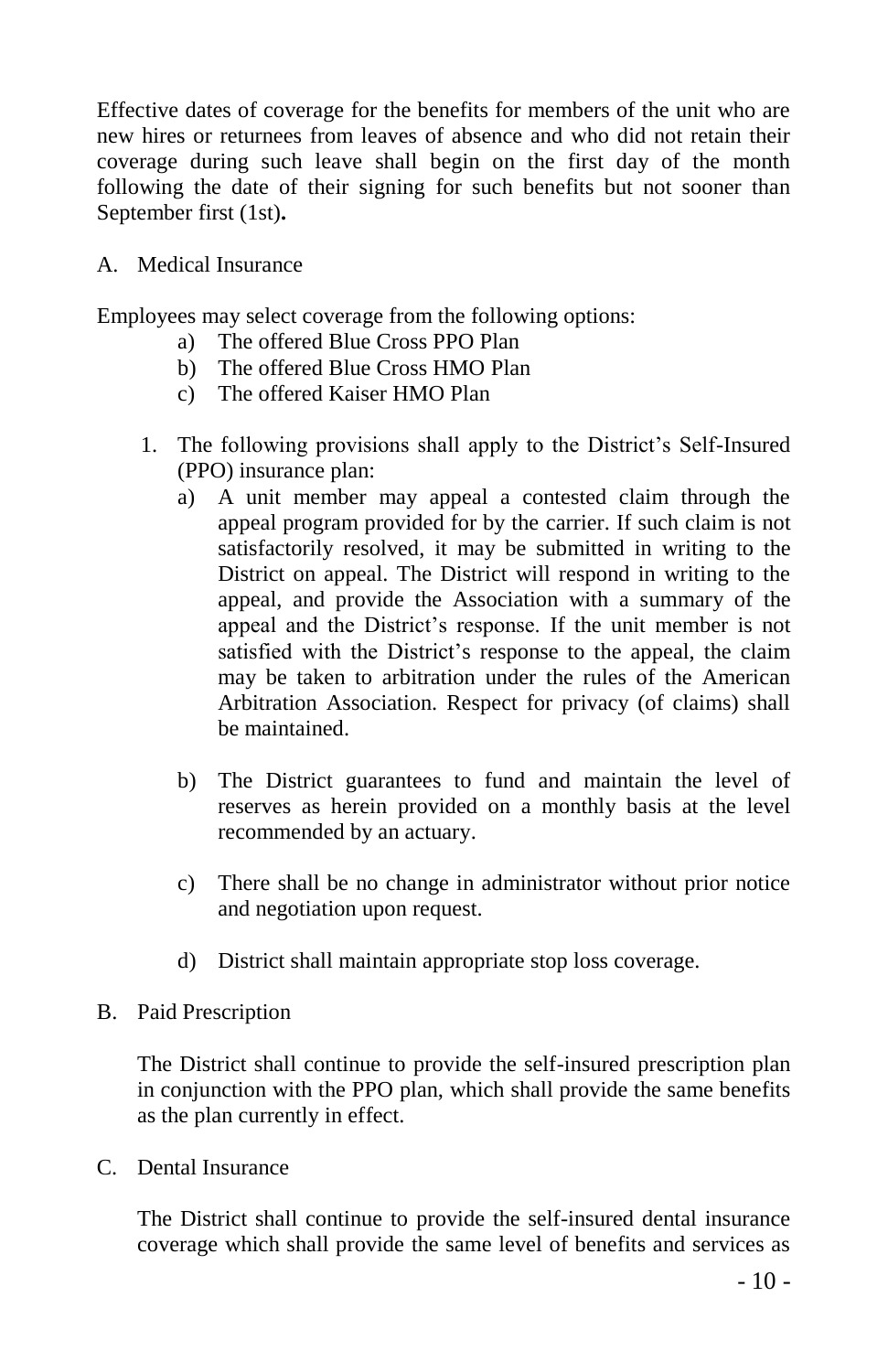Effective dates of coverage for the benefits for members of the unit who are new hires or returnees from leaves of absence and who did not retain their coverage during such leave shall begin on the first day of the month following the date of their signing for such benefits but not sooner than September first (1st)**.**

A. Medical Insurance

Employees may select coverage from the following options:

- a) The offered Blue Cross PPO Plan
- b) The offered Blue Cross HMO Plan
- c) The offered Kaiser HMO Plan

1. The following provisions shall apply to the District's Self-Insured (PPO) insurance plan:
   - a) A unit member may appeal a contested claim through the appeal program provided for by the carrier. If such claim is not satisfactorily resolved, it may be submitted in writing to the District on appeal. The District will respond in writing to the appeal, and provide the Association with a summary of the appeal and the District's response. If the unit member is not satisfied with the District's response to the appeal, the claim may be taken to arbitration under the rules of the American Arbitration Association. Respect for privacy (of claims) shall be maintained.

   - b) The District guarantees to fund and maintain the level of reserves as herein provided on a monthly basis at the level recommended by an actuary.

   - c) There shall be no change in administrator without prior notice and negotiation upon request.

   - d) District shall maintain appropriate stop loss coverage.

B. Paid Prescription

The District shall continue to provide the self-insured prescription plan in conjunction with the PPO plan, which shall provide the same benefits as the plan currently in effect.

C. Dental Insurance

The District shall continue to provide the self-insured dental insurance coverage which shall provide the same level of benefits and services as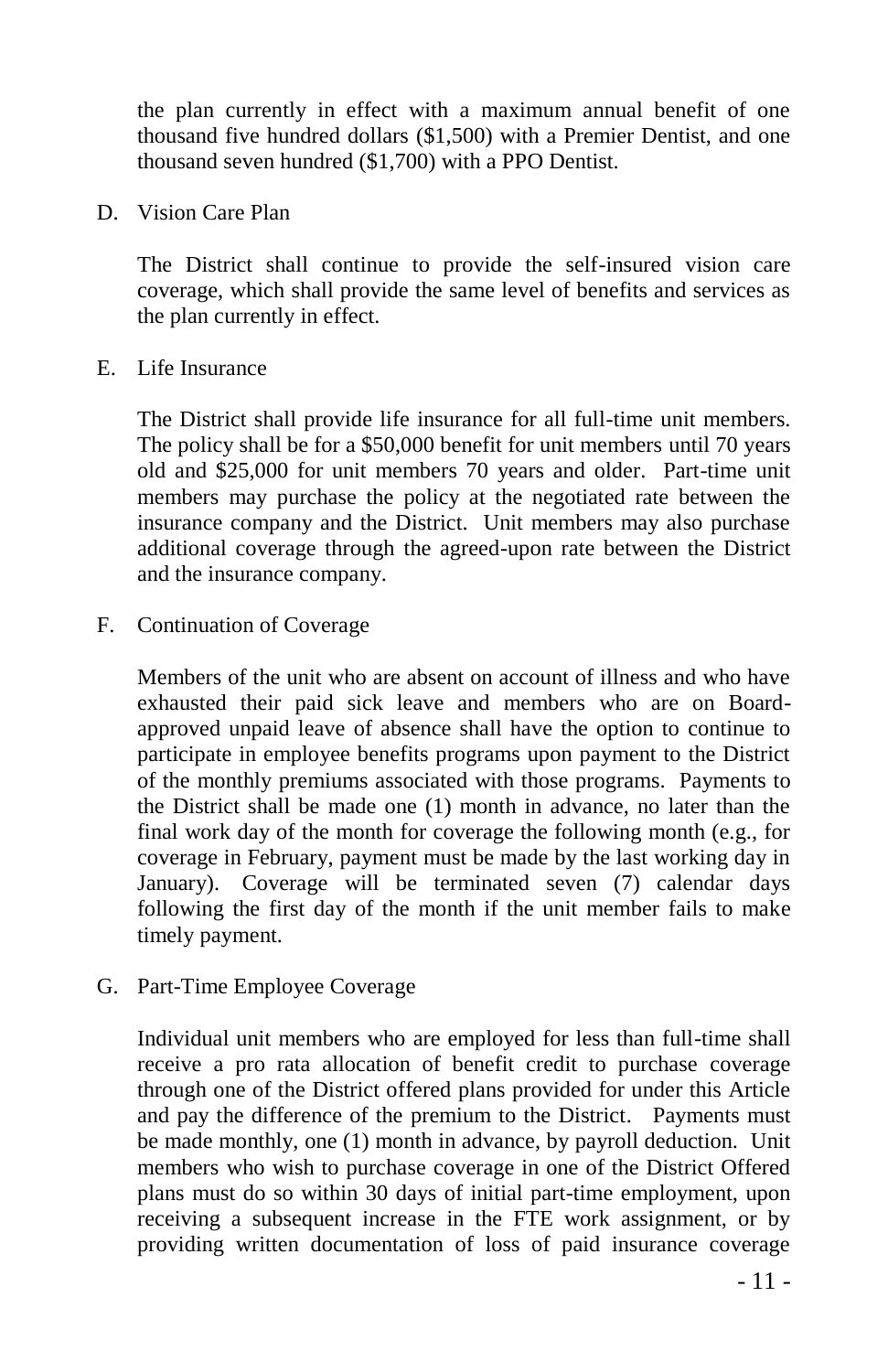the plan currently in effect with a maximum annual benefit of one thousand five hundred dollars ($1,500) with a Premier Dentist, and one thousand seven hundred ($1,700) with a PPO Dentist.

D. Vision Care Plan

The District shall continue to provide the self-insured vision care coverage, which shall provide the same level of benefits and services as the plan currently in effect.

E. Life Insurance

The District shall provide life insurance for all full-time unit members. The policy shall be for a $50,000 benefit for unit members until 70 years old and $25,000 for unit members 70 years and older. Part-time unit members may purchase the policy at the negotiated rate between the insurance company and the District. Unit members may also purchase additional coverage through the agreed-upon rate between the District and the insurance company.

F. Continuation of Coverage

Members of the unit who are absent on account of illness and who have exhausted their paid sick leave and members who are on Board-approved unpaid leave of absence shall have the option to continue to participate in employee benefits programs upon payment to the District of the monthly premiums associated with those programs. Payments to the District shall be made one (1) month in advance, no later than the final work day of the month for coverage the following month (e.g., for coverage in February, payment must be made by the last working day in January). Coverage will be terminated seven (7) calendar days following the first day of the month if the unit member fails to make timely payment.

G. Part-Time Employee Coverage

Individual unit members who are employed for less than full-time shall receive a pro rata allocation of benefit credit to purchase coverage through one of the District offered plans provided for under this Article and pay the difference of the premium to the District. Payments must be made monthly, one (1) month in advance, by payroll deduction. Unit members who wish to purchase coverage in one of the District Offered plans must do so within 30 days of initial part-time employment, upon receiving a subsequent increase in the FTE work assignment, or by providing written documentation of loss of paid insurance coverage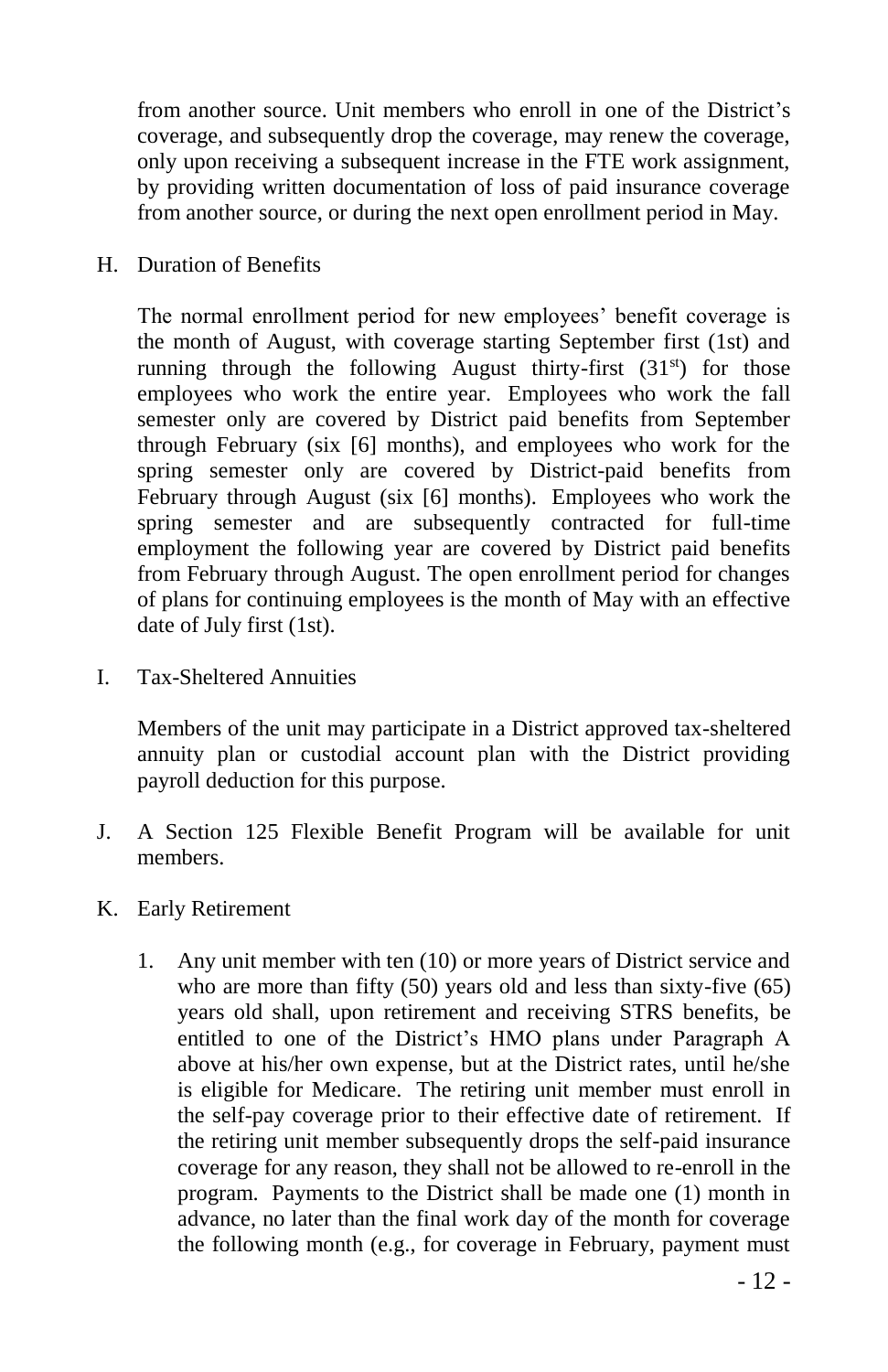from another source. Unit members who enroll in one of the District's coverage, and subsequently drop the coverage, may renew the coverage, only upon receiving a subsequent increase in the FTE work assignment, by providing written documentation of loss of paid insurance coverage from another source, or during the next open enrollment period in May.

H. Duration of Benefits

The normal enrollment period for new employees' benefit coverage is the month of August, with coverage starting September first (1st) and running through the following August thirty-first (31st) for those employees who work the entire year. Employees who work the fall semester only are covered by District paid benefits from September through February (six [6] months), and employees who work for the spring semester only are covered by District-paid benefits from February through August (six [6] months). Employees who work the spring semester and are subsequently contracted for full-time employment the following year are covered by District paid benefits from February through August. The open enrollment period for changes of plans for continuing employees is the month of May with an effective date of July first (1st).

I. Tax-Sheltered Annuities

Members of the unit may participate in a District approved tax-sheltered annuity plan or custodial account plan with the District providing payroll deduction for this purpose.

J. A Section 125 Flexible Benefit Program will be available for unit members.

K. Early Retirement

1. Any unit member with ten (10) or more years of District service and who are more than fifty (50) years old and less than sixty-five (65) years old shall, upon retirement and receiving STRS benefits, be entitled to one of the District's HMO plans under Paragraph A above at his/her own expense, but at the District rates, until he/she is eligible for Medicare. The retiring unit member must enroll in the self-pay coverage prior to their effective date of retirement. If the retiring unit member subsequently drops the self-paid insurance coverage for any reason, they shall not be allowed to re-enroll in the program. Payments to the District shall be made one (1) month in advance, no later than the final work day of the month for coverage the following month (e.g., for coverage in February, payment must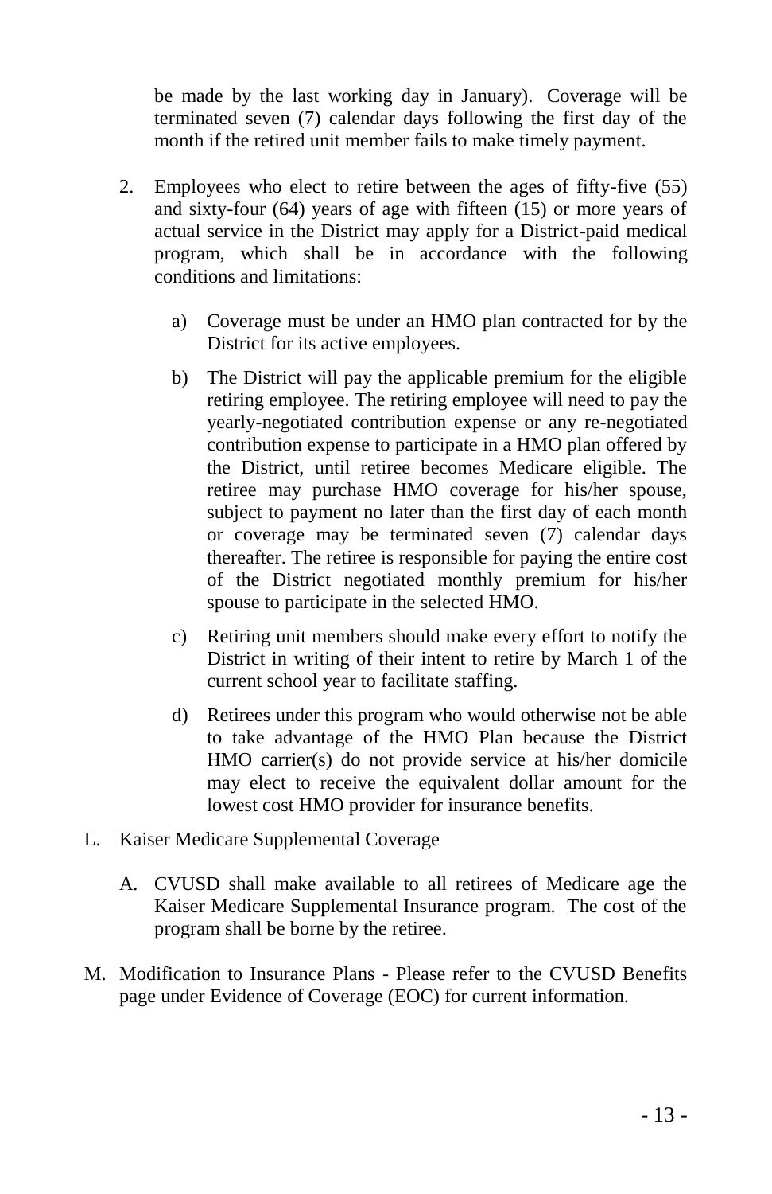be made by the last working day in January). Coverage will be terminated seven (7) calendar days following the first day of the month if the retired unit member fails to make timely payment.

2. Employees who elect to retire between the ages of fifty-five (55) and sixty-four (64) years of age with fifteen (15) or more years of actual service in the District may apply for a District-paid medical program, which shall be in accordance with the following conditions and limitations:

   a) Coverage must be under an HMO plan contracted for by the District for its active employees.

   b) The District will pay the applicable premium for the eligible retiring employee. The retiring employee will need to pay the yearly-negotiated contribution expense or any re-negotiated contribution expense to participate in a HMO plan offered by the District, until retiree becomes Medicare eligible. The retiree may purchase HMO coverage for his/her spouse, subject to payment no later than the first day of each month or coverage may be terminated seven (7) calendar days thereafter. The retiree is responsible for paying the entire cost of the District negotiated monthly premium for his/her spouse to participate in the selected HMO.

   c) Retiring unit members should make every effort to notify the District in writing of their intent to retire by March 1 of the current school year to facilitate staffing.

   d) Retirees under this program who would otherwise not be able to take advantage of the HMO Plan because the District HMO carrier(s) do not provide service at his/her domicile may elect to receive the equivalent dollar amount for the lowest cost HMO provider for insurance benefits.

L. Kaiser Medicare Supplemental Coverage

   A. CVUSD shall make available to all retirees of Medicare age the Kaiser Medicare Supplemental Insurance program. The cost of the program shall be borne by the retiree.

M. Modification to Insurance Plans - Please refer to the CVUSD Benefits page under Evidence of Coverage (EOC) for current information.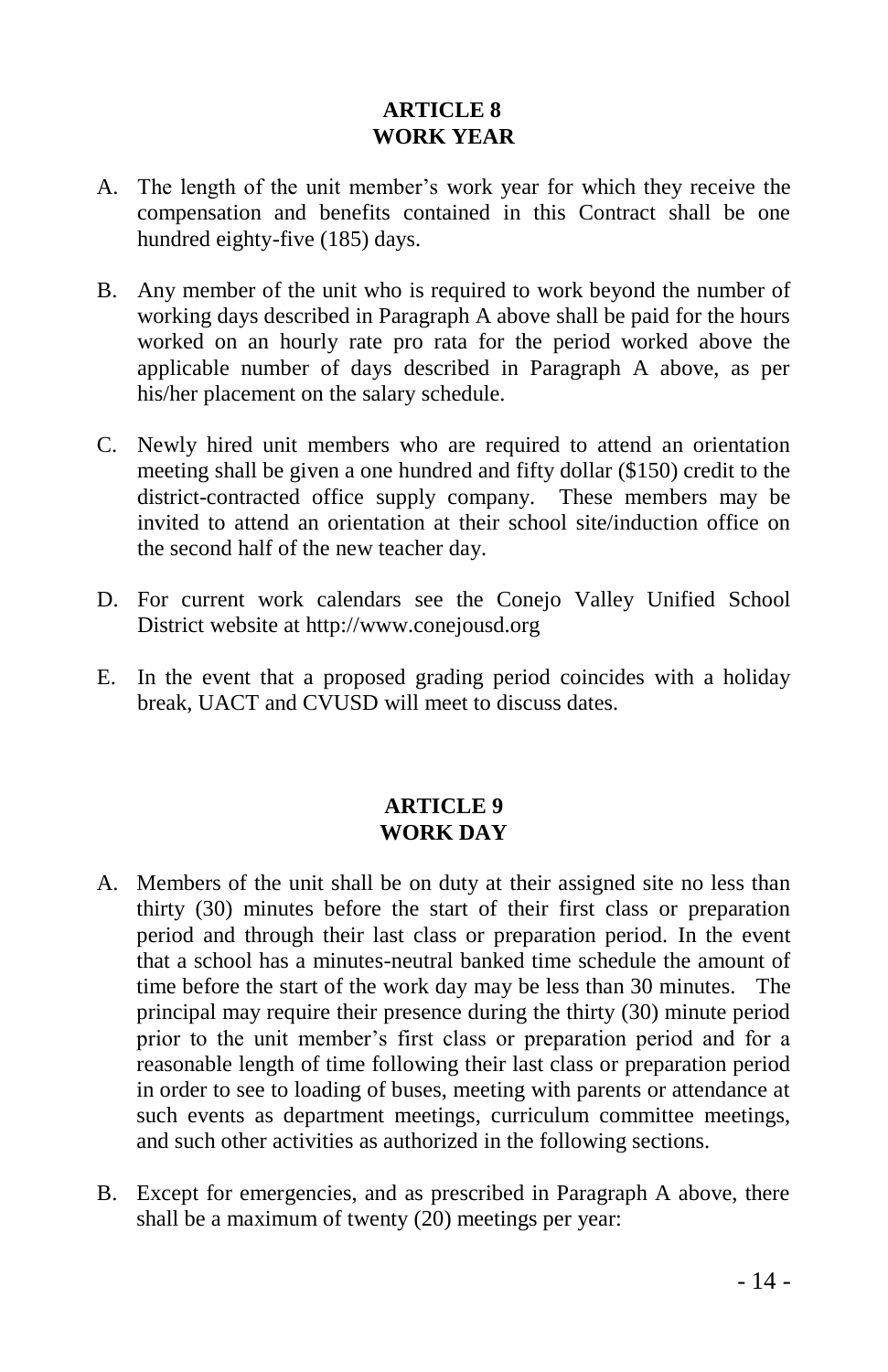## ARTICLE 8
## WORK YEAR

A. The length of the unit member's work year for which they receive the compensation and benefits contained in this Contract shall be one hundred eighty-five (185) days.

B. Any member of the unit who is required to work beyond the number of working days described in Paragraph A above shall be paid for the hours worked on an hourly rate pro rata for the period worked above the applicable number of days described in Paragraph A above, as per his/her placement on the salary schedule.

C. Newly hired unit members who are required to attend an orientation meeting shall be given a one hundred and fifty dollar ($150) credit to the district-contracted office supply company. These members may be invited to attend an orientation at their school site/induction office on the second half of the new teacher day.

D. For current work calendars see the Conejo Valley Unified School District website at http://www.conejousd.org

E. In the event that a proposed grading period coincides with a holiday break, UACT and CVUSD will meet to discuss dates.

## ARTICLE 9
## WORK DAY

A. Members of the unit shall be on duty at their assigned site no less than thirty (30) minutes before the start of their first class or preparation period and through their last class or preparation period. In the event that a school has a minutes-neutral banked time schedule the amount of time before the start of the work day may be less than 30 minutes. The principal may require their presence during the thirty (30) minute period prior to the unit member's first class or preparation period and for a reasonable length of time following their last class or preparation period in order to see to loading of buses, meeting with parents or attendance at such events as department meetings, curriculum committee meetings, and such other activities as authorized in the following sections.

B. Except for emergencies, and as prescribed in Paragraph A above, there shall be a maximum of twenty (20) meetings per year: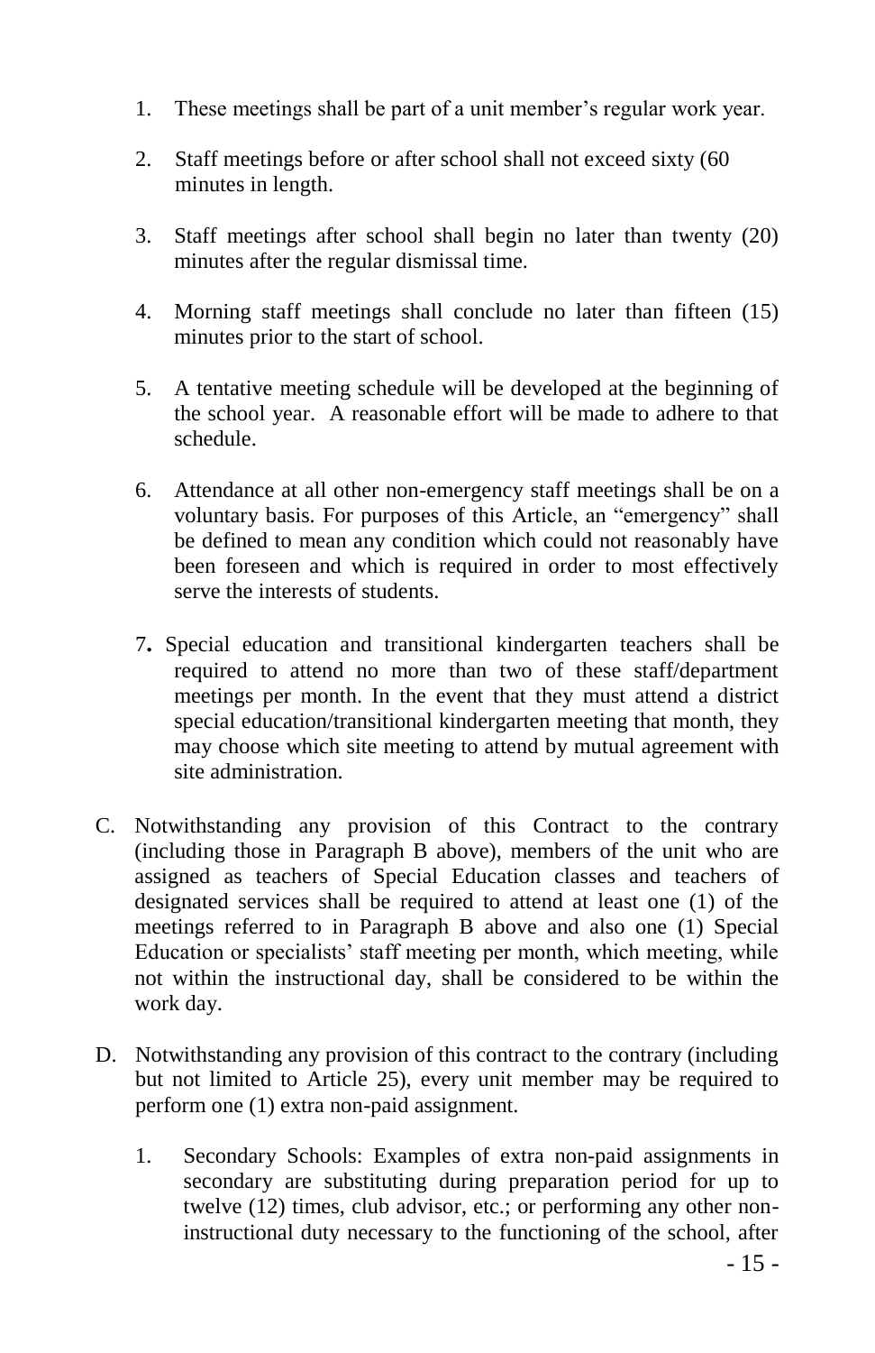1. These meetings shall be part of a unit member's regular work year.

2. Staff meetings before or after school shall not exceed sixty (60 minutes in length.

3. Staff meetings after school shall begin no later than twenty (20) minutes after the regular dismissal time.

4. Morning staff meetings shall conclude no later than fifteen (15) minutes prior to the start of school.

5. A tentative meeting schedule will be developed at the beginning of the school year. A reasonable effort will be made to adhere to that schedule.

6. Attendance at all other non-emergency staff meetings shall be on a voluntary basis. For purposes of this Article, an "emergency" shall be defined to mean any condition which could not reasonably have been foreseen and which is required in order to most effectively serve the interests of students.

7. Special education and transitional kindergarten teachers shall be required to attend no more than two of these staff/department meetings per month. In the event that they must attend a district special education/transitional kindergarten meeting that month, they may choose which site meeting to attend by mutual agreement with site administration.

C. Notwithstanding any provision of this Contract to the contrary (including those in Paragraph B above), members of the unit who are assigned as teachers of Special Education classes and teachers of designated services shall be required to attend at least one (1) of the meetings referred to in Paragraph B above and also one (1) Special Education or specialists' staff meeting per month, which meeting, while not within the instructional day, shall be considered to be within the work day.

D. Notwithstanding any provision of this contract to the contrary (including but not limited to Article 25), every unit member may be required to perform one (1) extra non-paid assignment.

   1. Secondary Schools: Examples of extra non-paid assignments in secondary are substituting during preparation period for up to twelve (12) times, club advisor, etc.; or performing any other non-instructional duty necessary to the functioning of the school, after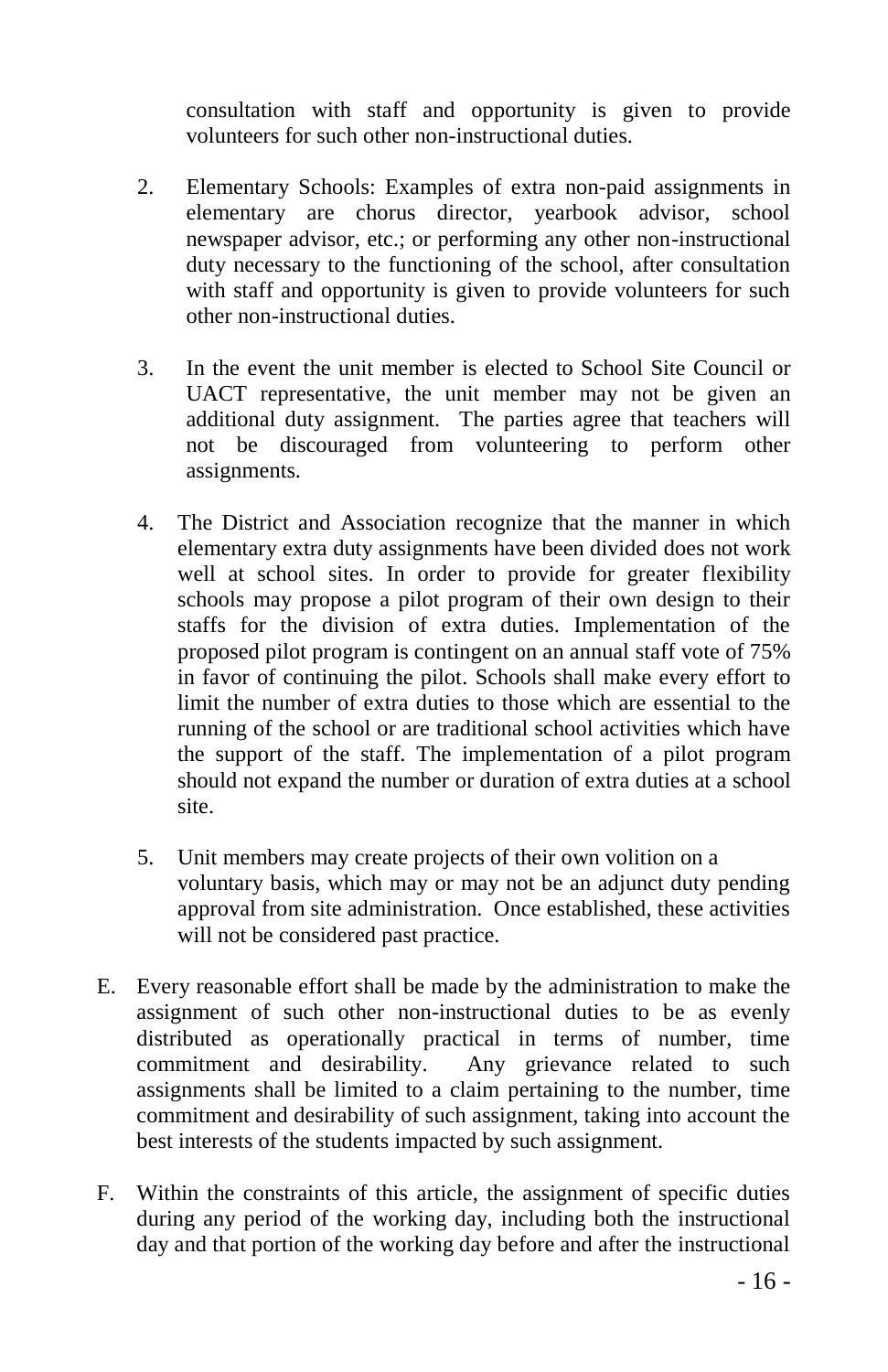consultation with staff and opportunity is given to provide volunteers for such other non-instructional duties.

2. Elementary Schools: Examples of extra non-paid assignments in elementary are chorus director, yearbook advisor, school newspaper advisor, etc.; or performing any other non-instructional duty necessary to the functioning of the school, after consultation with staff and opportunity is given to provide volunteers for such other non-instructional duties.

3. In the event the unit member is elected to School Site Council or UACT representative, the unit member may not be given an additional duty assignment. The parties agree that teachers will not be discouraged from volunteering to perform other assignments.

4. The District and Association recognize that the manner in which elementary extra duty assignments have been divided does not work well at school sites. In order to provide for greater flexibility schools may propose a pilot program of their own design to their staffs for the division of extra duties. Implementation of the proposed pilot program is contingent on an annual staff vote of 75% in favor of continuing the pilot. Schools shall make every effort to limit the number of extra duties to those which are essential to the running of the school or are traditional school activities which have the support of the staff. The implementation of a pilot program should not expand the number or duration of extra duties at a school site.

5. Unit members may create projects of their own volition on a voluntary basis, which may or may not be an adjunct duty pending approval from site administration. Once established, these activities will not be considered past practice.

E. Every reasonable effort shall be made by the administration to make the assignment of such other non-instructional duties to be as evenly distributed as operationally practical in terms of number, time commitment and desirability. Any grievance related to such assignments shall be limited to a claim pertaining to the number, time commitment and desirability of such assignment, taking into account the best interests of the students impacted by such assignment.

F. Within the constraints of this article, the assignment of specific duties during any period of the working day, including both the instructional day and that portion of the working day before and after the instructional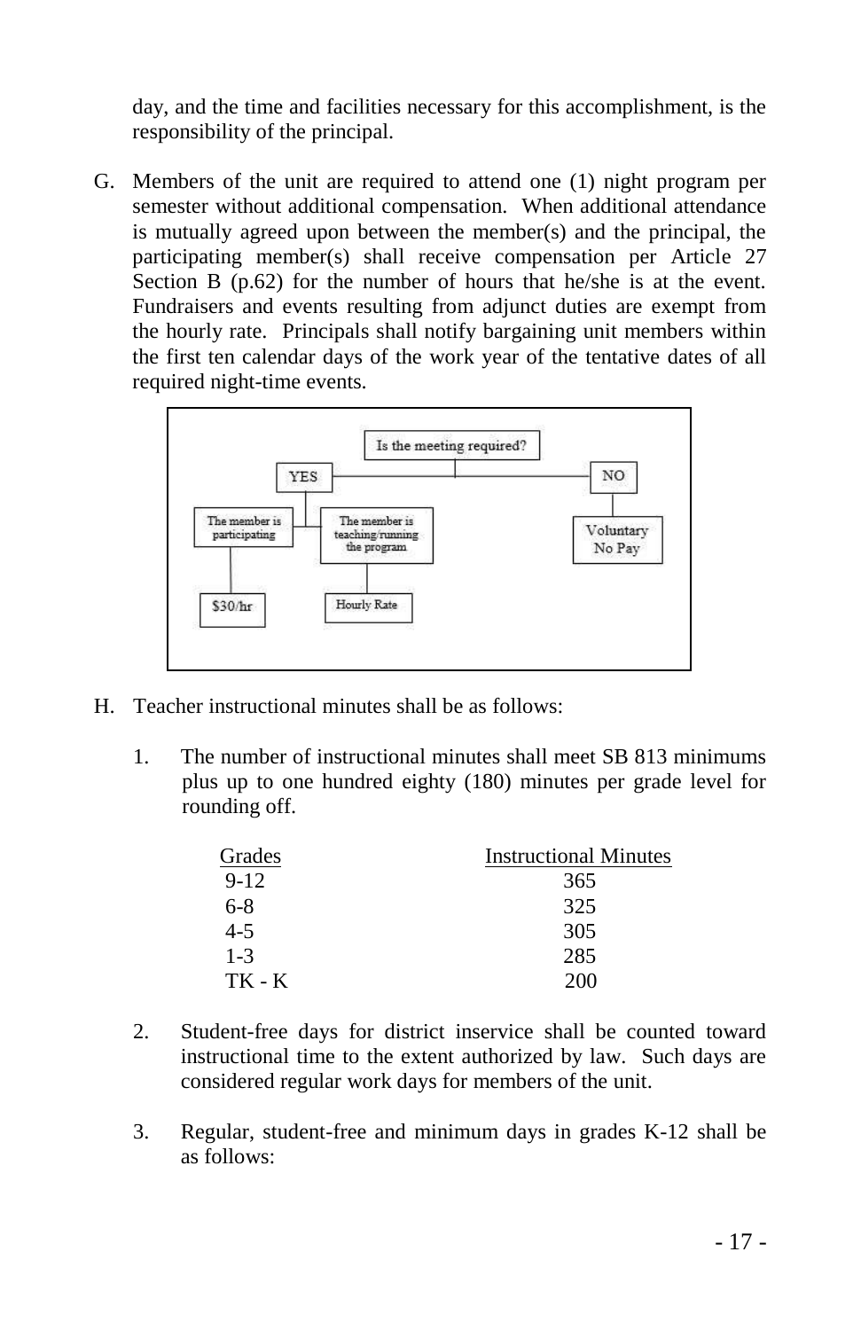day, and the time and facilities necessary for this accomplishment, is the responsibility of the principal.

G. Members of the unit are required to attend one (1) night program per semester without additional compensation. When additional attendance is mutually agreed upon between the member(s) and the principal, the participating member(s) shall receive compensation per Article 27 Section B (p.62) for the number of hours that he/she is at the event. Fundraisers and events resulting from adjunct duties are exempt from the hourly rate. Principals shall notify bargaining unit members within the first ten calendar days of the work year of the tentative dates of all required night-time events.

Is the meeting required?

- YES
  - The member is participating → $30/hr
  - The member is teaching/running the program → Hourly Rate
- NO
  - Voluntary No Pay

H. Teacher instructional minutes shall be as follows:

1. The number of instructional minutes shall meet SB 813 minimums plus up to one hundred eighty (180) minutes per grade level for rounding off.

| Grades | Instructional Minutes |
|---|---|
| 9-12 | 365 |
| 6-8 | 325 |
| 4-5 | 305 |
| 1-3 | 285 |
| TK - K | 200 |

2. Student-free days for district inservice shall be counted toward instructional time to the extent authorized by law. Such days are considered regular work days for members of the unit.

3. Regular, student-free and minimum days in grades K-12 shall be as follows: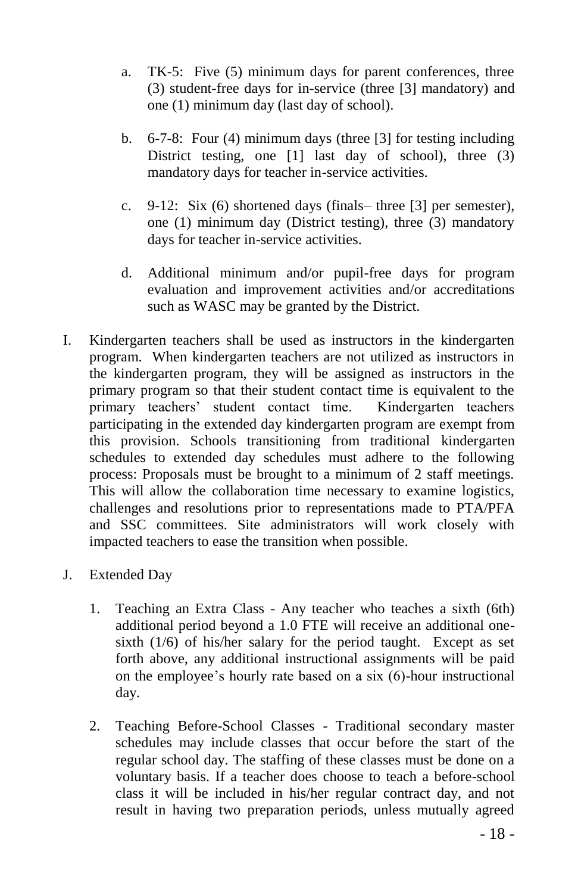a. TK-5: Five (5) minimum days for parent conferences, three (3) student-free days for in-service (three [3] mandatory) and one (1) minimum day (last day of school).

b. 6-7-8: Four (4) minimum days (three [3] for testing including District testing, one [1] last day of school), three (3) mandatory days for teacher in-service activities.

c. 9-12: Six (6) shortened days (finals– three [3] per semester), one (1) minimum day (District testing), three (3) mandatory days for teacher in-service activities.

d. Additional minimum and/or pupil-free days for program evaluation and improvement activities and/or accreditations such as WASC may be granted by the District.

I. Kindergarten teachers shall be used as instructors in the kindergarten program. When kindergarten teachers are not utilized as instructors in the kindergarten program, they will be assigned as instructors in the primary program so that their student contact time is equivalent to the primary teachers' student contact time. Kindergarten teachers participating in the extended day kindergarten program are exempt from this provision. Schools transitioning from traditional kindergarten schedules to extended day schedules must adhere to the following process: Proposals must be brought to a minimum of 2 staff meetings. This will allow the collaboration time necessary to examine logistics, challenges and resolutions prior to representations made to PTA/PFA and SSC committees. Site administrators will work closely with impacted teachers to ease the transition when possible.

J. Extended Day

1. Teaching an Extra Class - Any teacher who teaches a sixth (6th) additional period beyond a 1.0 FTE will receive an additional one-sixth (1/6) of his/her salary for the period taught. Except as set forth above, any additional instructional assignments will be paid on the employee's hourly rate based on a six (6)-hour instructional day.

2. Teaching Before-School Classes - Traditional secondary master schedules may include classes that occur before the start of the regular school day. The staffing of these classes must be done on a voluntary basis. If a teacher does choose to teach a before-school class it will be included in his/her regular contract day, and not result in having two preparation periods, unless mutually agreed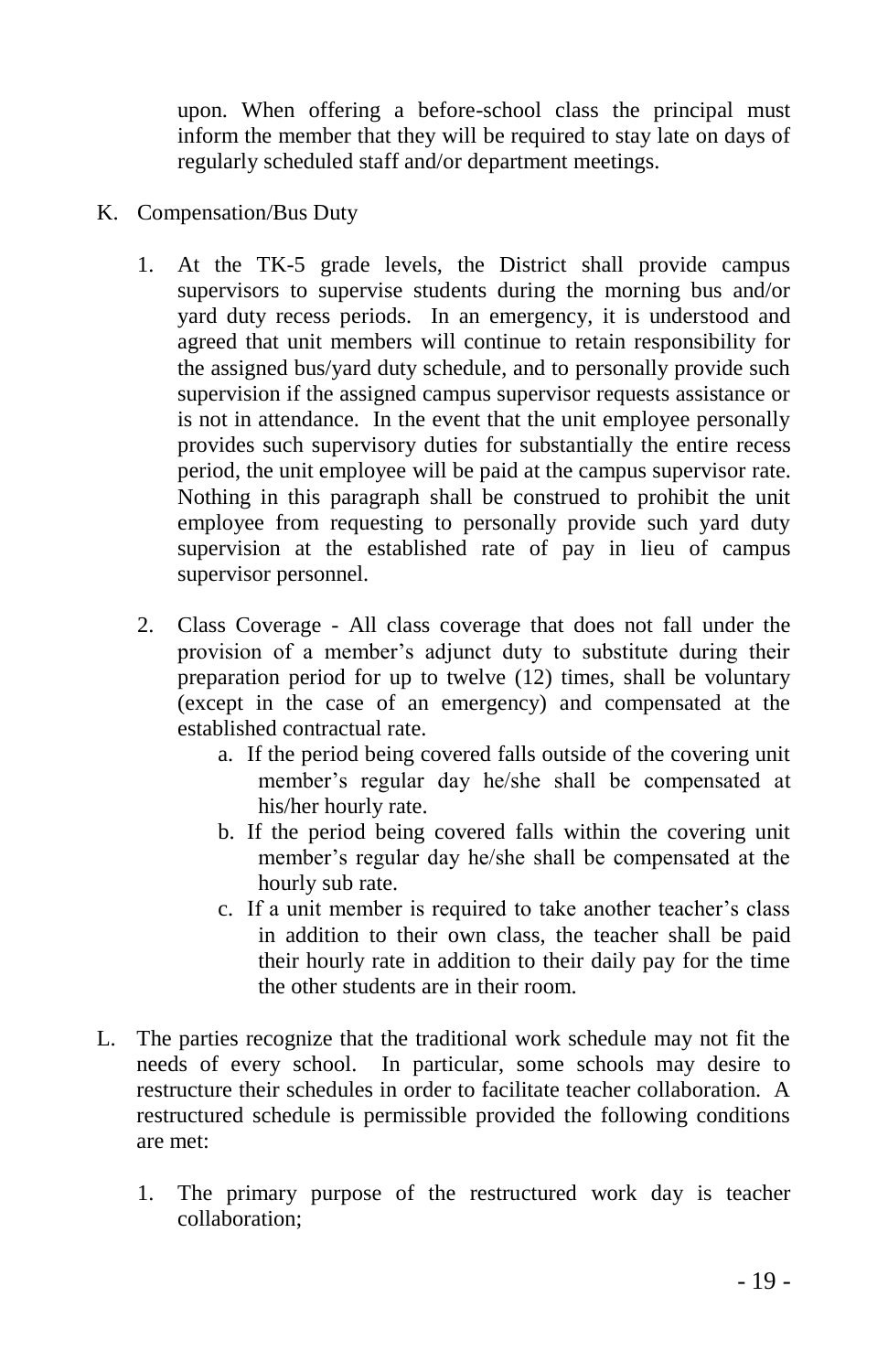upon. When offering a before-school class the principal must inform the member that they will be required to stay late on days of regularly scheduled staff and/or department meetings.

K. Compensation/Bus Duty

1. At the TK-5 grade levels, the District shall provide campus supervisors to supervise students during the morning bus and/or yard duty recess periods. In an emergency, it is understood and agreed that unit members will continue to retain responsibility for the assigned bus/yard duty schedule, and to personally provide such supervision if the assigned campus supervisor requests assistance or is not in attendance. In the event that the unit employee personally provides such supervisory duties for substantially the entire recess period, the unit employee will be paid at the campus supervisor rate. Nothing in this paragraph shall be construed to prohibit the unit employee from requesting to personally provide such yard duty supervision at the established rate of pay in lieu of campus supervisor personnel.

2. Class Coverage - All class coverage that does not fall under the provision of a member's adjunct duty to substitute during their preparation period for up to twelve (12) times, shall be voluntary (except in the case of an emergency) and compensated at the established contractual rate.
    a. If the period being covered falls outside of the covering unit member's regular day he/she shall be compensated at his/her hourly rate.
    b. If the period being covered falls within the covering unit member's regular day he/she shall be compensated at the hourly sub rate.
    c. If a unit member is required to take another teacher's class in addition to their own class, the teacher shall be paid their hourly rate in addition to their daily pay for the time the other students are in their room.

L. The parties recognize that the traditional work schedule may not fit the needs of every school. In particular, some schools may desire to restructure their schedules in order to facilitate teacher collaboration. A restructured schedule is permissible provided the following conditions are met:

1. The primary purpose of the restructured work day is teacher collaboration;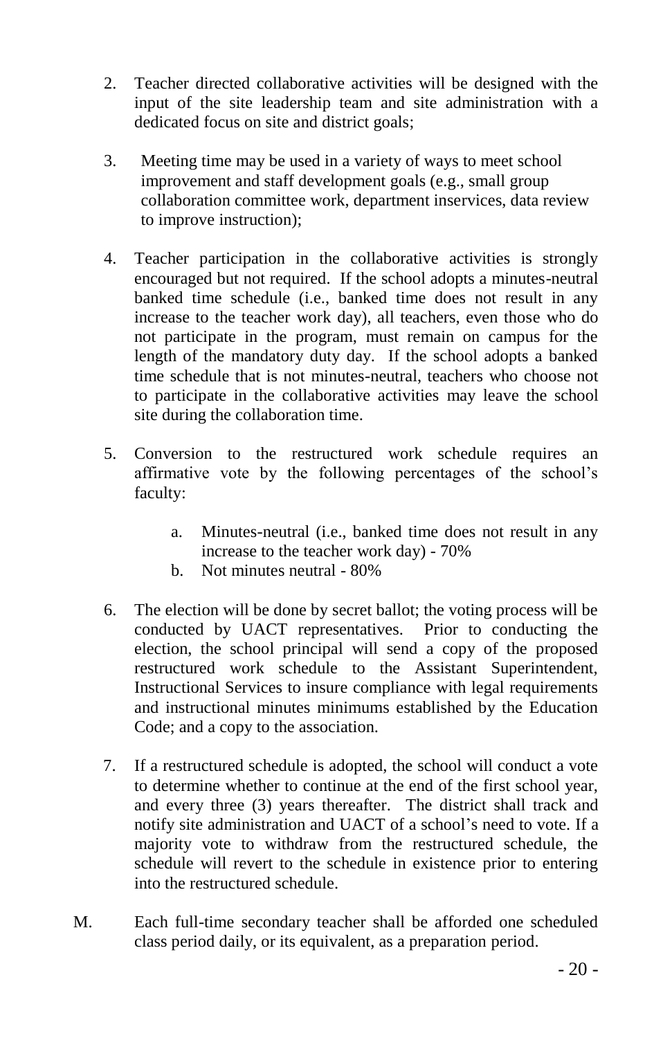2. Teacher directed collaborative activities will be designed with the input of the site leadership team and site administration with a dedicated focus on site and district goals;

3. Meeting time may be used in a variety of ways to meet school improvement and staff development goals (e.g., small group collaboration committee work, department inservices, data review to improve instruction);

4. Teacher participation in the collaborative activities is strongly encouraged but not required. If the school adopts a minutes-neutral banked time schedule (i.e., banked time does not result in any increase to the teacher work day), all teachers, even those who do not participate in the program, must remain on campus for the length of the mandatory duty day. If the school adopts a banked time schedule that is not minutes-neutral, teachers who choose not to participate in the collaborative activities may leave the school site during the collaboration time.

5. Conversion to the restructured work schedule requires an affirmative vote by the following percentages of the school's faculty:

   a. Minutes-neutral (i.e., banked time does not result in any increase to the teacher work day) - 70%
   b. Not minutes neutral - 80%

6. The election will be done by secret ballot; the voting process will be conducted by UACT representatives. Prior to conducting the election, the school principal will send a copy of the proposed restructured work schedule to the Assistant Superintendent, Instructional Services to insure compliance with legal requirements and instructional minutes minimums established by the Education Code; and a copy to the association.

7. If a restructured schedule is adopted, the school will conduct a vote to determine whether to continue at the end of the first school year, and every three (3) years thereafter. The district shall track and notify site administration and UACT of a school's need to vote. If a majority vote to withdraw from the restructured schedule, the schedule will revert to the schedule in existence prior to entering into the restructured schedule.

M. Each full-time secondary teacher shall be afforded one scheduled class period daily, or its equivalent, as a preparation period.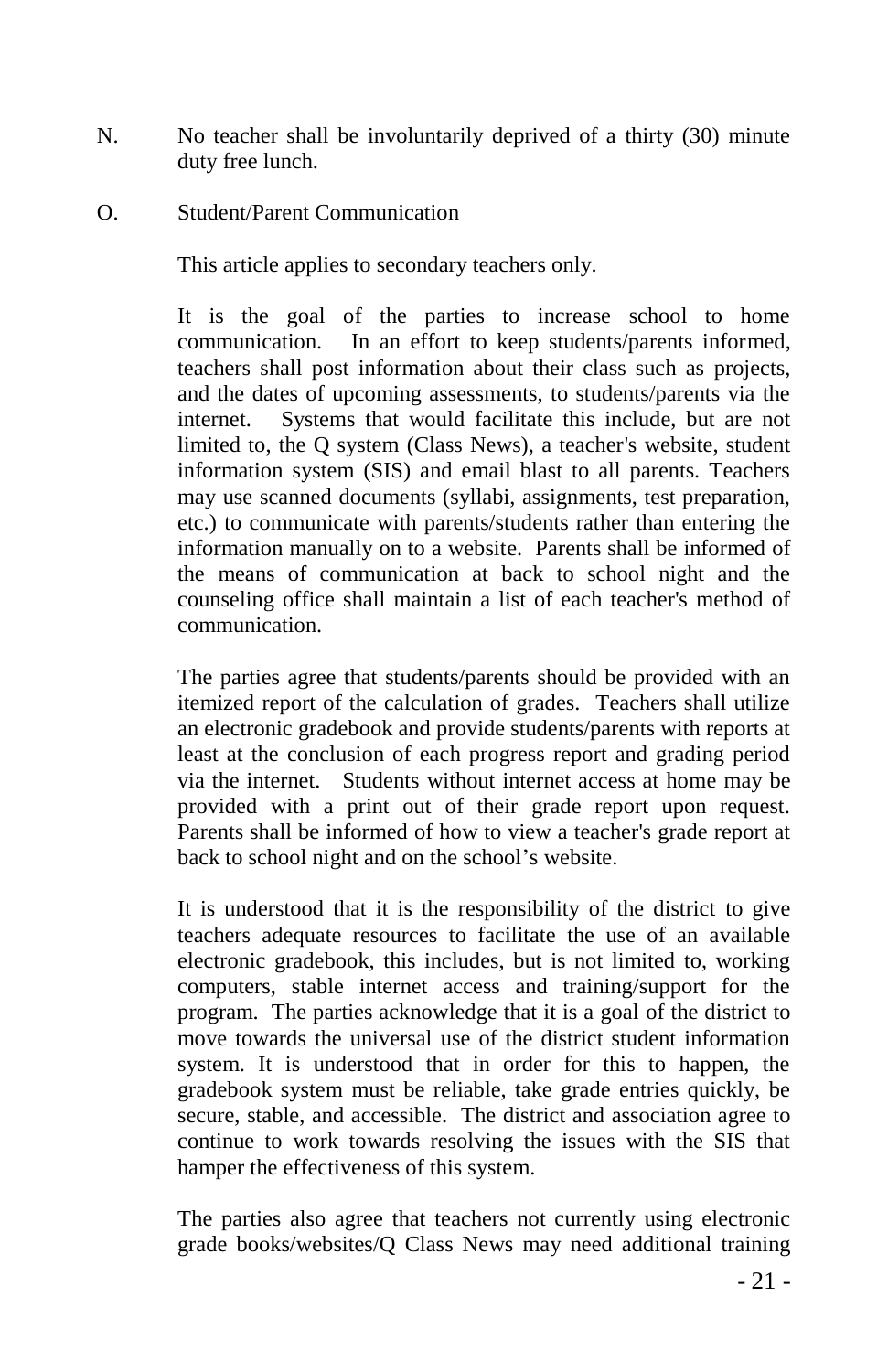N. No teacher shall be involuntarily deprived of a thirty (30) minute duty free lunch.

O. Student/Parent Communication

This article applies to secondary teachers only.

It is the goal of the parties to increase school to home communication. In an effort to keep students/parents informed, teachers shall post information about their class such as projects, and the dates of upcoming assessments, to students/parents via the internet. Systems that would facilitate this include, but are not limited to, the Q system (Class News), a teacher's website, student information system (SIS) and email blast to all parents. Teachers may use scanned documents (syllabi, assignments, test preparation, etc.) to communicate with parents/students rather than entering the information manually on to a website. Parents shall be informed of the means of communication at back to school night and the counseling office shall maintain a list of each teacher's method of communication.

The parties agree that students/parents should be provided with an itemized report of the calculation of grades. Teachers shall utilize an electronic gradebook and provide students/parents with reports at least at the conclusion of each progress report and grading period via the internet. Students without internet access at home may be provided with a print out of their grade report upon request. Parents shall be informed of how to view a teacher's grade report at back to school night and on the school's website.

It is understood that it is the responsibility of the district to give teachers adequate resources to facilitate the use of an available electronic gradebook, this includes, but is not limited to, working computers, stable internet access and training/support for the program. The parties acknowledge that it is a goal of the district to move towards the universal use of the district student information system. It is understood that in order for this to happen, the gradebook system must be reliable, take grade entries quickly, be secure, stable, and accessible. The district and association agree to continue to work towards resolving the issues with the SIS that hamper the effectiveness of this system.

The parties also agree that teachers not currently using electronic grade books/websites/Q Class News may need additional training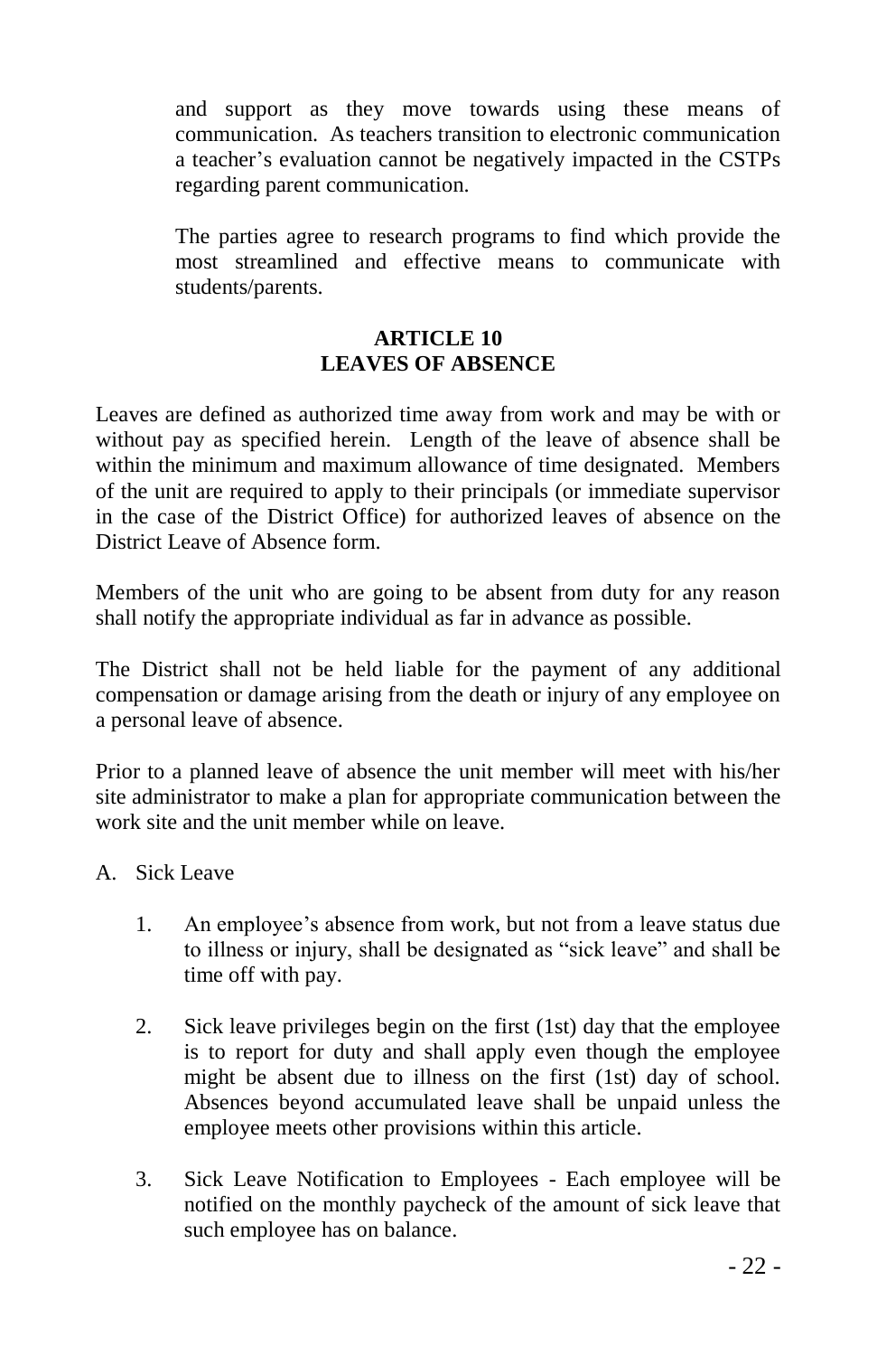and support as they move towards using these means of communication. As teachers transition to electronic communication a teacher's evaluation cannot be negatively impacted in the CSTPs regarding parent communication.

The parties agree to research programs to find which provide the most streamlined and effective means to communicate with students/parents.

## ARTICLE 10
## LEAVES OF ABSENCE

Leaves are defined as authorized time away from work and may be with or without pay as specified herein. Length of the leave of absence shall be within the minimum and maximum allowance of time designated. Members of the unit are required to apply to their principals (or immediate supervisor in the case of the District Office) for authorized leaves of absence on the District Leave of Absence form.

Members of the unit who are going to be absent from duty for any reason shall notify the appropriate individual as far in advance as possible.

The District shall not be held liable for the payment of any additional compensation or damage arising from the death or injury of any employee on a personal leave of absence.

Prior to a planned leave of absence the unit member will meet with his/her site administrator to make a plan for appropriate communication between the work site and the unit member while on leave.

A. Sick Leave

1. An employee's absence from work, but not from a leave status due to illness or injury, shall be designated as "sick leave" and shall be time off with pay.

2. Sick leave privileges begin on the first (1st) day that the employee is to report for duty and shall apply even though the employee might be absent due to illness on the first (1st) day of school. Absences beyond accumulated leave shall be unpaid unless the employee meets other provisions within this article.

3. Sick Leave Notification to Employees - Each employee will be notified on the monthly paycheck of the amount of sick leave that such employee has on balance.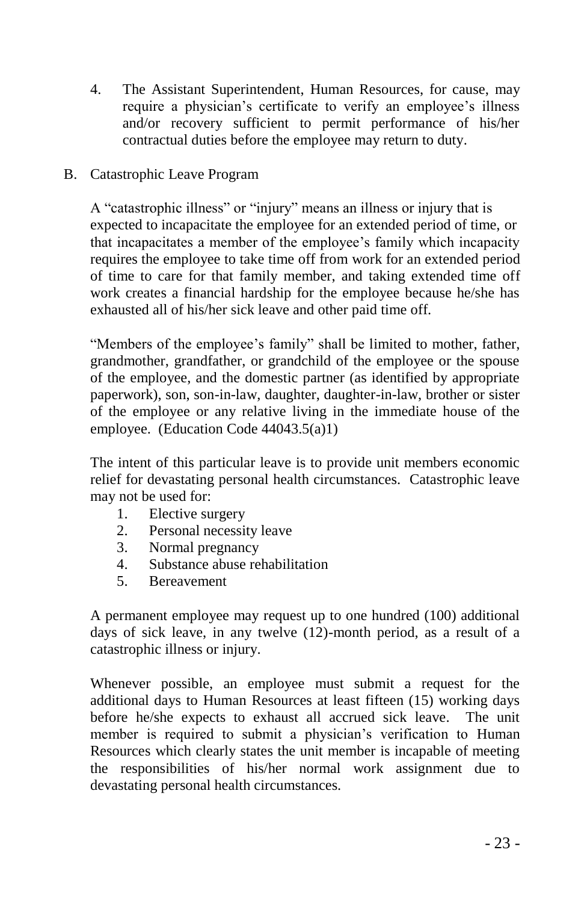4. The Assistant Superintendent, Human Resources, for cause, may require a physician's certificate to verify an employee's illness and/or recovery sufficient to permit performance of his/her contractual duties before the employee may return to duty.

B. Catastrophic Leave Program

A "catastrophic illness" or "injury" means an illness or injury that is expected to incapacitate the employee for an extended period of time, or that incapacitates a member of the employee's family which incapacity requires the employee to take time off from work for an extended period of time to care for that family member, and taking extended time off work creates a financial hardship for the employee because he/she has exhausted all of his/her sick leave and other paid time off.

"Members of the employee's family" shall be limited to mother, father, grandmother, grandfather, or grandchild of the employee or the spouse of the employee, and the domestic partner (as identified by appropriate paperwork), son, son-in-law, daughter, daughter-in-law, brother or sister of the employee or any relative living in the immediate house of the employee. (Education Code 44043.5(a)1)

The intent of this particular leave is to provide unit members economic relief for devastating personal health circumstances. Catastrophic leave may not be used for:

1. Elective surgery
2. Personal necessity leave
3. Normal pregnancy
4. Substance abuse rehabilitation
5. Bereavement

A permanent employee may request up to one hundred (100) additional days of sick leave, in any twelve (12)-month period, as a result of a catastrophic illness or injury.

Whenever possible, an employee must submit a request for the additional days to Human Resources at least fifteen (15) working days before he/she expects to exhaust all accrued sick leave. The unit member is required to submit a physician's verification to Human Resources which clearly states the unit member is incapable of meeting the responsibilities of his/her normal work assignment due to devastating personal health circumstances.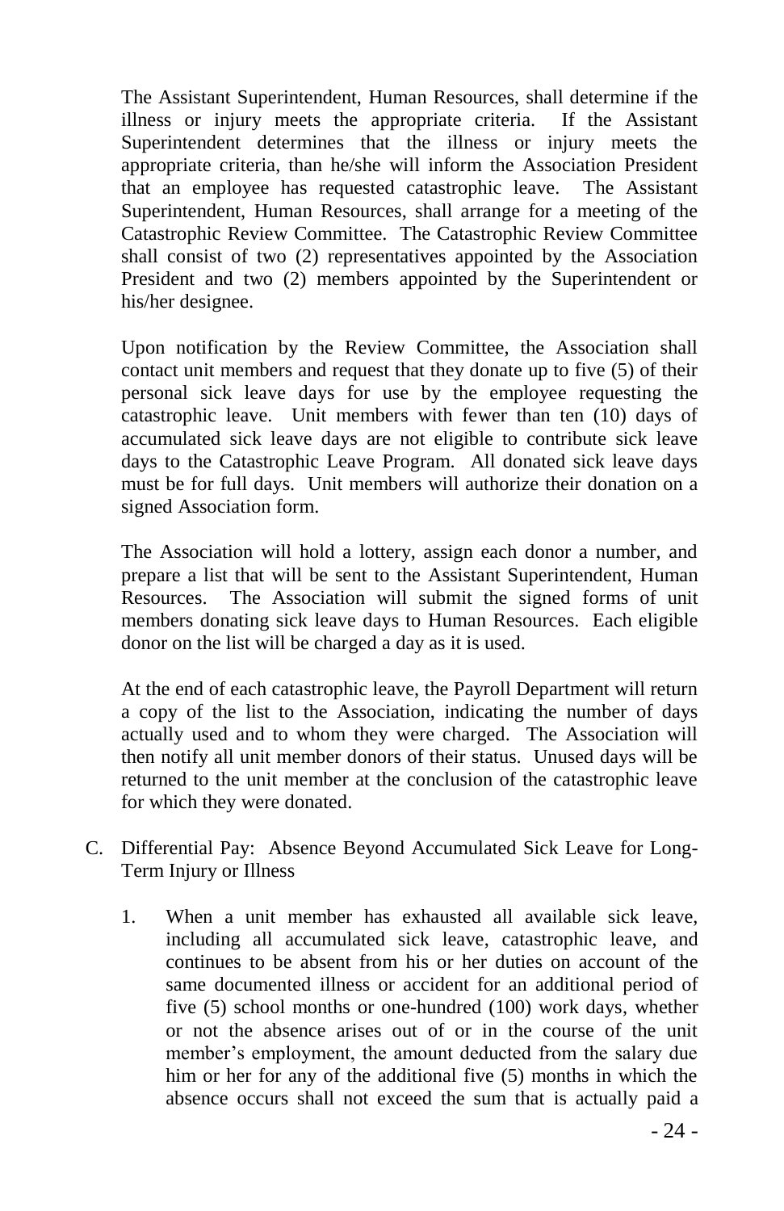The Assistant Superintendent, Human Resources, shall determine if the illness or injury meets the appropriate criteria. If the Assistant Superintendent determines that the illness or injury meets the appropriate criteria, than he/she will inform the Association President that an employee has requested catastrophic leave. The Assistant Superintendent, Human Resources, shall arrange for a meeting of the Catastrophic Review Committee. The Catastrophic Review Committee shall consist of two (2) representatives appointed by the Association President and two (2) members appointed by the Superintendent or his/her designee.

Upon notification by the Review Committee, the Association shall contact unit members and request that they donate up to five (5) of their personal sick leave days for use by the employee requesting the catastrophic leave. Unit members with fewer than ten (10) days of accumulated sick leave days are not eligible to contribute sick leave days to the Catastrophic Leave Program. All donated sick leave days must be for full days. Unit members will authorize their donation on a signed Association form.

The Association will hold a lottery, assign each donor a number, and prepare a list that will be sent to the Assistant Superintendent, Human Resources. The Association will submit the signed forms of unit members donating sick leave days to Human Resources. Each eligible donor on the list will be charged a day as it is used.

At the end of each catastrophic leave, the Payroll Department will return a copy of the list to the Association, indicating the number of days actually used and to whom they were charged. The Association will then notify all unit member donors of their status. Unused days will be returned to the unit member at the conclusion of the catastrophic leave for which they were donated.

C. Differential Pay: Absence Beyond Accumulated Sick Leave for Long-Term Injury or Illness

   1. When a unit member has exhausted all available sick leave, including all accumulated sick leave, catastrophic leave, and continues to be absent from his or her duties on account of the same documented illness or accident for an additional period of five (5) school months or one-hundred (100) work days, whether or not the absence arises out of or in the course of the unit member's employment, the amount deducted from the salary due him or her for any of the additional five (5) months in which the absence occurs shall not exceed the sum that is actually paid a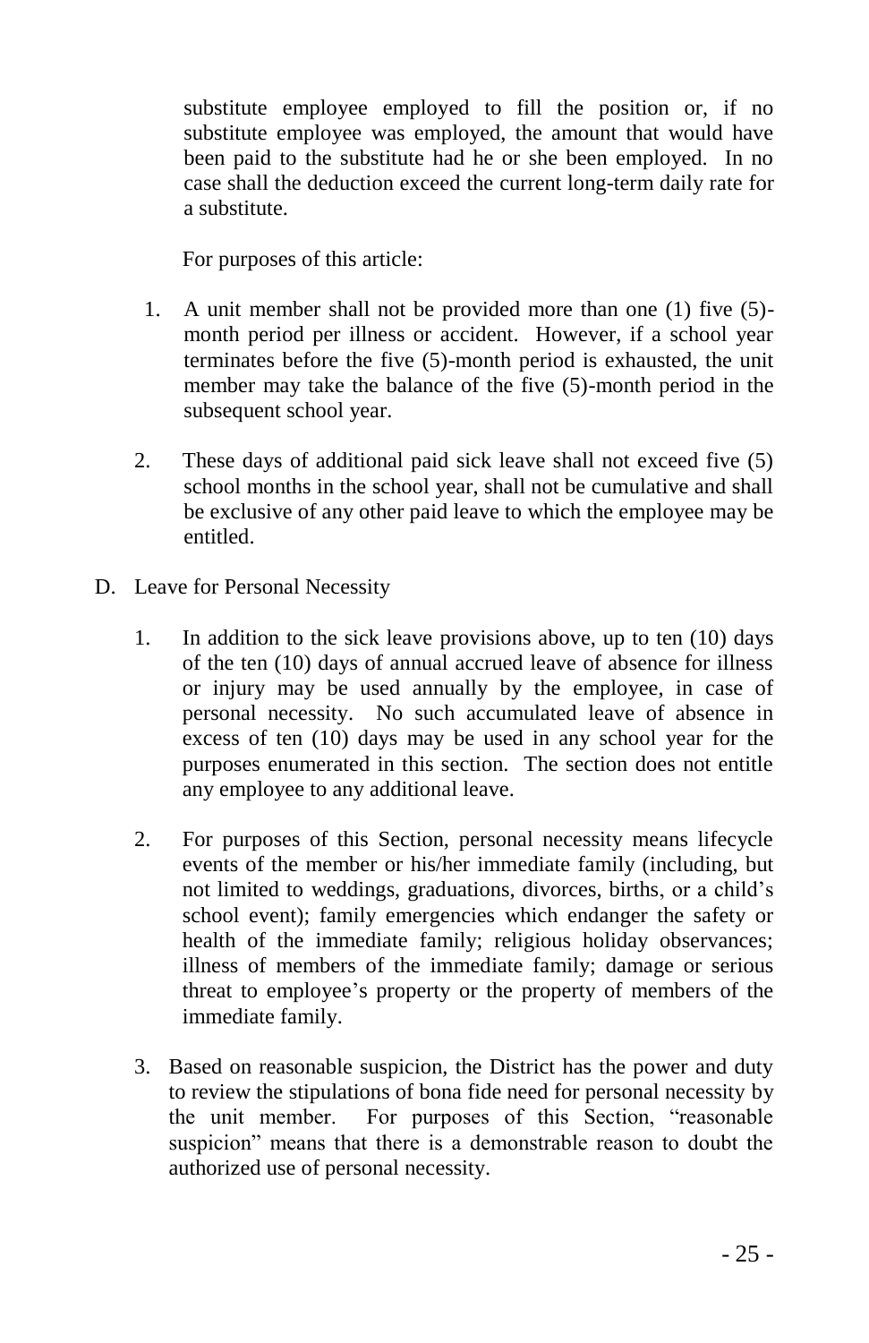substitute employee employed to fill the position or, if no substitute employee was employed, the amount that would have been paid to the substitute had he or she been employed. In no case shall the deduction exceed the current long-term daily rate for a substitute.

For purposes of this article:

1. A unit member shall not be provided more than one (1) five (5)-month period per illness or accident. However, if a school year terminates before the five (5)-month period is exhausted, the unit member may take the balance of the five (5)-month period in the subsequent school year.

2. These days of additional paid sick leave shall not exceed five (5) school months in the school year, shall not be cumulative and shall be exclusive of any other paid leave to which the employee may be entitled.

D. Leave for Personal Necessity

1. In addition to the sick leave provisions above, up to ten (10) days of the ten (10) days of annual accrued leave of absence for illness or injury may be used annually by the employee, in case of personal necessity. No such accumulated leave of absence in excess of ten (10) days may be used in any school year for the purposes enumerated in this section. The section does not entitle any employee to any additional leave.

2. For purposes of this Section, personal necessity means lifecycle events of the member or his/her immediate family (including, but not limited to weddings, graduations, divorces, births, or a child's school event); family emergencies which endanger the safety or health of the immediate family; religious holiday observances; illness of members of the immediate family; damage or serious threat to employee's property or the property of members of the immediate family.

3. Based on reasonable suspicion, the District has the power and duty to review the stipulations of bona fide need for personal necessity by the unit member. For purposes of this Section, "reasonable suspicion" means that there is a demonstrable reason to doubt the authorized use of personal necessity.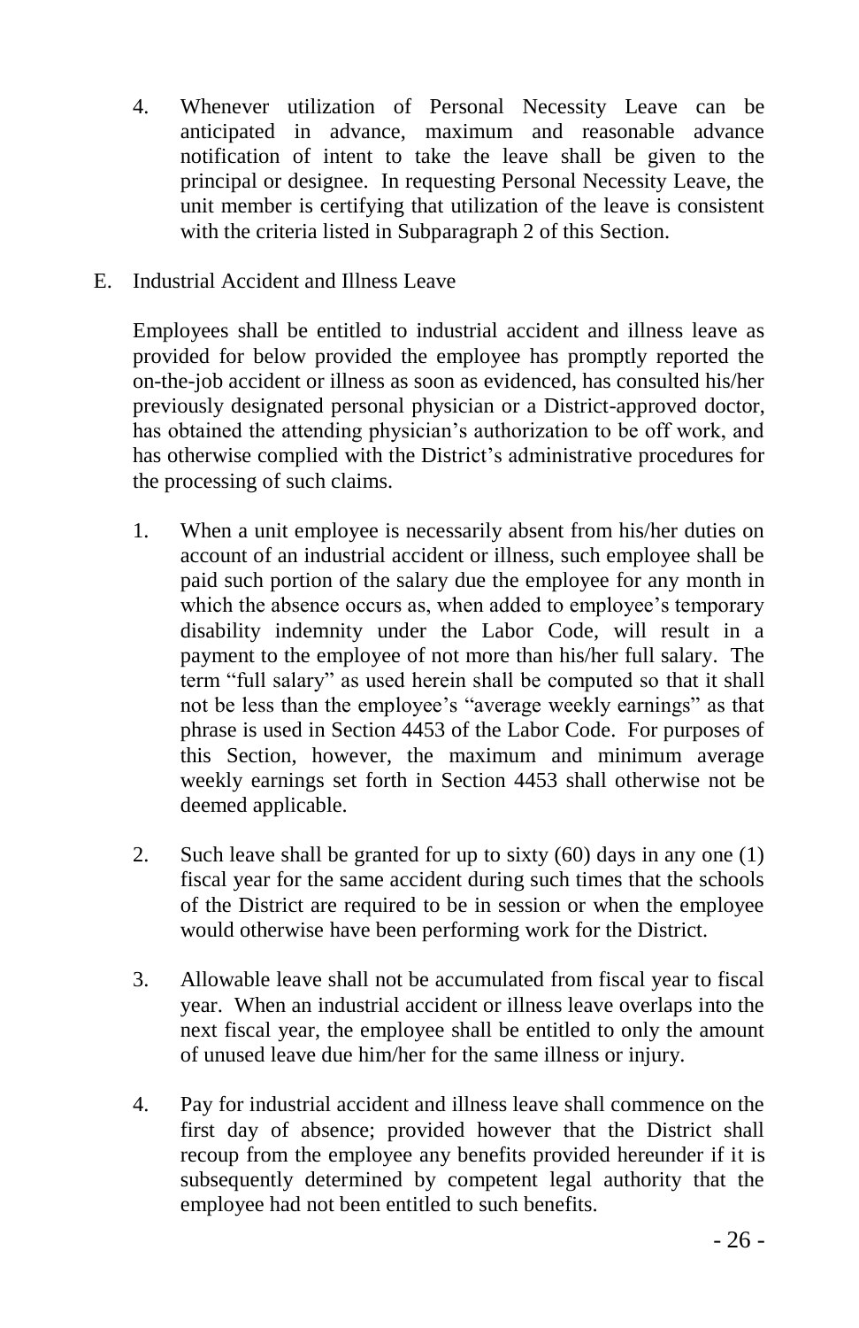4. Whenever utilization of Personal Necessity Leave can be anticipated in advance, maximum and reasonable advance notification of intent to take the leave shall be given to the principal or designee. In requesting Personal Necessity Leave, the unit member is certifying that utilization of the leave is consistent with the criteria listed in Subparagraph 2 of this Section.

E. Industrial Accident and Illness Leave

Employees shall be entitled to industrial accident and illness leave as provided for below provided the employee has promptly reported the on-the-job accident or illness as soon as evidenced, has consulted his/her previously designated personal physician or a District-approved doctor, has obtained the attending physician's authorization to be off work, and has otherwise complied with the District's administrative procedures for the processing of such claims.

1. When a unit employee is necessarily absent from his/her duties on account of an industrial accident or illness, such employee shall be paid such portion of the salary due the employee for any month in which the absence occurs as, when added to employee's temporary disability indemnity under the Labor Code, will result in a payment to the employee of not more than his/her full salary. The term "full salary" as used herein shall be computed so that it shall not be less than the employee's "average weekly earnings" as that phrase is used in Section 4453 of the Labor Code. For purposes of this Section, however, the maximum and minimum average weekly earnings set forth in Section 4453 shall otherwise not be deemed applicable.

2. Such leave shall be granted for up to sixty (60) days in any one (1) fiscal year for the same accident during such times that the schools of the District are required to be in session or when the employee would otherwise have been performing work for the District.

3. Allowable leave shall not be accumulated from fiscal year to fiscal year. When an industrial accident or illness leave overlaps into the next fiscal year, the employee shall be entitled to only the amount of unused leave due him/her for the same illness or injury.

4. Pay for industrial accident and illness leave shall commence on the first day of absence; provided however that the District shall recoup from the employee any benefits provided hereunder if it is subsequently determined by competent legal authority that the employee had not been entitled to such benefits.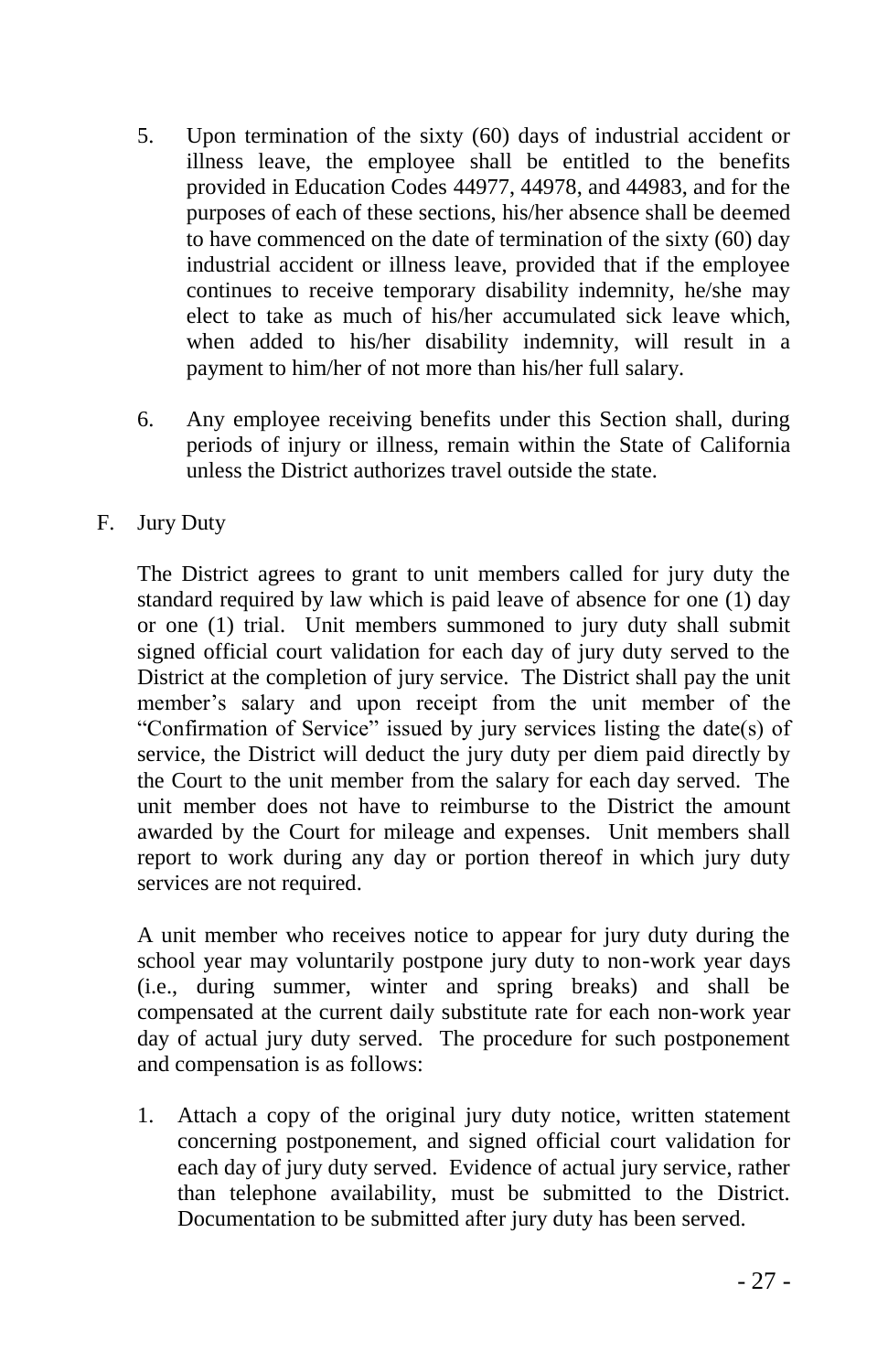5. Upon termination of the sixty (60) days of industrial accident or illness leave, the employee shall be entitled to the benefits provided in Education Codes 44977, 44978, and 44983, and for the purposes of each of these sections, his/her absence shall be deemed to have commenced on the date of termination of the sixty (60) day industrial accident or illness leave, provided that if the employee continues to receive temporary disability indemnity, he/she may elect to take as much of his/her accumulated sick leave which, when added to his/her disability indemnity, will result in a payment to him/her of not more than his/her full salary.

6. Any employee receiving benefits under this Section shall, during periods of injury or illness, remain within the State of California unless the District authorizes travel outside the state.

F. Jury Duty

The District agrees to grant to unit members called for jury duty the standard required by law which is paid leave of absence for one (1) day or one (1) trial. Unit members summoned to jury duty shall submit signed official court validation for each day of jury duty served to the District at the completion of jury service. The District shall pay the unit member's salary and upon receipt from the unit member of the "Confirmation of Service" issued by jury services listing the date(s) of service, the District will deduct the jury duty per diem paid directly by the Court to the unit member from the salary for each day served. The unit member does not have to reimburse to the District the amount awarded by the Court for mileage and expenses. Unit members shall report to work during any day or portion thereof in which jury duty services are not required.

A unit member who receives notice to appear for jury duty during the school year may voluntarily postpone jury duty to non-work year days (i.e., during summer, winter and spring breaks) and shall be compensated at the current daily substitute rate for each non-work year day of actual jury duty served. The procedure for such postponement and compensation is as follows:

1. Attach a copy of the original jury duty notice, written statement concerning postponement, and signed official court validation for each day of jury duty served. Evidence of actual jury service, rather than telephone availability, must be submitted to the District. Documentation to be submitted after jury duty has been served.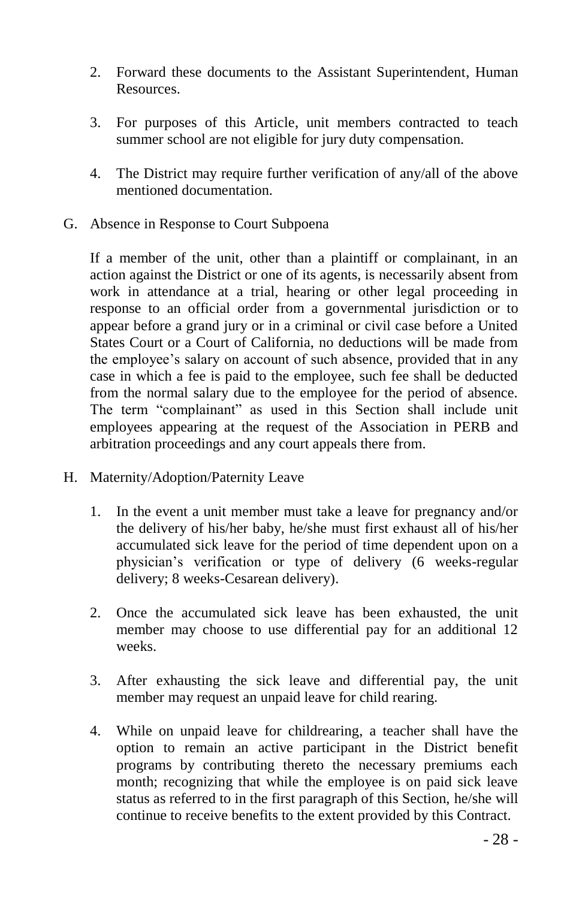2. Forward these documents to the Assistant Superintendent, Human Resources.

3. For purposes of this Article, unit members contracted to teach summer school are not eligible for jury duty compensation.

4. The District may require further verification of any/all of the above mentioned documentation.

G. Absence in Response to Court Subpoena

If a member of the unit, other than a plaintiff or complainant, in an action against the District or one of its agents, is necessarily absent from work in attendance at a trial, hearing or other legal proceeding in response to an official order from a governmental jurisdiction or to appear before a grand jury or in a criminal or civil case before a United States Court or a Court of California, no deductions will be made from the employee's salary on account of such absence, provided that in any case in which a fee is paid to the employee, such fee shall be deducted from the normal salary due to the employee for the period of absence. The term "complainant" as used in this Section shall include unit employees appearing at the request of the Association in PERB and arbitration proceedings and any court appeals there from.

H. Maternity/Adoption/Paternity Leave

1. In the event a unit member must take a leave for pregnancy and/or the delivery of his/her baby, he/she must first exhaust all of his/her accumulated sick leave for the period of time dependent upon on a physician's verification or type of delivery (6 weeks-regular delivery; 8 weeks-Cesarean delivery).

2. Once the accumulated sick leave has been exhausted, the unit member may choose to use differential pay for an additional 12 weeks.

3. After exhausting the sick leave and differential pay, the unit member may request an unpaid leave for child rearing.

4. While on unpaid leave for childrearing, a teacher shall have the option to remain an active participant in the District benefit programs by contributing thereto the necessary premiums each month; recognizing that while the employee is on paid sick leave status as referred to in the first paragraph of this Section, he/she will continue to receive benefits to the extent provided by this Contract.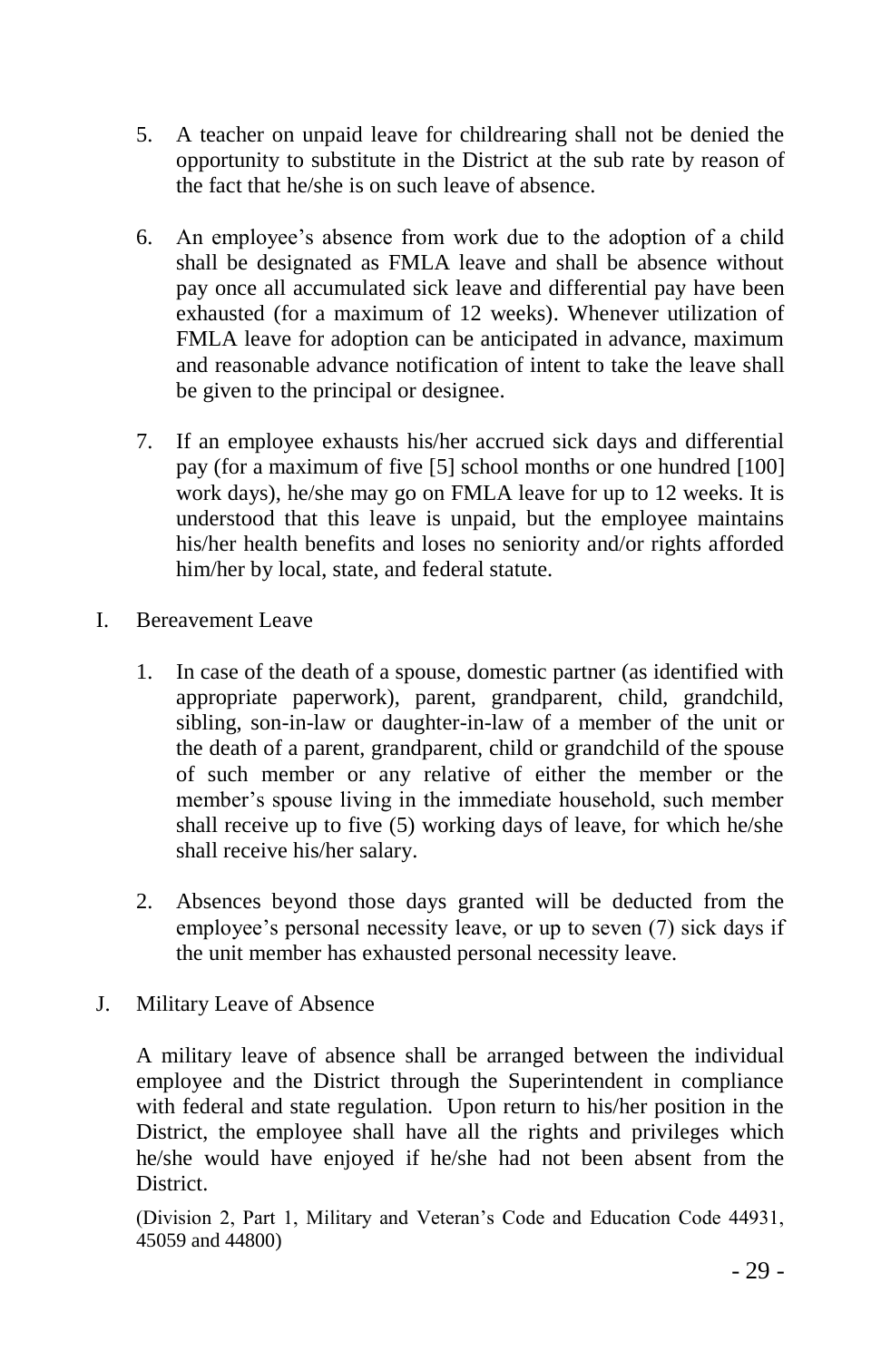5. A teacher on unpaid leave for childrearing shall not be denied the opportunity to substitute in the District at the sub rate by reason of the fact that he/she is on such leave of absence.

6. An employee's absence from work due to the adoption of a child shall be designated as FMLA leave and shall be absence without pay once all accumulated sick leave and differential pay have been exhausted (for a maximum of 12 weeks). Whenever utilization of FMLA leave for adoption can be anticipated in advance, maximum and reasonable advance notification of intent to take the leave shall be given to the principal or designee.

7. If an employee exhausts his/her accrued sick days and differential pay (for a maximum of five [5] school months or one hundred [100] work days), he/she may go on FMLA leave for up to 12 weeks. It is understood that this leave is unpaid, but the employee maintains his/her health benefits and loses no seniority and/or rights afforded him/her by local, state, and federal statute.

I. Bereavement Leave

1. In case of the death of a spouse, domestic partner (as identified with appropriate paperwork), parent, grandparent, child, grandchild, sibling, son-in-law or daughter-in-law of a member of the unit or the death of a parent, grandparent, child or grandchild of the spouse of such member or any relative of either the member or the member's spouse living in the immediate household, such member shall receive up to five (5) working days of leave, for which he/she shall receive his/her salary.

2. Absences beyond those days granted will be deducted from the employee's personal necessity leave, or up to seven (7) sick days if the unit member has exhausted personal necessity leave.

J. Military Leave of Absence

A military leave of absence shall be arranged between the individual employee and the District through the Superintendent in compliance with federal and state regulation. Upon return to his/her position in the District, the employee shall have all the rights and privileges which he/she would have enjoyed if he/she had not been absent from the District.

(Division 2, Part 1, Military and Veteran's Code and Education Code 44931, 45059 and 44800)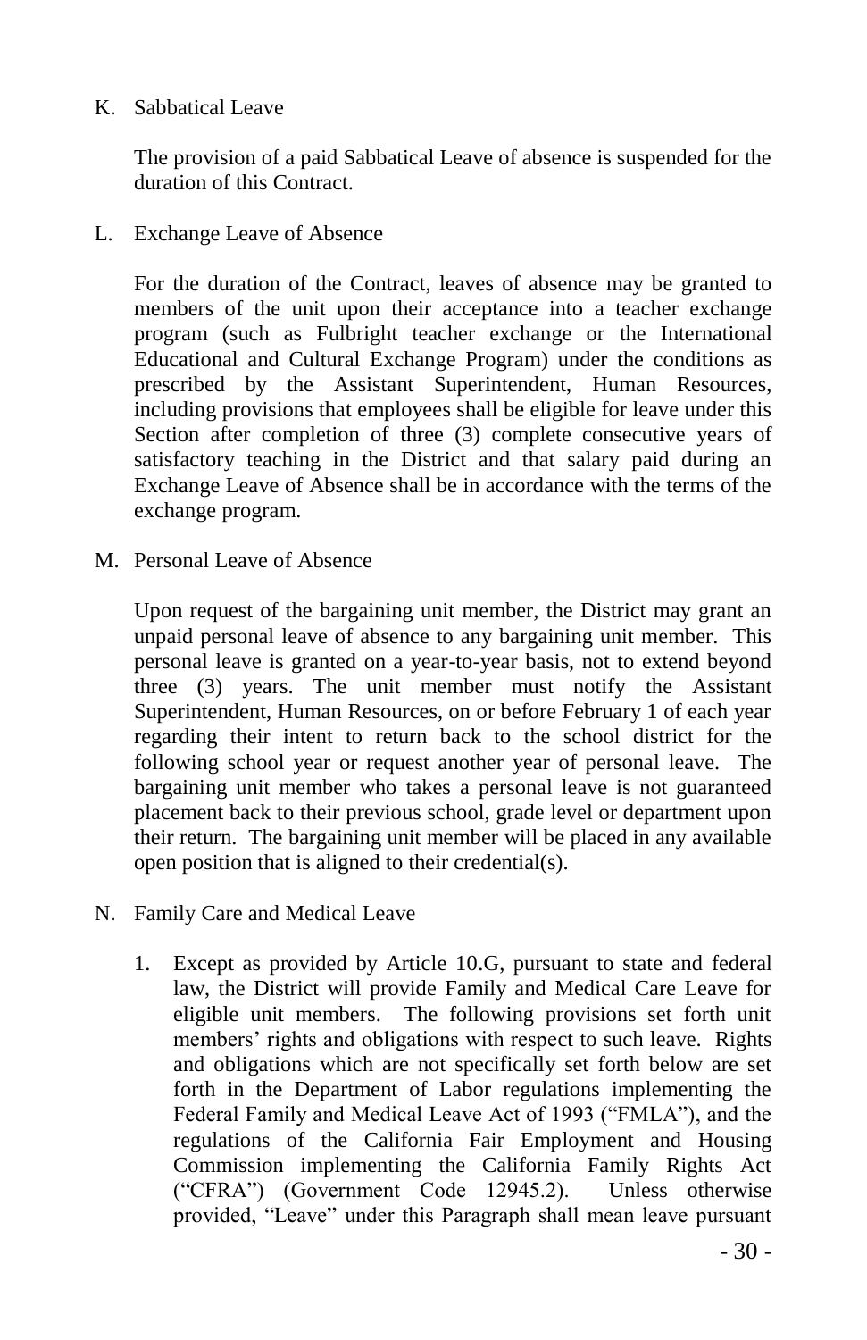K. Sabbatical Leave

The provision of a paid Sabbatical Leave of absence is suspended for the duration of this Contract.

L. Exchange Leave of Absence

For the duration of the Contract, leaves of absence may be granted to members of the unit upon their acceptance into a teacher exchange program (such as Fulbright teacher exchange or the International Educational and Cultural Exchange Program) under the conditions as prescribed by the Assistant Superintendent, Human Resources, including provisions that employees shall be eligible for leave under this Section after completion of three (3) complete consecutive years of satisfactory teaching in the District and that salary paid during an Exchange Leave of Absence shall be in accordance with the terms of the exchange program.

M. Personal Leave of Absence

Upon request of the bargaining unit member, the District may grant an unpaid personal leave of absence to any bargaining unit member. This personal leave is granted on a year-to-year basis, not to extend beyond three (3) years. The unit member must notify the Assistant Superintendent, Human Resources, on or before February 1 of each year regarding their intent to return back to the school district for the following school year or request another year of personal leave. The bargaining unit member who takes a personal leave is not guaranteed placement back to their previous school, grade level or department upon their return. The bargaining unit member will be placed in any available open position that is aligned to their credential(s).

N. Family Care and Medical Leave

1. Except as provided by Article 10.G, pursuant to state and federal law, the District will provide Family and Medical Care Leave for eligible unit members. The following provisions set forth unit members' rights and obligations with respect to such leave. Rights and obligations which are not specifically set forth below are set forth in the Department of Labor regulations implementing the Federal Family and Medical Leave Act of 1993 ("FMLA"), and the regulations of the California Fair Employment and Housing Commission implementing the California Family Rights Act ("CFRA") (Government Code 12945.2). Unless otherwise provided, "Leave" under this Paragraph shall mean leave pursuant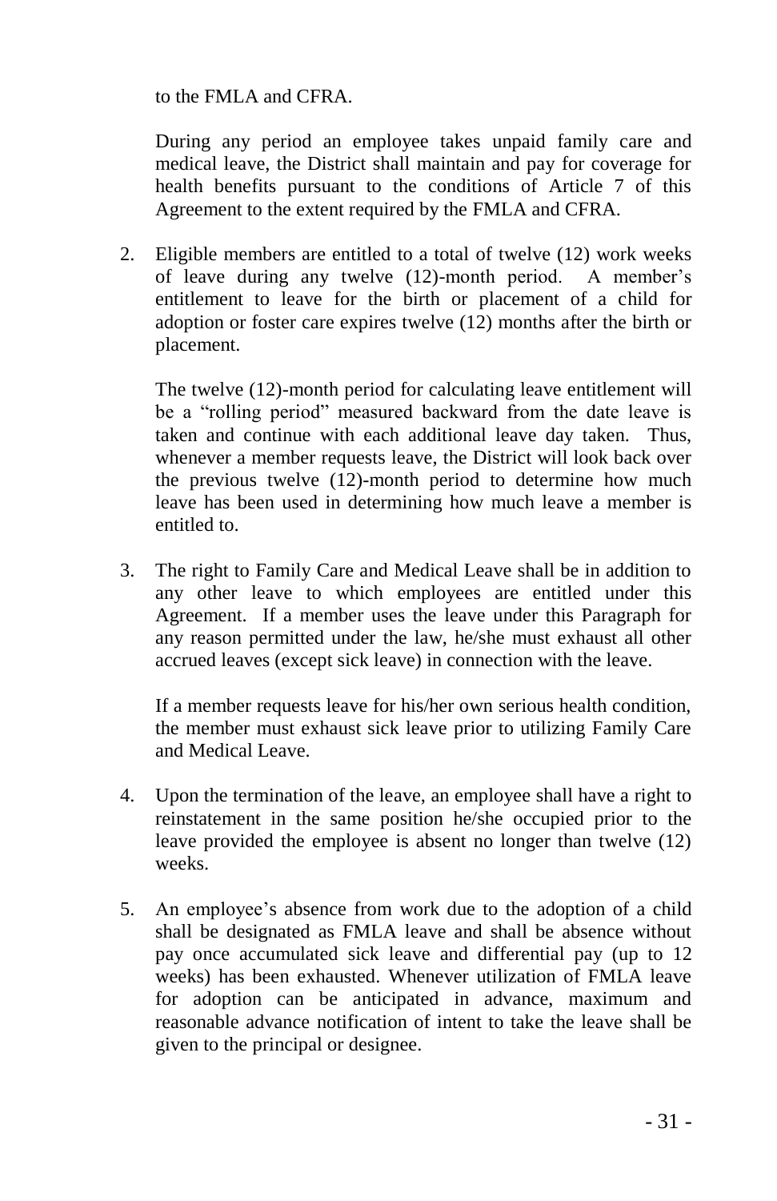to the FMLA and CFRA.

During any period an employee takes unpaid family care and medical leave, the District shall maintain and pay for coverage for health benefits pursuant to the conditions of Article 7 of this Agreement to the extent required by the FMLA and CFRA.

2. Eligible members are entitled to a total of twelve (12) work weeks of leave during any twelve (12)-month period. A member's entitlement to leave for the birth or placement of a child for adoption or foster care expires twelve (12) months after the birth or placement.

   The twelve (12)-month period for calculating leave entitlement will be a "rolling period" measured backward from the date leave is taken and continue with each additional leave day taken. Thus, whenever a member requests leave, the District will look back over the previous twelve (12)-month period to determine how much leave has been used in determining how much leave a member is entitled to.

3. The right to Family Care and Medical Leave shall be in addition to any other leave to which employees are entitled under this Agreement. If a member uses the leave under this Paragraph for any reason permitted under the law, he/she must exhaust all other accrued leaves (except sick leave) in connection with the leave.

   If a member requests leave for his/her own serious health condition, the member must exhaust sick leave prior to utilizing Family Care and Medical Leave.

4. Upon the termination of the leave, an employee shall have a right to reinstatement in the same position he/she occupied prior to the leave provided the employee is absent no longer than twelve (12) weeks.

5. An employee's absence from work due to the adoption of a child shall be designated as FMLA leave and shall be absence without pay once accumulated sick leave and differential pay (up to 12 weeks) has been exhausted. Whenever utilization of FMLA leave for adoption can be anticipated in advance, maximum and reasonable advance notification of intent to take the leave shall be given to the principal or designee.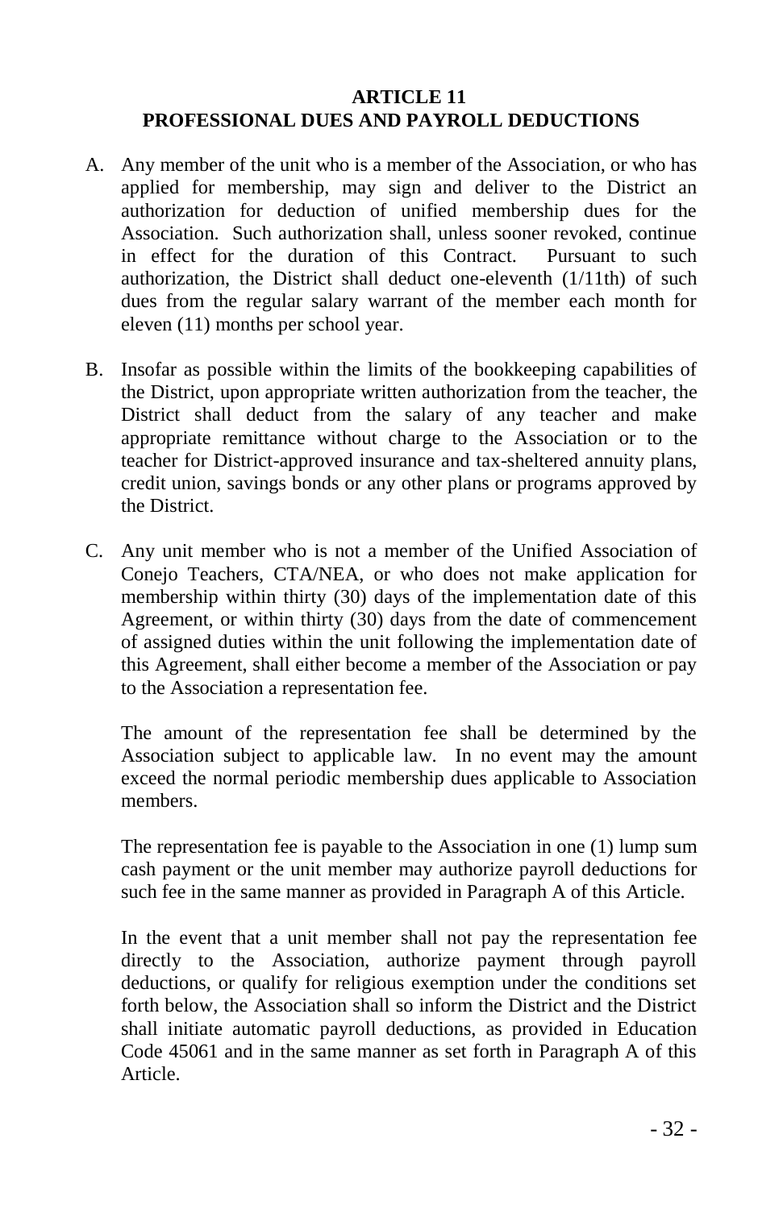## ARTICLE 11
## PROFESSIONAL DUES AND PAYROLL DEDUCTIONS

A. Any member of the unit who is a member of the Association, or who has applied for membership, may sign and deliver to the District an authorization for deduction of unified membership dues for the Association. Such authorization shall, unless sooner revoked, continue in effect for the duration of this Contract. Pursuant to such authorization, the District shall deduct one-eleventh (1/11th) of such dues from the regular salary warrant of the member each month for eleven (11) months per school year.

B. Insofar as possible within the limits of the bookkeeping capabilities of the District, upon appropriate written authorization from the teacher, the District shall deduct from the salary of any teacher and make appropriate remittance without charge to the Association or to the teacher for District-approved insurance and tax-sheltered annuity plans, credit union, savings bonds or any other plans or programs approved by the District.

C. Any unit member who is not a member of the Unified Association of Conejo Teachers, CTA/NEA, or who does not make application for membership within thirty (30) days of the implementation date of this Agreement, or within thirty (30) days from the date of commencement of assigned duties within the unit following the implementation date of this Agreement, shall either become a member of the Association or pay to the Association a representation fee.

   The amount of the representation fee shall be determined by the Association subject to applicable law. In no event may the amount exceed the normal periodic membership dues applicable to Association members.

   The representation fee is payable to the Association in one (1) lump sum cash payment or the unit member may authorize payroll deductions for such fee in the same manner as provided in Paragraph A of this Article.

   In the event that a unit member shall not pay the representation fee directly to the Association, authorize payment through payroll deductions, or qualify for religious exemption under the conditions set forth below, the Association shall so inform the District and the District shall initiate automatic payroll deductions, as provided in Education Code 45061 and in the same manner as set forth in Paragraph A of this Article.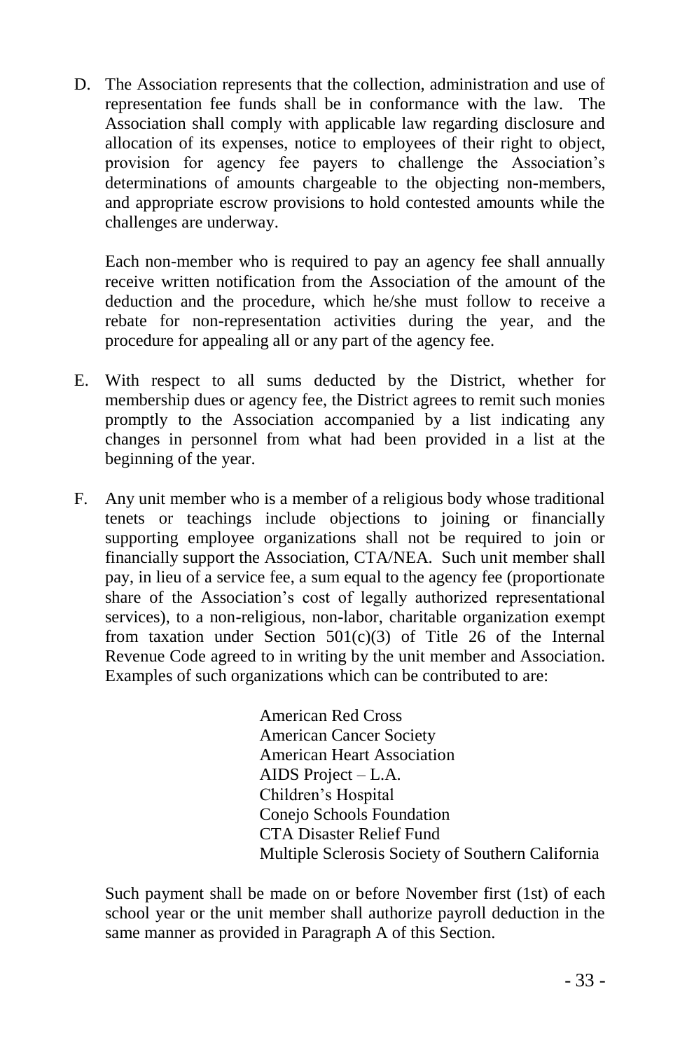D. The Association represents that the collection, administration and use of representation fee funds shall be in conformance with the law. The Association shall comply with applicable law regarding disclosure and allocation of its expenses, notice to employees of their right to object, provision for agency fee payers to challenge the Association's determinations of amounts chargeable to the objecting non-members, and appropriate escrow provisions to hold contested amounts while the challenges are underway.

   Each non-member who is required to pay an agency fee shall annually receive written notification from the Association of the amount of the deduction and the procedure, which he/she must follow to receive a rebate for non-representation activities during the year, and the procedure for appealing all or any part of the agency fee.

E. With respect to all sums deducted by the District, whether for membership dues or agency fee, the District agrees to remit such monies promptly to the Association accompanied by a list indicating any changes in personnel from what had been provided in a list at the beginning of the year.

F. Any unit member who is a member of a religious body whose traditional tenets or teachings include objections to joining or financially supporting employee organizations shall not be required to join or financially support the Association, CTA/NEA. Such unit member shall pay, in lieu of a service fee, a sum equal to the agency fee (proportionate share of the Association's cost of legally authorized representational services), to a non-religious, non-labor, charitable organization exempt from taxation under Section 501(c)(3) of Title 26 of the Internal Revenue Code agreed to in writing by the unit member and Association. Examples of such organizations which can be contributed to are:

   American Red Cross
   American Cancer Society
   American Heart Association
   AIDS Project – L.A.
   Children's Hospital
   Conejo Schools Foundation
   CTA Disaster Relief Fund
   Multiple Sclerosis Society of Southern California

   Such payment shall be made on or before November first (1st) of each school year or the unit member shall authorize payroll deduction in the same manner as provided in Paragraph A of this Section.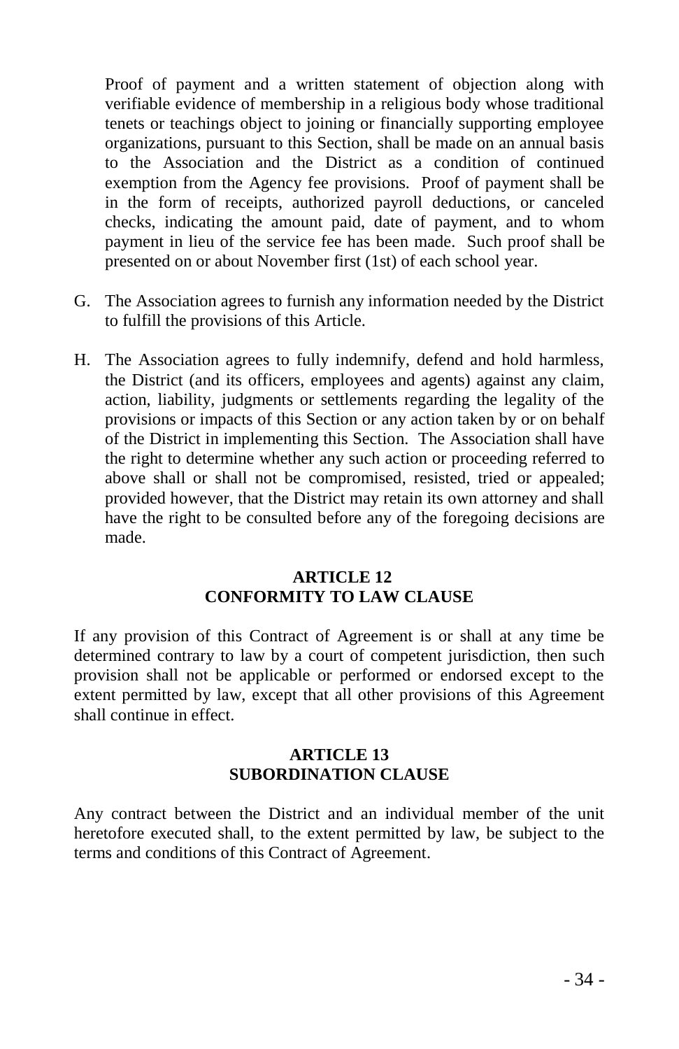Proof of payment and a written statement of objection along with verifiable evidence of membership in a religious body whose traditional tenets or teachings object to joining or financially supporting employee organizations, pursuant to this Section, shall be made on an annual basis to the Association and the District as a condition of continued exemption from the Agency fee provisions. Proof of payment shall be in the form of receipts, authorized payroll deductions, or canceled checks, indicating the amount paid, date of payment, and to whom payment in lieu of the service fee has been made. Such proof shall be presented on or about November first (1st) of each school year.

G. The Association agrees to furnish any information needed by the District to fulfill the provisions of this Article.

H. The Association agrees to fully indemnify, defend and hold harmless, the District (and its officers, employees and agents) against any claim, action, liability, judgments or settlements regarding the legality of the provisions or impacts of this Section or any action taken by or on behalf of the District in implementing this Section. The Association shall have the right to determine whether any such action or proceeding referred to above shall or shall not be compromised, resisted, tried or appealed; provided however, that the District may retain its own attorney and shall have the right to be consulted before any of the foregoing decisions are made.

## ARTICLE 12
## CONFORMITY TO LAW CLAUSE

If any provision of this Contract of Agreement is or shall at any time be determined contrary to law by a court of competent jurisdiction, then such provision shall not be applicable or performed or endorsed except to the extent permitted by law, except that all other provisions of this Agreement shall continue in effect.

## ARTICLE 13
## SUBORDINATION CLAUSE

Any contract between the District and an individual member of the unit heretofore executed shall, to the extent permitted by law, be subject to the terms and conditions of this Contract of Agreement.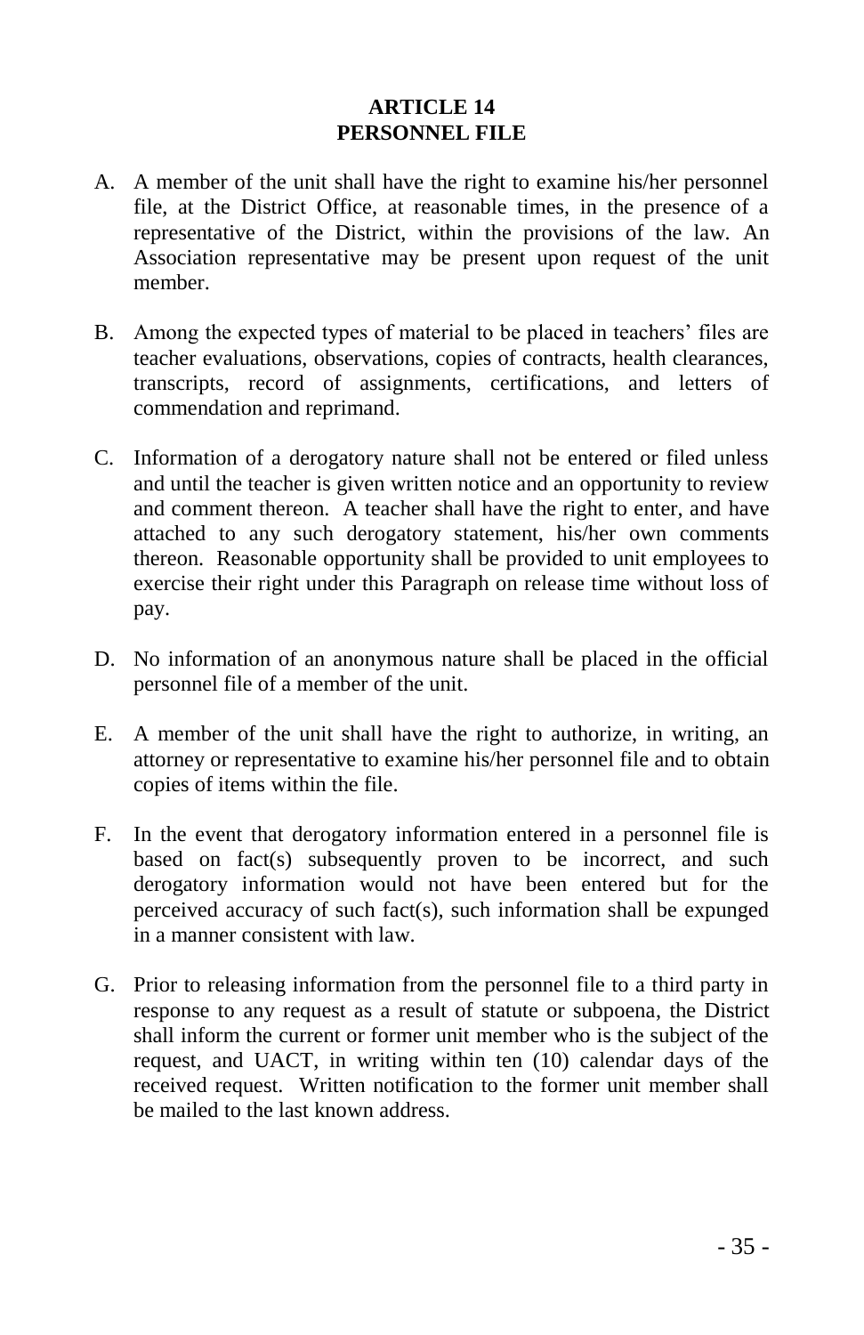# ARTICLE 14
# PERSONNEL FILE

A. A member of the unit shall have the right to examine his/her personnel file, at the District Office, at reasonable times, in the presence of a representative of the District, within the provisions of the law. An Association representative may be present upon request of the unit member.

B. Among the expected types of material to be placed in teachers' files are teacher evaluations, observations, copies of contracts, health clearances, transcripts, record of assignments, certifications, and letters of commendation and reprimand.

C. Information of a derogatory nature shall not be entered or filed unless and until the teacher is given written notice and an opportunity to review and comment thereon. A teacher shall have the right to enter, and have attached to any such derogatory statement, his/her own comments thereon. Reasonable opportunity shall be provided to unit employees to exercise their right under this Paragraph on release time without loss of pay.

D. No information of an anonymous nature shall be placed in the official personnel file of a member of the unit.

E. A member of the unit shall have the right to authorize, in writing, an attorney or representative to examine his/her personnel file and to obtain copies of items within the file.

F. In the event that derogatory information entered in a personnel file is based on fact(s) subsequently proven to be incorrect, and such derogatory information would not have been entered but for the perceived accuracy of such fact(s), such information shall be expunged in a manner consistent with law.

G. Prior to releasing information from the personnel file to a third party in response to any request as a result of statute or subpoena, the District shall inform the current or former unit member who is the subject of the request, and UACT, in writing within ten (10) calendar days of the received request. Written notification to the former unit member shall be mailed to the last known address.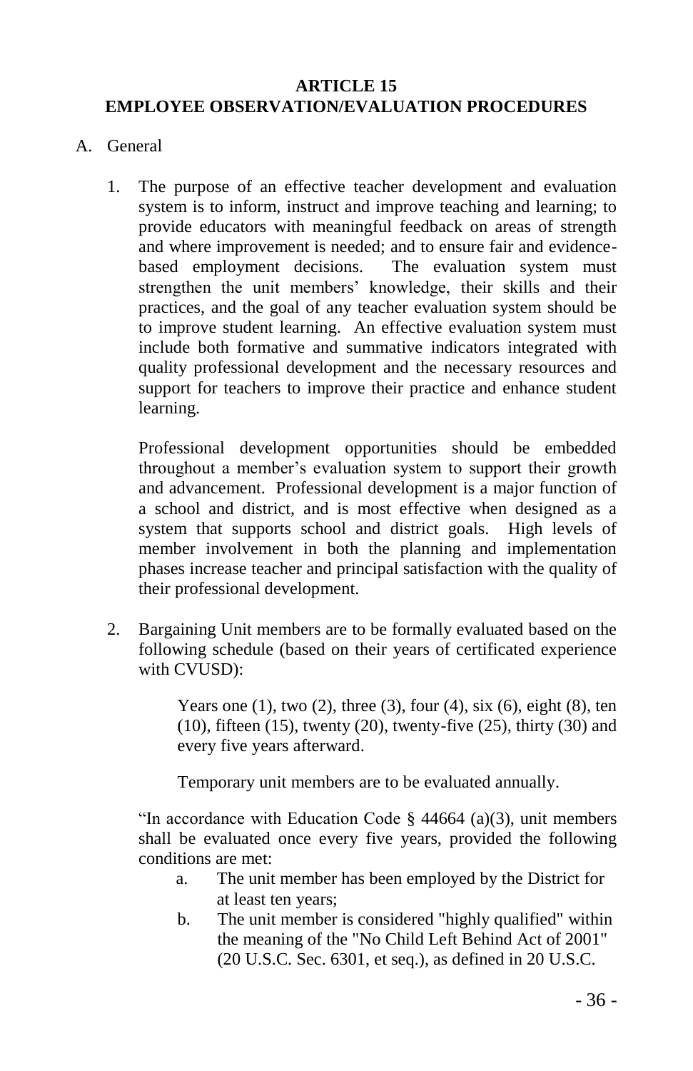# ARTICLE 15
# EMPLOYEE OBSERVATION/EVALUATION PROCEDURES

A. General

1. The purpose of an effective teacher development and evaluation system is to inform, instruct and improve teaching and learning; to provide educators with meaningful feedback on areas of strength and where improvement is needed; and to ensure fair and evidence-based employment decisions. The evaluation system must strengthen the unit members' knowledge, their skills and their practices, and the goal of any teacher evaluation system should be to improve student learning. An effective evaluation system must include both formative and summative indicators integrated with quality professional development and the necessary resources and support for teachers to improve their practice and enhance student learning.

   Professional development opportunities should be embedded throughout a member's evaluation system to support their growth and advancement. Professional development is a major function of a school and district, and is most effective when designed as a system that supports school and district goals. High levels of member involvement in both the planning and implementation phases increase teacher and principal satisfaction with the quality of their professional development.

2. Bargaining Unit members are to be formally evaluated based on the following schedule (based on their years of certificated experience with CVUSD):

   Years one (1), two (2), three (3), four (4), six (6), eight (8), ten (10), fifteen (15), twenty (20), twenty-five (25), thirty (30) and every five years afterward.

   Temporary unit members are to be evaluated annually.

   "In accordance with Education Code § 44664 (a)(3), unit members shall be evaluated once every five years, provided the following conditions are met:

   a. The unit member has been employed by the District for at least ten years;
   b. The unit member is considered "highly qualified" within the meaning of the "No Child Left Behind Act of 2001" (20 U.S.C. Sec. 6301, et seq.), as defined in 20 U.S.C.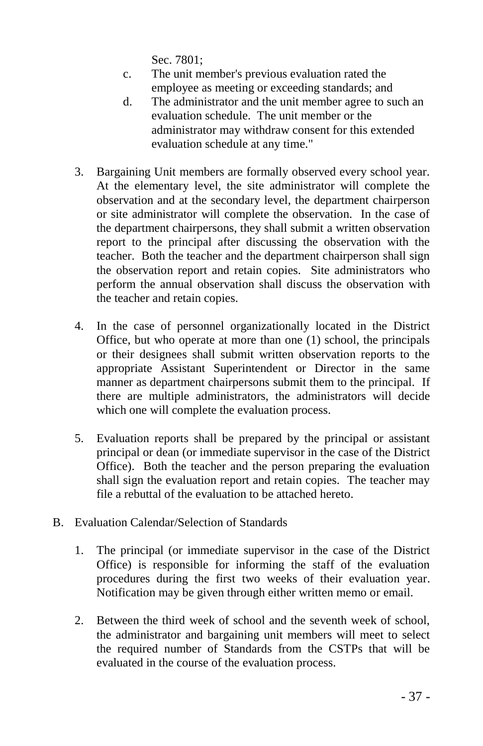Sec. 7801;

c. The unit member's previous evaluation rated the employee as meeting or exceeding standards; and

d. The administrator and the unit member agree to such an evaluation schedule. The unit member or the administrator may withdraw consent for this extended evaluation schedule at any time."

3. Bargaining Unit members are formally observed every school year. At the elementary level, the site administrator will complete the observation and at the secondary level, the department chairperson or site administrator will complete the observation. In the case of the department chairpersons, they shall submit a written observation report to the principal after discussing the observation with the teacher. Both the teacher and the department chairperson shall sign the observation report and retain copies. Site administrators who perform the annual observation shall discuss the observation with the teacher and retain copies.

4. In the case of personnel organizationally located in the District Office, but who operate at more than one (1) school, the principals or their designees shall submit written observation reports to the appropriate Assistant Superintendent or Director in the same manner as department chairpersons submit them to the principal. If there are multiple administrators, the administrators will decide which one will complete the evaluation process.

5. Evaluation reports shall be prepared by the principal or assistant principal or dean (or immediate supervisor in the case of the District Office). Both the teacher and the person preparing the evaluation shall sign the evaluation report and retain copies. The teacher may file a rebuttal of the evaluation to be attached hereto.

B. Evaluation Calendar/Selection of Standards

1. The principal (or immediate supervisor in the case of the District Office) is responsible for informing the staff of the evaluation procedures during the first two weeks of their evaluation year. Notification may be given through either written memo or email.

2. Between the third week of school and the seventh week of school, the administrator and bargaining unit members will meet to select the required number of Standards from the CSTPs that will be evaluated in the course of the evaluation process.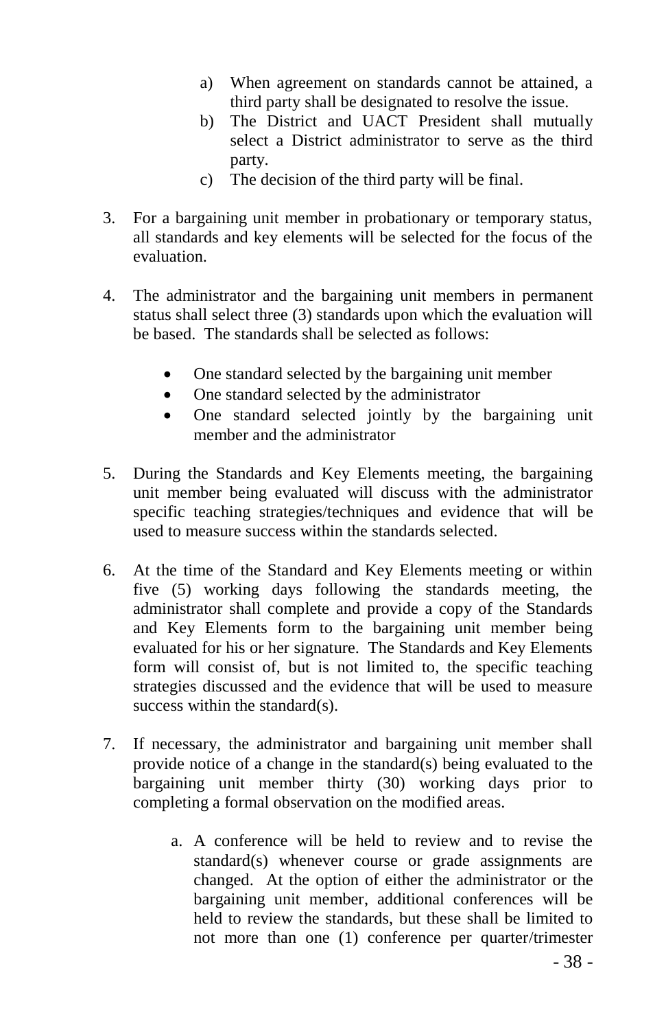a) When agreement on standards cannot be attained, a third party shall be designated to resolve the issue.
   b) The District and UACT President shall mutually select a District administrator to serve as the third party.
   c) The decision of the third party will be final.

3. For a bargaining unit member in probationary or temporary status, all standards and key elements will be selected for the focus of the evaluation.

4. The administrator and the bargaining unit members in permanent status shall select three (3) standards upon which the evaluation will be based. The standards shall be selected as follows:

   - One standard selected by the bargaining unit member
   - One standard selected by the administrator
   - One standard selected jointly by the bargaining unit member and the administrator

5. During the Standards and Key Elements meeting, the bargaining unit member being evaluated will discuss with the administrator specific teaching strategies/techniques and evidence that will be used to measure success within the standards selected.

6. At the time of the Standard and Key Elements meeting or within five (5) working days following the standards meeting, the administrator shall complete and provide a copy of the Standards and Key Elements form to the bargaining unit member being evaluated for his or her signature. The Standards and Key Elements form will consist of, but is not limited to, the specific teaching strategies discussed and the evidence that will be used to measure success within the standard(s).

7. If necessary, the administrator and bargaining unit member shall provide notice of a change in the standard(s) being evaluated to the bargaining unit member thirty (30) working days prior to completing a formal observation on the modified areas.

   a. A conference will be held to review and to revise the standard(s) whenever course or grade assignments are changed. At the option of either the administrator or the bargaining unit member, additional conferences will be held to review the standards, but these shall be limited to not more than one (1) conference per quarter/trimester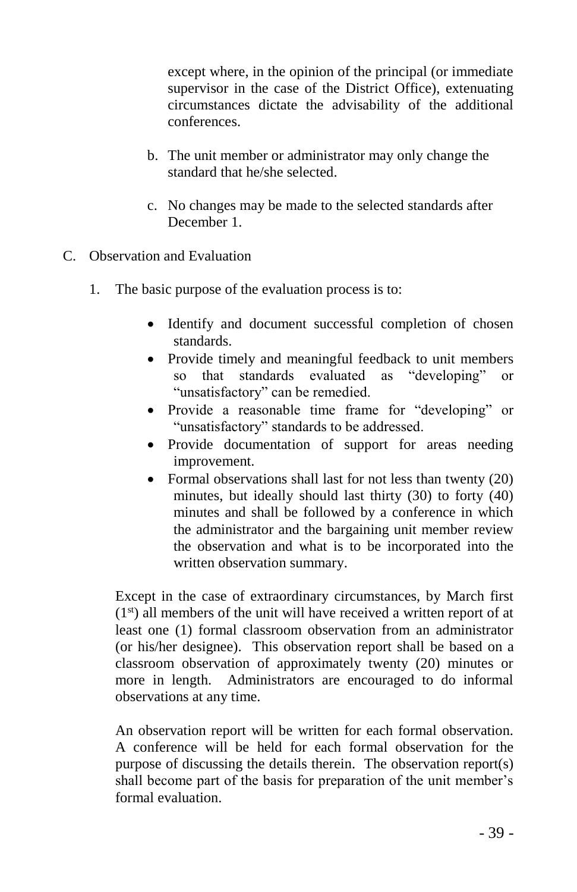except where, in the opinion of the principal (or immediate supervisor in the case of the District Office), extenuating circumstances dictate the advisability of the additional conferences.

b. The unit member or administrator may only change the standard that he/she selected.

c. No changes may be made to the selected standards after December 1.

C. Observation and Evaluation

1. The basic purpose of the evaluation process is to:

   - Identify and document successful completion of chosen standards.
   - Provide timely and meaningful feedback to unit members so that standards evaluated as "developing" or "unsatisfactory" can be remedied.
   - Provide a reasonable time frame for "developing" or "unsatisfactory" standards to be addressed.
   - Provide documentation of support for areas needing improvement.
   - Formal observations shall last for not less than twenty (20) minutes, but ideally should last thirty (30) to forty (40) minutes and shall be followed by a conference in which the administrator and the bargaining unit member review the observation and what is to be incorporated into the written observation summary.

   Except in the case of extraordinary circumstances, by March first (1st) all members of the unit will have received a written report of at least one (1) formal classroom observation from an administrator (or his/her designee). This observation report shall be based on a classroom observation of approximately twenty (20) minutes or more in length. Administrators are encouraged to do informal observations at any time.

   An observation report will be written for each formal observation. A conference will be held for each formal observation for the purpose of discussing the details therein. The observation report(s) shall become part of the basis for preparation of the unit member's formal evaluation.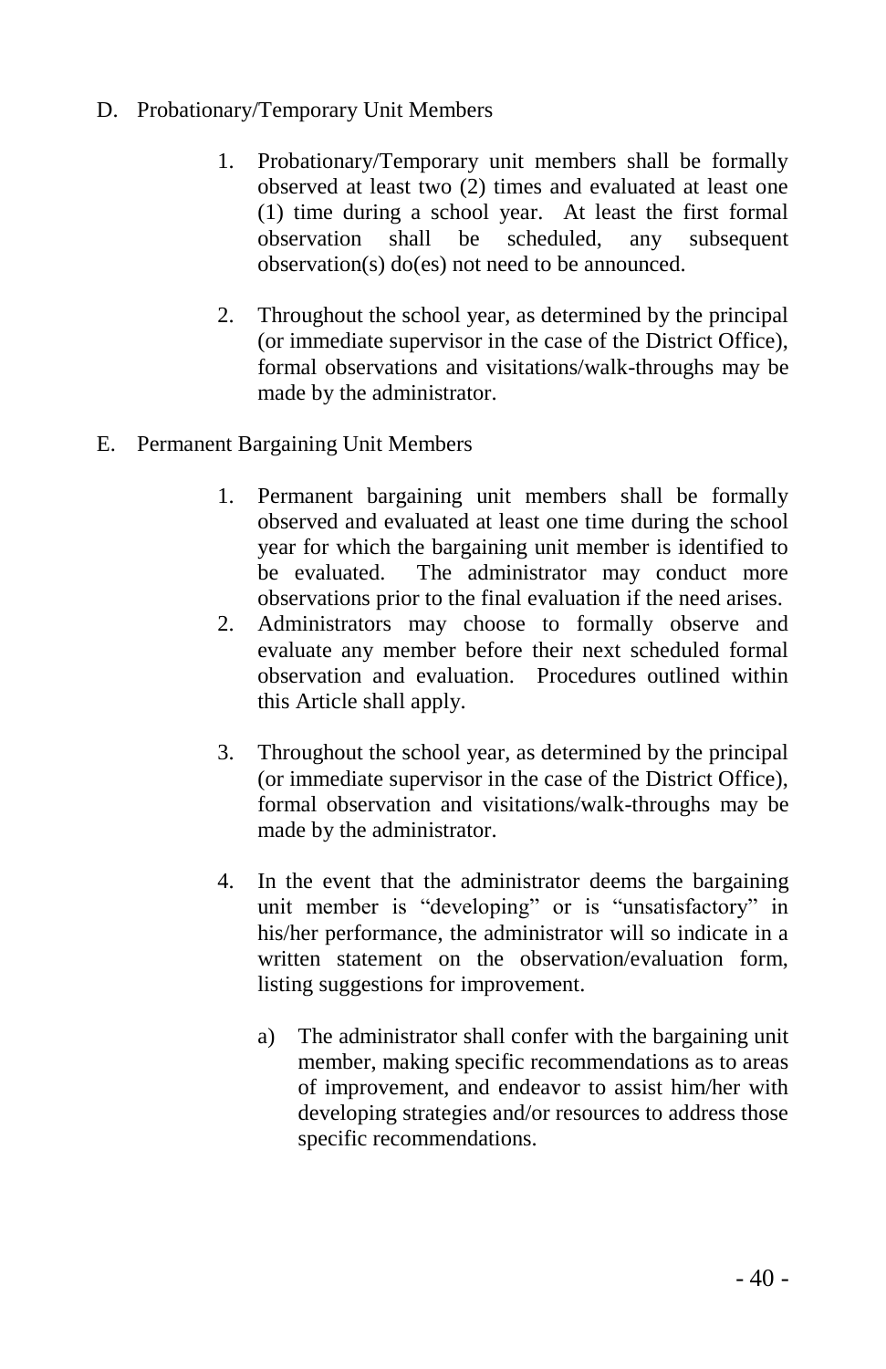D. Probationary/Temporary Unit Members

1. Probationary/Temporary unit members shall be formally observed at least two (2) times and evaluated at least one (1) time during a school year. At least the first formal observation shall be scheduled, any subsequent observation(s) do(es) not need to be announced.

2. Throughout the school year, as determined by the principal (or immediate supervisor in the case of the District Office), formal observations and visitations/walk-throughs may be made by the administrator.

E. Permanent Bargaining Unit Members

1. Permanent bargaining unit members shall be formally observed and evaluated at least one time during the school year for which the bargaining unit member is identified to be evaluated. The administrator may conduct more observations prior to the final evaluation if the need arises.
2. Administrators may choose to formally observe and evaluate any member before their next scheduled formal observation and evaluation. Procedures outlined within this Article shall apply.

3. Throughout the school year, as determined by the principal (or immediate supervisor in the case of the District Office), formal observation and visitations/walk-throughs may be made by the administrator.

4. In the event that the administrator deems the bargaining unit member is "developing" or is "unsatisfactory" in his/her performance, the administrator will so indicate in a written statement on the observation/evaluation form, listing suggestions for improvement.

   a) The administrator shall confer with the bargaining unit member, making specific recommendations as to areas of improvement, and endeavor to assist him/her with developing strategies and/or resources to address those specific recommendations.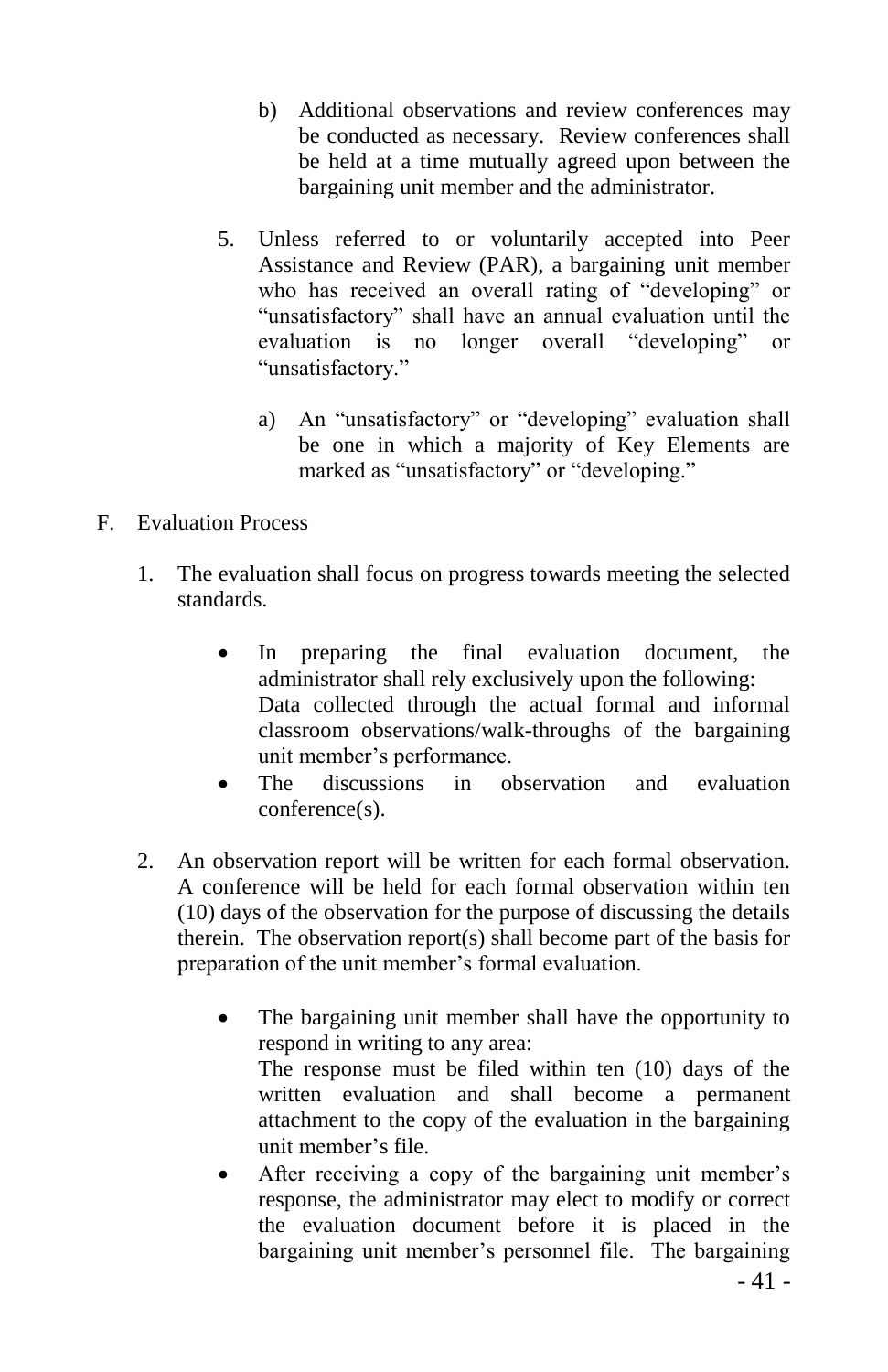b) Additional observations and review conferences may be conducted as necessary. Review conferences shall be held at a time mutually agreed upon between the bargaining unit member and the administrator.

5. Unless referred to or voluntarily accepted into Peer Assistance and Review (PAR), a bargaining unit member who has received an overall rating of "developing" or "unsatisfactory" shall have an annual evaluation until the evaluation is no longer overall "developing" or "unsatisfactory."

   a) An "unsatisfactory" or "developing" evaluation shall be one in which a majority of Key Elements are marked as "unsatisfactory" or "developing."

F. Evaluation Process

1. The evaluation shall focus on progress towards meeting the selected standards.

   - In preparing the final evaluation document, the administrator shall rely exclusively upon the following: Data collected through the actual formal and informal classroom observations/walk-throughs of the bargaining unit member's performance.
   - The discussions in observation and evaluation conference(s).

2. An observation report will be written for each formal observation. A conference will be held for each formal observation within ten (10) days of the observation for the purpose of discussing the details therein. The observation report(s) shall become part of the basis for preparation of the unit member's formal evaluation.

   - The bargaining unit member shall have the opportunity to respond in writing to any area: The response must be filed within ten (10) days of the written evaluation and shall become a permanent attachment to the copy of the evaluation in the bargaining unit member's file.
   - After receiving a copy of the bargaining unit member's response, the administrator may elect to modify or correct the evaluation document before it is placed in the bargaining unit member's personnel file. The bargaining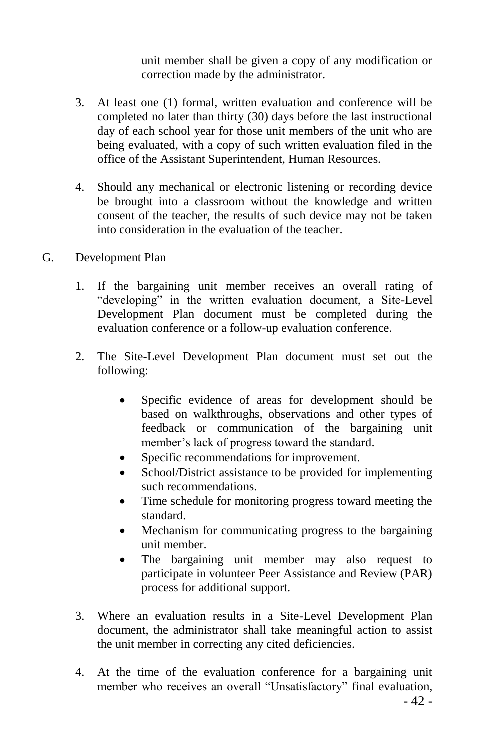unit member shall be given a copy of any modification or correction made by the administrator.

3. At least one (1) formal, written evaluation and conference will be completed no later than thirty (30) days before the last instructional day of each school year for those unit members of the unit who are being evaluated, with a copy of such written evaluation filed in the office of the Assistant Superintendent, Human Resources.

4. Should any mechanical or electronic listening or recording device be brought into a classroom without the knowledge and written consent of the teacher, the results of such device may not be taken into consideration in the evaluation of the teacher.

G. Development Plan

1. If the bargaining unit member receives an overall rating of "developing" in the written evaluation document, a Site-Level Development Plan document must be completed during the evaluation conference or a follow-up evaluation conference.

2. The Site-Level Development Plan document must set out the following:

   - Specific evidence of areas for development should be based on walkthroughs, observations and other types of feedback or communication of the bargaining unit member's lack of progress toward the standard.
   - Specific recommendations for improvement.
   - School/District assistance to be provided for implementing such recommendations.
   - Time schedule for monitoring progress toward meeting the standard.
   - Mechanism for communicating progress to the bargaining unit member.
   - The bargaining unit member may also request to participate in volunteer Peer Assistance and Review (PAR) process for additional support.

3. Where an evaluation results in a Site-Level Development Plan document, the administrator shall take meaningful action to assist the unit member in correcting any cited deficiencies.

4. At the time of the evaluation conference for a bargaining unit member who receives an overall "Unsatisfactory" final evaluation,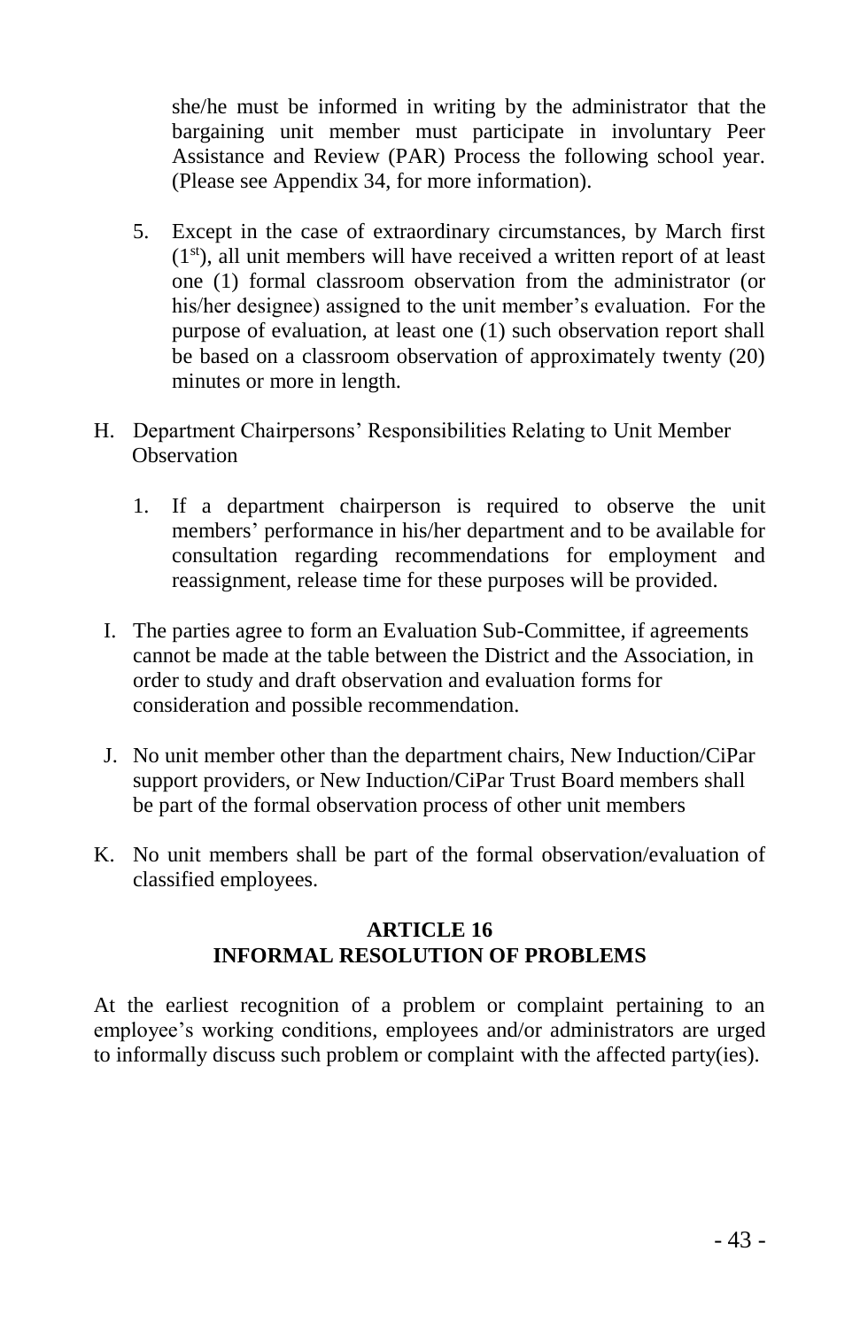she/he must be informed in writing by the administrator that the bargaining unit member must participate in involuntary Peer Assistance and Review (PAR) Process the following school year. (Please see Appendix 34, for more information).

5. Except in the case of extraordinary circumstances, by March first (1st), all unit members will have received a written report of at least one (1) formal classroom observation from the administrator (or his/her designee) assigned to the unit member's evaluation. For the purpose of evaluation, at least one (1) such observation report shall be based on a classroom observation of approximately twenty (20) minutes or more in length.

H. Department Chairpersons' Responsibilities Relating to Unit Member Observation

   1. If a department chairperson is required to observe the unit members' performance in his/her department and to be available for consultation regarding recommendations for employment and reassignment, release time for these purposes will be provided.

I. The parties agree to form an Evaluation Sub-Committee, if agreements cannot be made at the table between the District and the Association, in order to study and draft observation and evaluation forms for consideration and possible recommendation.

J. No unit member other than the department chairs, New Induction/CiPar support providers, or New Induction/CiPar Trust Board members shall be part of the formal observation process of other unit members

K. No unit members shall be part of the formal observation/evaluation of classified employees.

## ARTICLE 16
## INFORMAL RESOLUTION OF PROBLEMS

At the earliest recognition of a problem or complaint pertaining to an employee's working conditions, employees and/or administrators are urged to informally discuss such problem or complaint with the affected party(ies).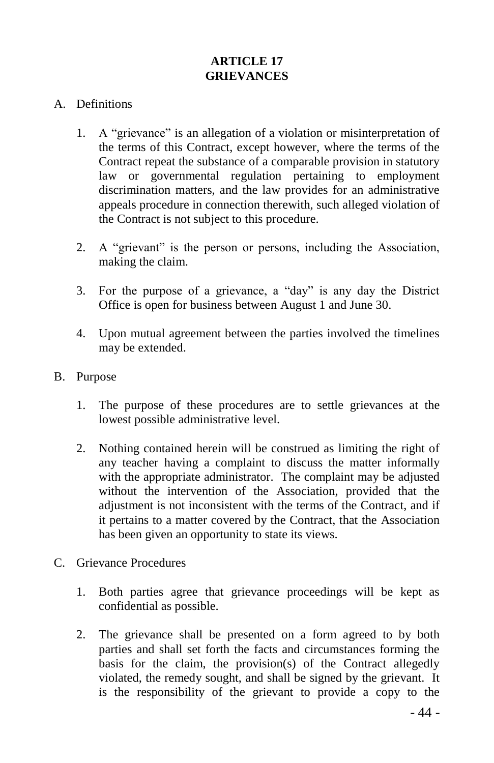# ARTICLE 17
# GRIEVANCES

A. Definitions

1. A "grievance" is an allegation of a violation or misinterpretation of the terms of this Contract, except however, where the terms of the Contract repeat the substance of a comparable provision in statutory law or governmental regulation pertaining to employment discrimination matters, and the law provides for an administrative appeals procedure in connection therewith, such alleged violation of the Contract is not subject to this procedure.

2. A "grievant" is the person or persons, including the Association, making the claim.

3. For the purpose of a grievance, a "day" is any day the District Office is open for business between August 1 and June 30.

4. Upon mutual agreement between the parties involved the timelines may be extended.

B. Purpose

1. The purpose of these procedures are to settle grievances at the lowest possible administrative level.

2. Nothing contained herein will be construed as limiting the right of any teacher having a complaint to discuss the matter informally with the appropriate administrator. The complaint may be adjusted without the intervention of the Association, provided that the adjustment is not inconsistent with the terms of the Contract, and if it pertains to a matter covered by the Contract, that the Association has been given an opportunity to state its views.

C. Grievance Procedures

1. Both parties agree that grievance proceedings will be kept as confidential as possible.

2. The grievance shall be presented on a form agreed to by both parties and shall set forth the facts and circumstances forming the basis for the claim, the provision(s) of the Contract allegedly violated, the remedy sought, and shall be signed by the grievant. It is the responsibility of the grievant to provide a copy to the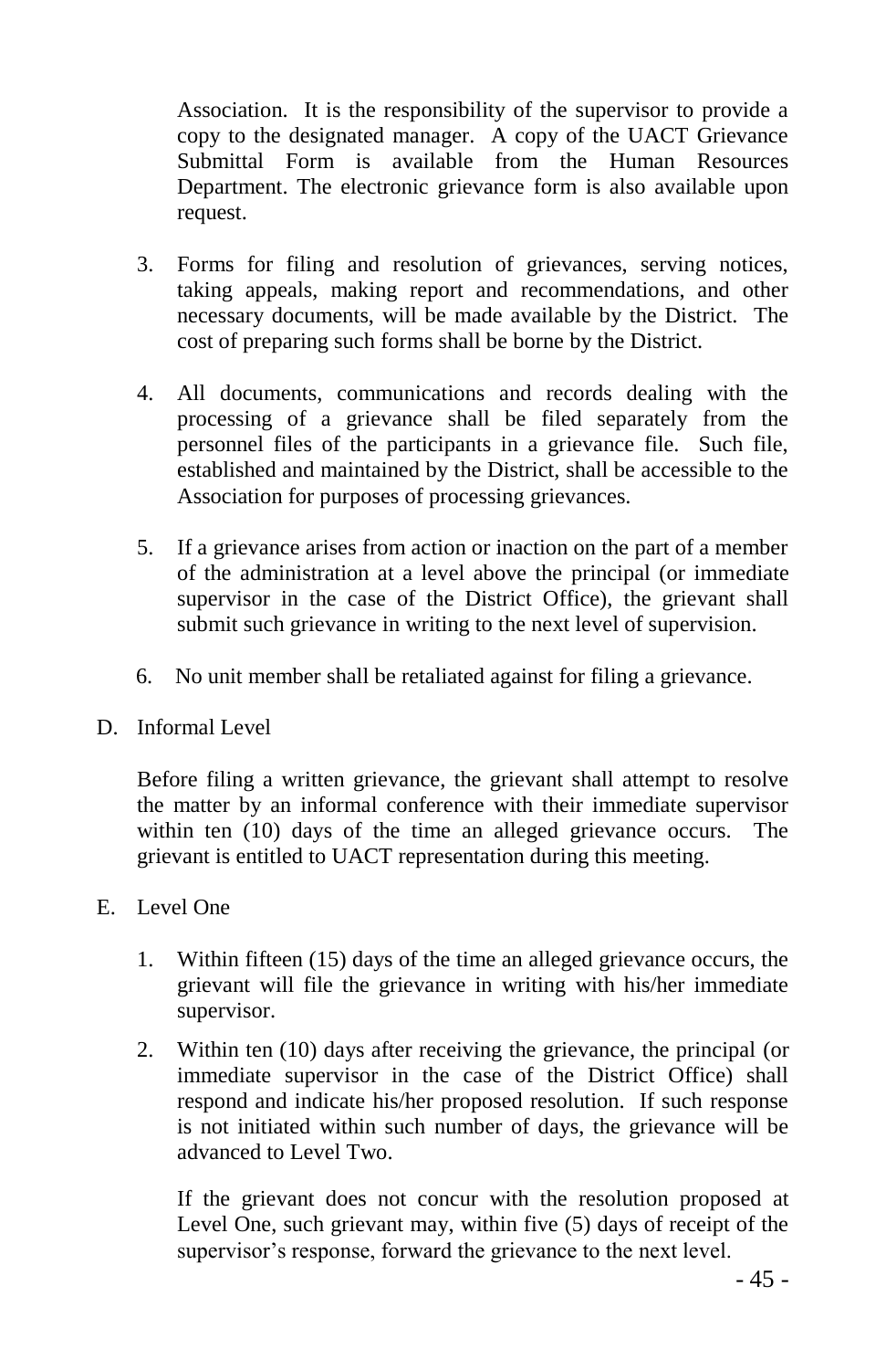Association. It is the responsibility of the supervisor to provide a copy to the designated manager. A copy of the UACT Grievance Submittal Form is available from the Human Resources Department. The electronic grievance form is also available upon request.

3. Forms for filing and resolution of grievances, serving notices, taking appeals, making report and recommendations, and other necessary documents, will be made available by the District. The cost of preparing such forms shall be borne by the District.

4. All documents, communications and records dealing with the processing of a grievance shall be filed separately from the personnel files of the participants in a grievance file. Such file, established and maintained by the District, shall be accessible to the Association for purposes of processing grievances.

5. If a grievance arises from action or inaction on the part of a member of the administration at a level above the principal (or immediate supervisor in the case of the District Office), the grievant shall submit such grievance in writing to the next level of supervision.

6. No unit member shall be retaliated against for filing a grievance.

D. Informal Level

Before filing a written grievance, the grievant shall attempt to resolve the matter by an informal conference with their immediate supervisor within ten (10) days of the time an alleged grievance occurs. The grievant is entitled to UACT representation during this meeting.

E. Level One

1. Within fifteen (15) days of the time an alleged grievance occurs, the grievant will file the grievance in writing with his/her immediate supervisor.

2. Within ten (10) days after receiving the grievance, the principal (or immediate supervisor in the case of the District Office) shall respond and indicate his/her proposed resolution. If such response is not initiated within such number of days, the grievance will be advanced to Level Two.

   If the grievant does not concur with the resolution proposed at Level One, such grievant may, within five (5) days of receipt of the supervisor's response, forward the grievance to the next level.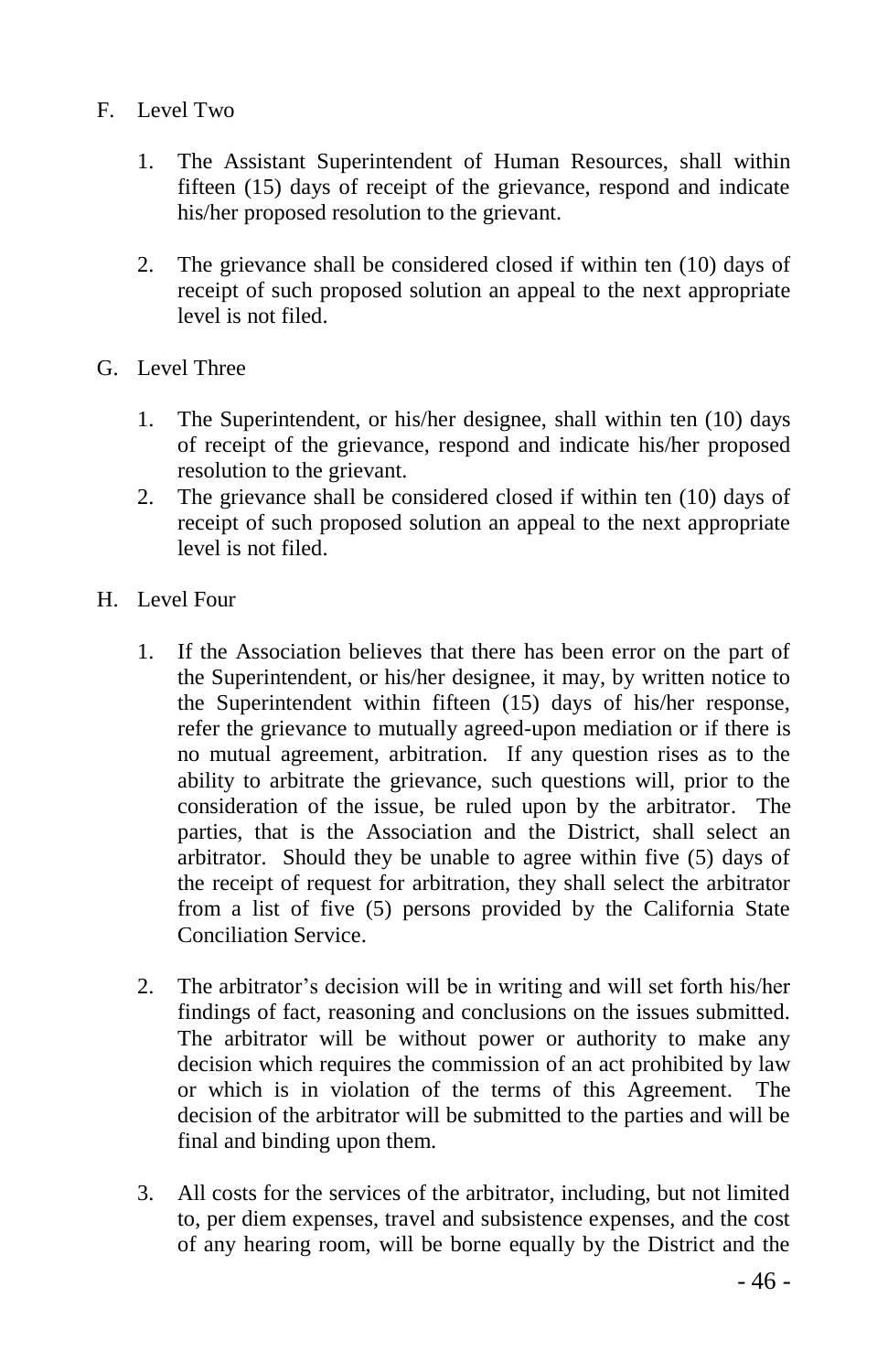F. Level Two

   1. The Assistant Superintendent of Human Resources, shall within fifteen (15) days of receipt of the grievance, respond and indicate his/her proposed resolution to the grievant.

   2. The grievance shall be considered closed if within ten (10) days of receipt of such proposed solution an appeal to the next appropriate level is not filed.

G. Level Three

   1. The Superintendent, or his/her designee, shall within ten (10) days of receipt of the grievance, respond and indicate his/her proposed resolution to the grievant.
   2. The grievance shall be considered closed if within ten (10) days of receipt of such proposed solution an appeal to the next appropriate level is not filed.

H. Level Four

   1. If the Association believes that there has been error on the part of the Superintendent, or his/her designee, it may, by written notice to the Superintendent within fifteen (15) days of his/her response, refer the grievance to mutually agreed-upon mediation or if there is no mutual agreement, arbitration. If any question rises as to the ability to arbitrate the grievance, such questions will, prior to the consideration of the issue, be ruled upon by the arbitrator. The parties, that is the Association and the District, shall select an arbitrator. Should they be unable to agree within five (5) days of the receipt of request for arbitration, they shall select the arbitrator from a list of five (5) persons provided by the California State Conciliation Service.

   2. The arbitrator's decision will be in writing and will set forth his/her findings of fact, reasoning and conclusions on the issues submitted. The arbitrator will be without power or authority to make any decision which requires the commission of an act prohibited by law or which is in violation of the terms of this Agreement. The decision of the arbitrator will be submitted to the parties and will be final and binding upon them.

   3. All costs for the services of the arbitrator, including, but not limited to, per diem expenses, travel and subsistence expenses, and the cost of any hearing room, will be borne equally by the District and the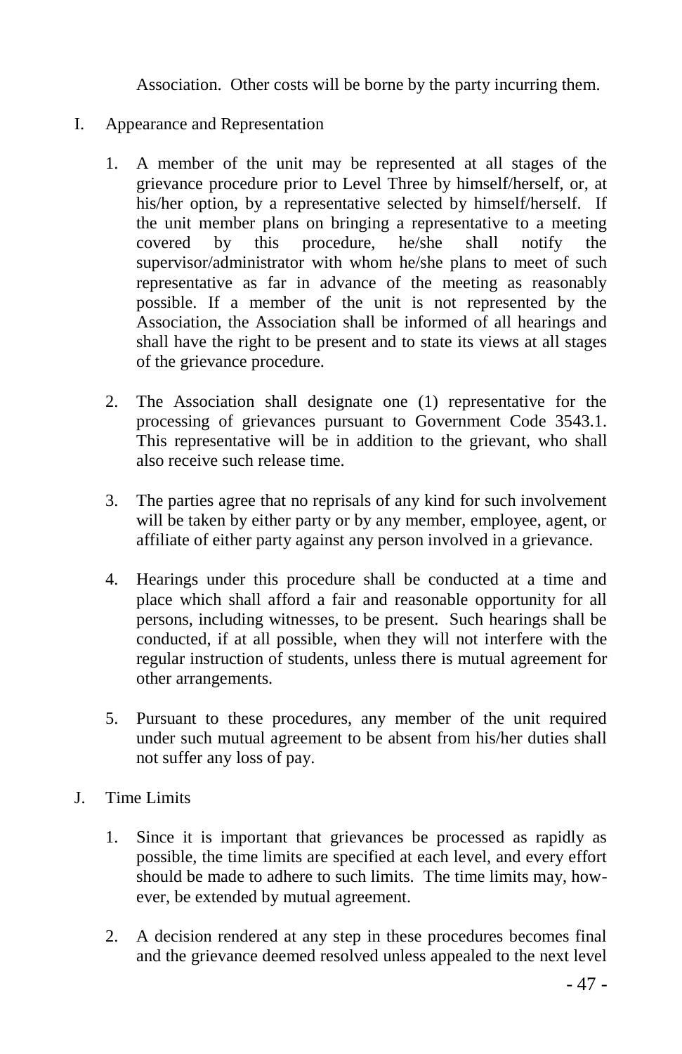Association. Other costs will be borne by the party incurring them.

I. Appearance and Representation

1. A member of the unit may be represented at all stages of the grievance procedure prior to Level Three by himself/herself, or, at his/her option, by a representative selected by himself/herself. If the unit member plans on bringing a representative to a meeting covered by this procedure, he/she shall notify the supervisor/administrator with whom he/she plans to meet of such representative as far in advance of the meeting as reasonably possible. If a member of the unit is not represented by the Association, the Association shall be informed of all hearings and shall have the right to be present and to state its views at all stages of the grievance procedure.

2. The Association shall designate one (1) representative for the processing of grievances pursuant to Government Code 3543.1. This representative will be in addition to the grievant, who shall also receive such release time.

3. The parties agree that no reprisals of any kind for such involvement will be taken by either party or by any member, employee, agent, or affiliate of either party against any person involved in a grievance.

4. Hearings under this procedure shall be conducted at a time and place which shall afford a fair and reasonable opportunity for all persons, including witnesses, to be present. Such hearings shall be conducted, if at all possible, when they will not interfere with the regular instruction of students, unless there is mutual agreement for other arrangements.

5. Pursuant to these procedures, any member of the unit required under such mutual agreement to be absent from his/her duties shall not suffer any loss of pay.

J. Time Limits

1. Since it is important that grievances be processed as rapidly as possible, the time limits are specified at each level, and every effort should be made to adhere to such limits. The time limits may, however, be extended by mutual agreement.

2. A decision rendered at any step in these procedures becomes final and the grievance deemed resolved unless appealed to the next level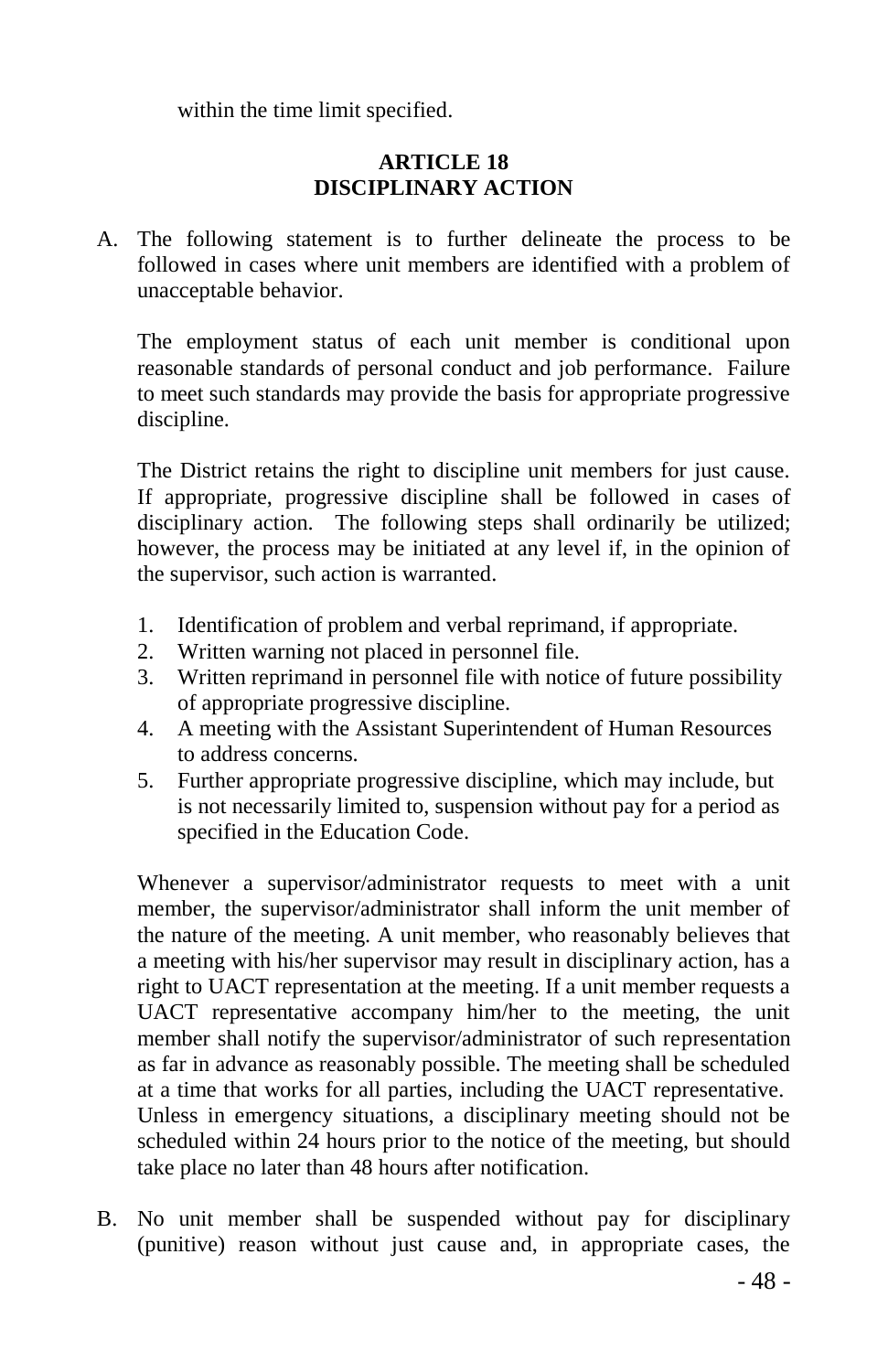within the time limit specified.

## ARTICLE 18
## DISCIPLINARY ACTION

A. The following statement is to further delineate the process to be followed in cases where unit members are identified with a problem of unacceptable behavior.

   The employment status of each unit member is conditional upon reasonable standards of personal conduct and job performance. Failure to meet such standards may provide the basis for appropriate progressive discipline.

   The District retains the right to discipline unit members for just cause. If appropriate, progressive discipline shall be followed in cases of disciplinary action. The following steps shall ordinarily be utilized; however, the process may be initiated at any level if, in the opinion of the supervisor, such action is warranted.

   1. Identification of problem and verbal reprimand, if appropriate.
   2. Written warning not placed in personnel file.
   3. Written reprimand in personnel file with notice of future possibility of appropriate progressive discipline.
   4. A meeting with the Assistant Superintendent of Human Resources to address concerns.
   5. Further appropriate progressive discipline, which may include, but is not necessarily limited to, suspension without pay for a period as specified in the Education Code.

   Whenever a supervisor/administrator requests to meet with a unit member, the supervisor/administrator shall inform the unit member of the nature of the meeting. A unit member, who reasonably believes that a meeting with his/her supervisor may result in disciplinary action, has a right to UACT representation at the meeting. If a unit member requests a UACT representative accompany him/her to the meeting, the unit member shall notify the supervisor/administrator of such representation as far in advance as reasonably possible. The meeting shall be scheduled at a time that works for all parties, including the UACT representative. Unless in emergency situations, a disciplinary meeting should not be scheduled within 24 hours prior to the notice of the meeting, but should take place no later than 48 hours after notification.

B. No unit member shall be suspended without pay for disciplinary (punitive) reason without just cause and, in appropriate cases, the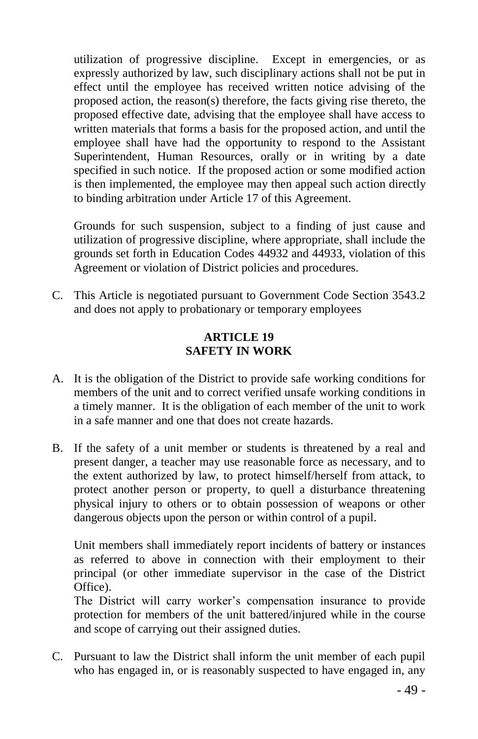utilization of progressive discipline. Except in emergencies, or as expressly authorized by law, such disciplinary actions shall not be put in effect until the employee has received written notice advising of the proposed action, the reason(s) therefore, the facts giving rise thereto, the proposed effective date, advising that the employee shall have access to written materials that forms a basis for the proposed action, and until the employee shall have had the opportunity to respond to the Assistant Superintendent, Human Resources, orally or in writing by a date specified in such notice. If the proposed action or some modified action is then implemented, the employee may then appeal such action directly to binding arbitration under Article 17 of this Agreement.

Grounds for such suspension, subject to a finding of just cause and utilization of progressive discipline, where appropriate, shall include the grounds set forth in Education Codes 44932 and 44933, violation of this Agreement or violation of District policies and procedures.

C. This Article is negotiated pursuant to Government Code Section 3543.2 and does not apply to probationary or temporary employees

## ARTICLE 19
## SAFETY IN WORK

A. It is the obligation of the District to provide safe working conditions for members of the unit and to correct verified unsafe working conditions in a timely manner. It is the obligation of each member of the unit to work in a safe manner and one that does not create hazards.

B. If the safety of a unit member or students is threatened by a real and present danger, a teacher may use reasonable force as necessary, and to the extent authorized by law, to protect himself/herself from attack, to protect another person or property, to quell a disturbance threatening physical injury to others or to obtain possession of weapons or other dangerous objects upon the person or within control of a pupil.

   Unit members shall immediately report incidents of battery or instances as referred to above in connection with their employment to their principal (or other immediate supervisor in the case of the District Office).

   The District will carry worker's compensation insurance to provide protection for members of the unit battered/injured while in the course and scope of carrying out their assigned duties.

C. Pursuant to law the District shall inform the unit member of each pupil who has engaged in, or is reasonably suspected to have engaged in, any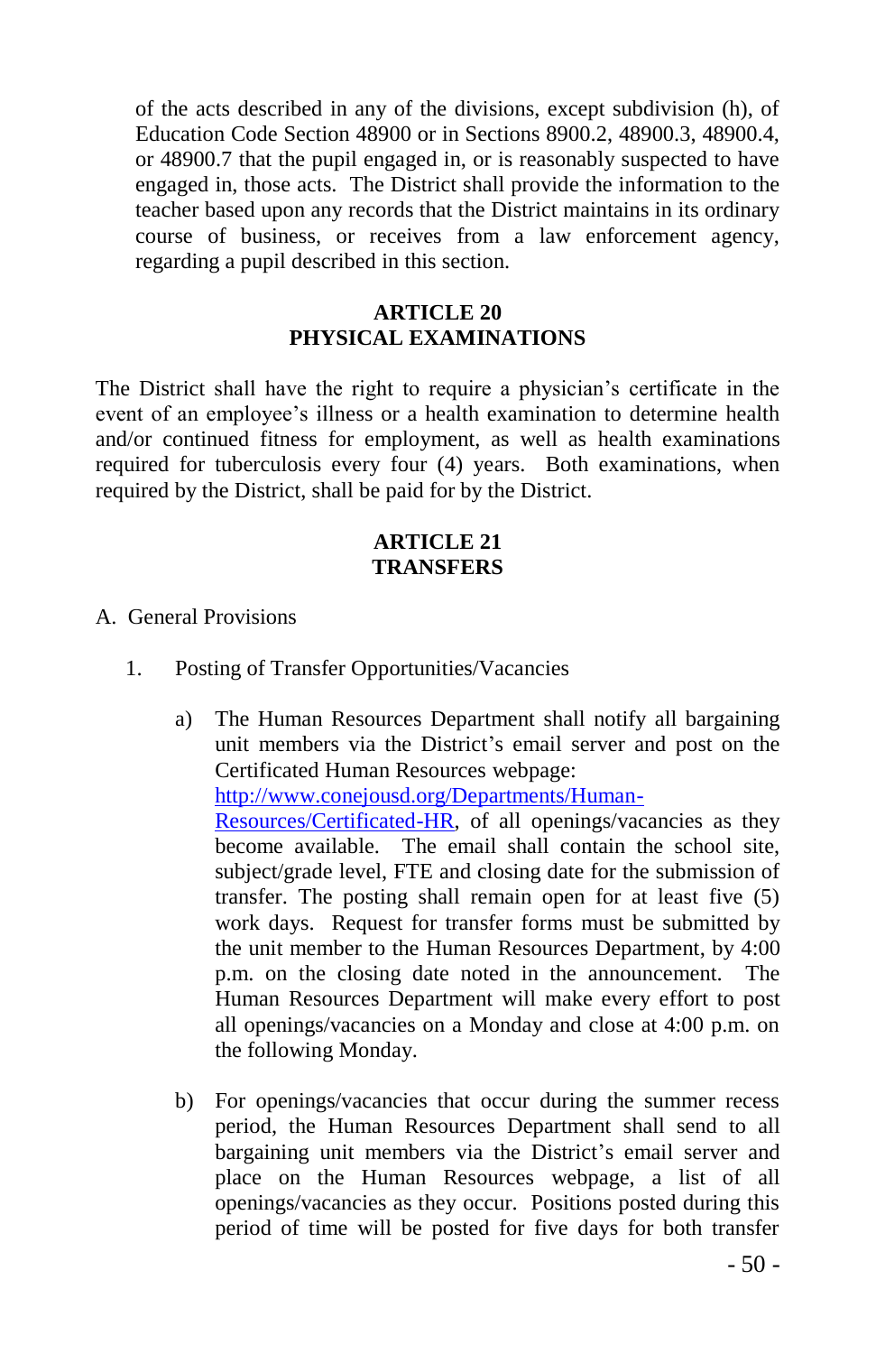of the acts described in any of the divisions, except subdivision (h), of Education Code Section 48900 or in Sections 8900.2, 48900.3, 48900.4, or 48900.7 that the pupil engaged in, or is reasonably suspected to have engaged in, those acts. The District shall provide the information to the teacher based upon any records that the District maintains in its ordinary course of business, or receives from a law enforcement agency, regarding a pupil described in this section.

## ARTICLE 20
## PHYSICAL EXAMINATIONS

The District shall have the right to require a physician's certificate in the event of an employee's illness or a health examination to determine health and/or continued fitness for employment, as well as health examinations required for tuberculosis every four (4) years. Both examinations, when required by the District, shall be paid for by the District.

## ARTICLE 21
## TRANSFERS

A. General Provisions

1. Posting of Transfer Opportunities/Vacancies

   a) The Human Resources Department shall notify all bargaining unit members via the District's email server and post on the Certificated Human Resources webpage: [http://www.conejousd.org/Departments/Human-Resources/Certificated-HR](http://www.conejousd.org/Departments/Human-Resources/Certificated-HR), of all openings/vacancies as they become available. The email shall contain the school site, subject/grade level, FTE and closing date for the submission of transfer. The posting shall remain open for at least five (5) work days. Request for transfer forms must be submitted by the unit member to the Human Resources Department, by 4:00 p.m. on the closing date noted in the announcement. The Human Resources Department will make every effort to post all openings/vacancies on a Monday and close at 4:00 p.m. on the following Monday.

   b) For openings/vacancies that occur during the summer recess period, the Human Resources Department shall send to all bargaining unit members via the District's email server and place on the Human Resources webpage, a list of all openings/vacancies as they occur. Positions posted during this period of time will be posted for five days for both transfer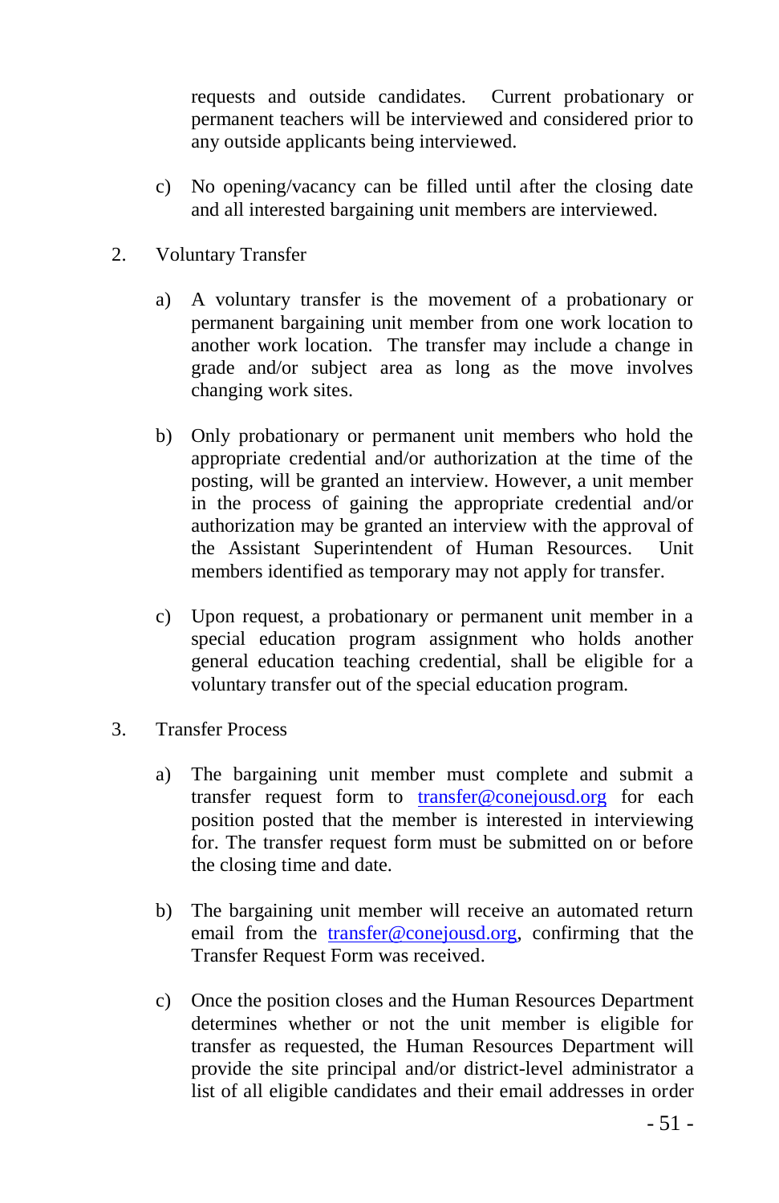requests and outside candidates. Current probationary or permanent teachers will be interviewed and considered prior to any outside applicants being interviewed.

c) No opening/vacancy can be filled until after the closing date and all interested bargaining unit members are interviewed.

2. Voluntary Transfer

a) A voluntary transfer is the movement of a probationary or permanent bargaining unit member from one work location to another work location. The transfer may include a change in grade and/or subject area as long as the move involves changing work sites.

b) Only probationary or permanent unit members who hold the appropriate credential and/or authorization at the time of the posting, will be granted an interview. However, a unit member in the process of gaining the appropriate credential and/or authorization may be granted an interview with the approval of the Assistant Superintendent of Human Resources. Unit members identified as temporary may not apply for transfer.

c) Upon request, a probationary or permanent unit member in a special education program assignment who holds another general education teaching credential, shall be eligible for a voluntary transfer out of the special education program.

3. Transfer Process

a) The bargaining unit member must complete and submit a transfer request form to transfer@conejousd.org for each position posted that the member is interested in interviewing for. The transfer request form must be submitted on or before the closing time and date.

b) The bargaining unit member will receive an automated return email from the transfer@conejousd.org, confirming that the Transfer Request Form was received.

c) Once the position closes and the Human Resources Department determines whether or not the unit member is eligible for transfer as requested, the Human Resources Department will provide the site principal and/or district-level administrator a list of all eligible candidates and their email addresses in order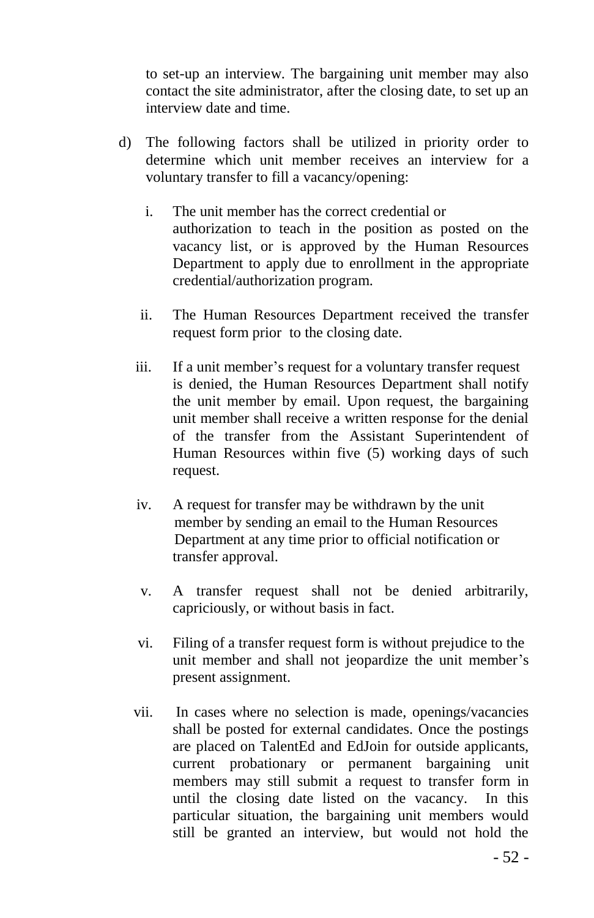to set-up an interview. The bargaining unit member may also contact the site administrator, after the closing date, to set up an interview date and time.

d) The following factors shall be utilized in priority order to determine which unit member receives an interview for a voluntary transfer to fill a vacancy/opening:

   i. The unit member has the correct credential or authorization to teach in the position as posted on the vacancy list, or is approved by the Human Resources Department to apply due to enrollment in the appropriate credential/authorization program.

   ii. The Human Resources Department received the transfer request form prior to the closing date.

   iii. If a unit member's request for a voluntary transfer request is denied, the Human Resources Department shall notify the unit member by email. Upon request, the bargaining unit member shall receive a written response for the denial of the transfer from the Assistant Superintendent of Human Resources within five (5) working days of such request.

   iv. A request for transfer may be withdrawn by the unit member by sending an email to the Human Resources Department at any time prior to official notification or transfer approval.

   v. A transfer request shall not be denied arbitrarily, capriciously, or without basis in fact.

   vi. Filing of a transfer request form is without prejudice to the unit member and shall not jeopardize the unit member's present assignment.

   vii. In cases where no selection is made, openings/vacancies shall be posted for external candidates. Once the postings are placed on TalentEd and EdJoin for outside applicants, current probationary or permanent bargaining unit members may still submit a request to transfer form in until the closing date listed on the vacancy. In this particular situation, the bargaining unit members would still be granted an interview, but would not hold the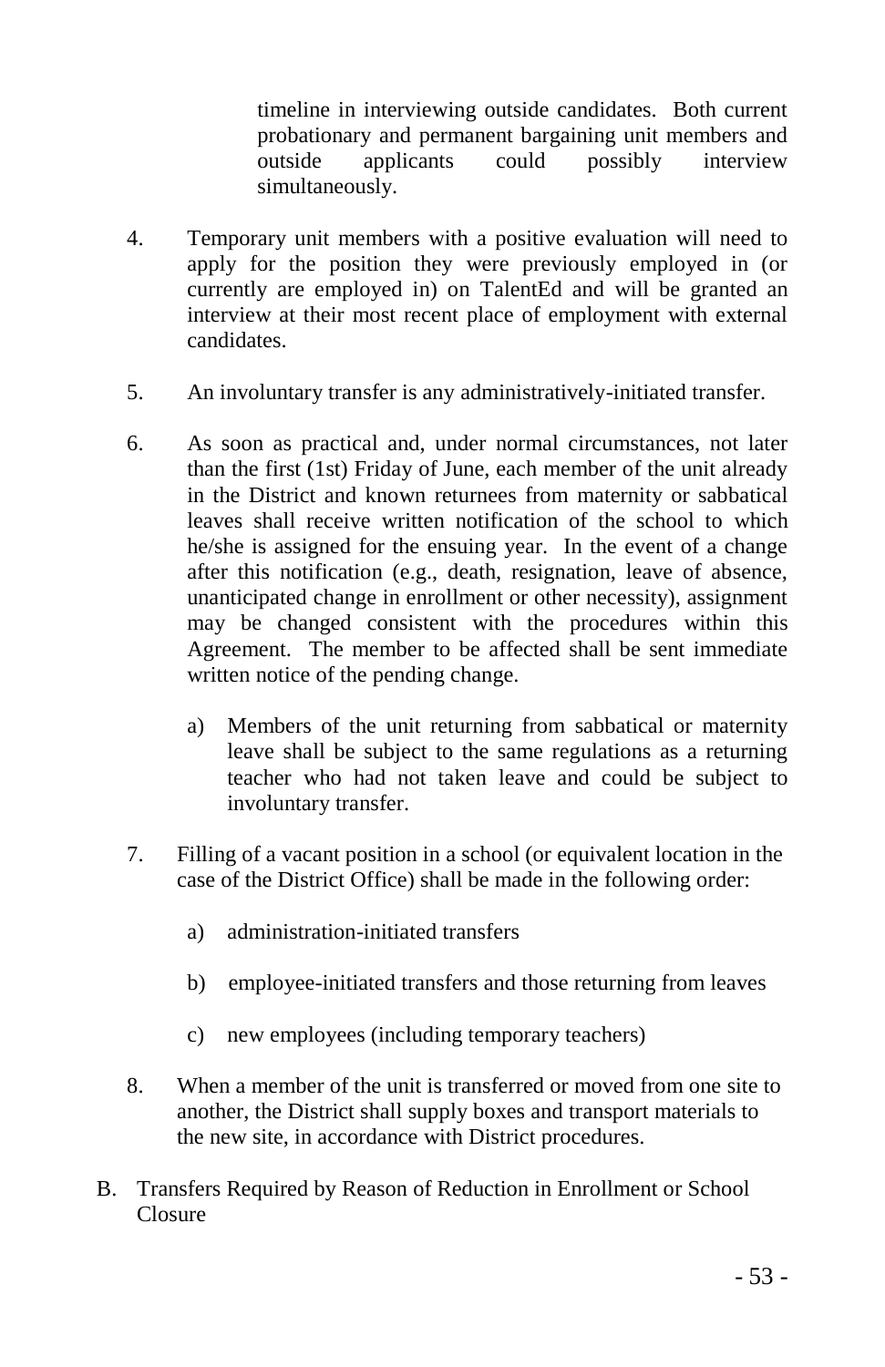timeline in interviewing outside candidates. Both current probationary and permanent bargaining unit members and outside applicants could possibly interview simultaneously.

4. Temporary unit members with a positive evaluation will need to apply for the position they were previously employed in (or currently are employed in) on TalentEd and will be granted an interview at their most recent place of employment with external candidates.

5. An involuntary transfer is any administratively-initiated transfer.

6. As soon as practical and, under normal circumstances, not later than the first (1st) Friday of June, each member of the unit already in the District and known returnees from maternity or sabbatical leaves shall receive written notification of the school to which he/she is assigned for the ensuing year. In the event of a change after this notification (e.g., death, resignation, leave of absence, unanticipated change in enrollment or other necessity), assignment may be changed consistent with the procedures within this Agreement. The member to be affected shall be sent immediate written notice of the pending change.

   a) Members of the unit returning from sabbatical or maternity leave shall be subject to the same regulations as a returning teacher who had not taken leave and could be subject to involuntary transfer.

7. Filling of a vacant position in a school (or equivalent location in the case of the District Office) shall be made in the following order:

   a) administration-initiated transfers

   b) employee-initiated transfers and those returning from leaves

   c) new employees (including temporary teachers)

8. When a member of the unit is transferred or moved from one site to another, the District shall supply boxes and transport materials to the new site, in accordance with District procedures.

B. Transfers Required by Reason of Reduction in Enrollment or School Closure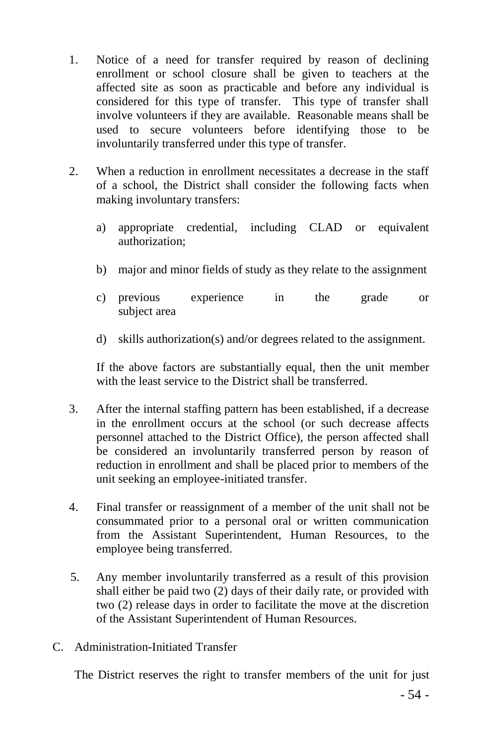1. Notice of a need for transfer required by reason of declining enrollment or school closure shall be given to teachers at the affected site as soon as practicable and before any individual is considered for this type of transfer. This type of transfer shall involve volunteers if they are available. Reasonable means shall be used to secure volunteers before identifying those to be involuntarily transferred under this type of transfer.

2. When a reduction in enrollment necessitates a decrease in the staff of a school, the District shall consider the following facts when making involuntary transfers:

   a) appropriate credential, including CLAD or equivalent authorization;

   b) major and minor fields of study as they relate to the assignment

   c) previous experience in the grade or subject area

   d) skills authorization(s) and/or degrees related to the assignment.

   If the above factors are substantially equal, then the unit member with the least service to the District shall be transferred.

3. After the internal staffing pattern has been established, if a decrease in the enrollment occurs at the school (or such decrease affects personnel attached to the District Office), the person affected shall be considered an involuntarily transferred person by reason of reduction in enrollment and shall be placed prior to members of the unit seeking an employee-initiated transfer.

4. Final transfer or reassignment of a member of the unit shall not be consummated prior to a personal oral or written communication from the Assistant Superintendent, Human Resources, to the employee being transferred.

5. Any member involuntarily transferred as a result of this provision shall either be paid two (2) days of their daily rate, or provided with two (2) release days in order to facilitate the move at the discretion of the Assistant Superintendent of Human Resources.

C. Administration-Initiated Transfer

The District reserves the right to transfer members of the unit for just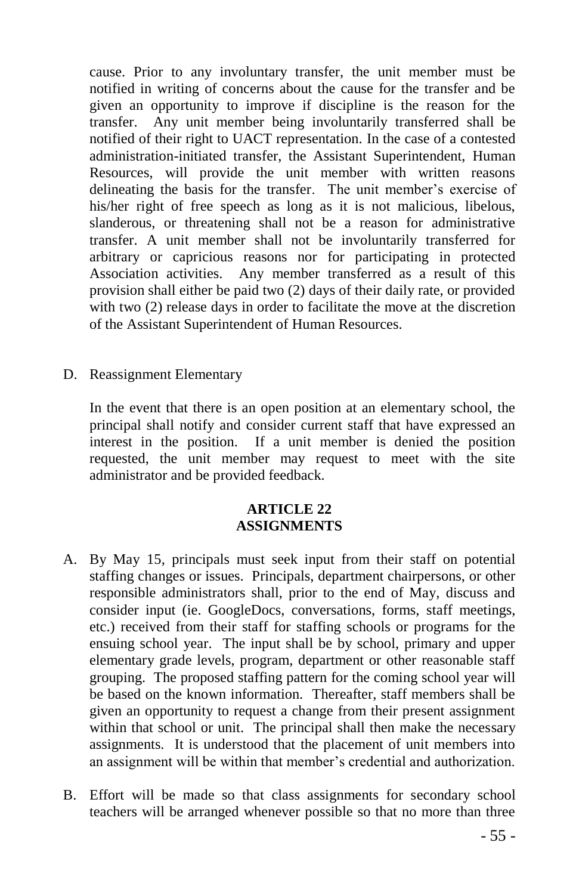cause. Prior to any involuntary transfer, the unit member must be notified in writing of concerns about the cause for the transfer and be given an opportunity to improve if discipline is the reason for the transfer. Any unit member being involuntarily transferred shall be notified of their right to UACT representation. In the case of a contested administration-initiated transfer, the Assistant Superintendent, Human Resources, will provide the unit member with written reasons delineating the basis for the transfer. The unit member's exercise of his/her right of free speech as long as it is not malicious, libelous, slanderous, or threatening shall not be a reason for administrative transfer. A unit member shall not be involuntarily transferred for arbitrary or capricious reasons nor for participating in protected Association activities. Any member transferred as a result of this provision shall either be paid two (2) days of their daily rate, or provided with two (2) release days in order to facilitate the move at the discretion of the Assistant Superintendent of Human Resources.

D. Reassignment Elementary

In the event that there is an open position at an elementary school, the principal shall notify and consider current staff that have expressed an interest in the position. If a unit member is denied the position requested, the unit member may request to meet with the site administrator and be provided feedback.

## ARTICLE 22
## ASSIGNMENTS

A. By May 15, principals must seek input from their staff on potential staffing changes or issues. Principals, department chairpersons, or other responsible administrators shall, prior to the end of May, discuss and consider input (ie. GoogleDocs, conversations, forms, staff meetings, etc.) received from their staff for staffing schools or programs for the ensuing school year. The input shall be by school, primary and upper elementary grade levels, program, department or other reasonable staff grouping. The proposed staffing pattern for the coming school year will be based on the known information. Thereafter, staff members shall be given an opportunity to request a change from their present assignment within that school or unit. The principal shall then make the necessary assignments. It is understood that the placement of unit members into an assignment will be within that member's credential and authorization.

B. Effort will be made so that class assignments for secondary school teachers will be arranged whenever possible so that no more than three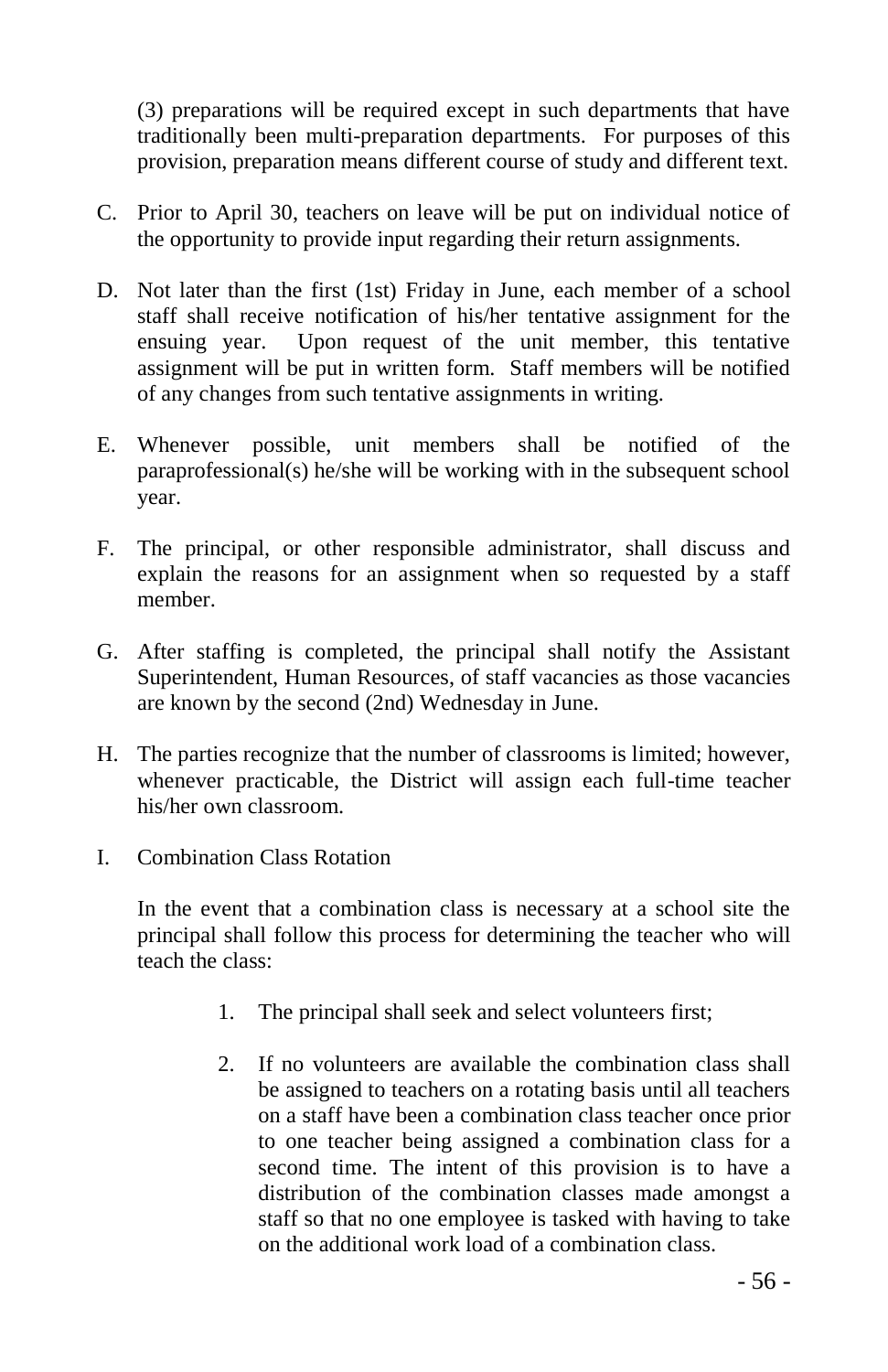(3) preparations will be required except in such departments that have traditionally been multi-preparation departments. For purposes of this provision, preparation means different course of study and different text.

C. Prior to April 30, teachers on leave will be put on individual notice of the opportunity to provide input regarding their return assignments.

D. Not later than the first (1st) Friday in June, each member of a school staff shall receive notification of his/her tentative assignment for the ensuing year. Upon request of the unit member, this tentative assignment will be put in written form. Staff members will be notified of any changes from such tentative assignments in writing.

E. Whenever possible, unit members shall be notified of the paraprofessional(s) he/she will be working with in the subsequent school year.

F. The principal, or other responsible administrator, shall discuss and explain the reasons for an assignment when so requested by a staff member.

G. After staffing is completed, the principal shall notify the Assistant Superintendent, Human Resources, of staff vacancies as those vacancies are known by the second (2nd) Wednesday in June.

H. The parties recognize that the number of classrooms is limited; however, whenever practicable, the District will assign each full-time teacher his/her own classroom.

I. Combination Class Rotation

In the event that a combination class is necessary at a school site the principal shall follow this process for determining the teacher who will teach the class:

1. The principal shall seek and select volunteers first;

2. If no volunteers are available the combination class shall be assigned to teachers on a rotating basis until all teachers on a staff have been a combination class teacher once prior to one teacher being assigned a combination class for a second time. The intent of this provision is to have a distribution of the combination classes made amongst a staff so that no one employee is tasked with having to take on the additional work load of a combination class.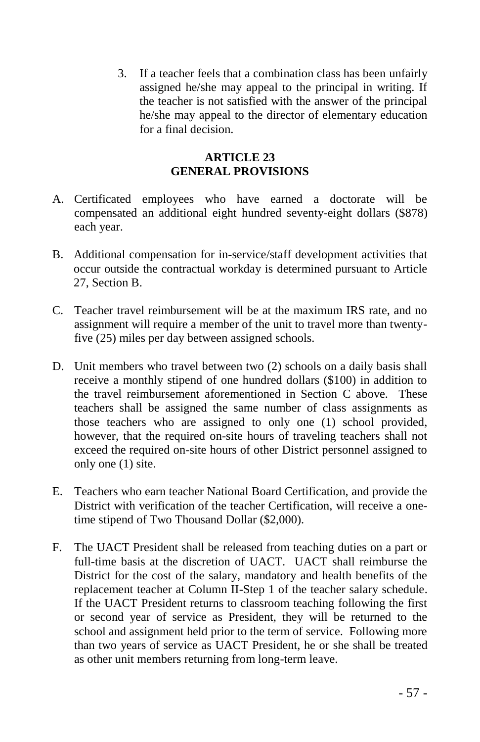3. If a teacher feels that a combination class has been unfairly assigned he/she may appeal to the principal in writing. If the teacher is not satisfied with the answer of the principal he/she may appeal to the director of elementary education for a final decision.

## ARTICLE 23
## GENERAL PROVISIONS

A. Certificated employees who have earned a doctorate will be compensated an additional eight hundred seventy-eight dollars ($878) each year.

B. Additional compensation for in-service/staff development activities that occur outside the contractual workday is determined pursuant to Article 27, Section B.

C. Teacher travel reimbursement will be at the maximum IRS rate, and no assignment will require a member of the unit to travel more than twenty-five (25) miles per day between assigned schools.

D. Unit members who travel between two (2) schools on a daily basis shall receive a monthly stipend of one hundred dollars ($100) in addition to the travel reimbursement aforementioned in Section C above. These teachers shall be assigned the same number of class assignments as those teachers who are assigned to only one (1) school provided, however, that the required on-site hours of traveling teachers shall not exceed the required on-site hours of other District personnel assigned to only one (1) site.

E. Teachers who earn teacher National Board Certification, and provide the District with verification of the teacher Certification, will receive a one-time stipend of Two Thousand Dollar ($2,000).

F. The UACT President shall be released from teaching duties on a part or full-time basis at the discretion of UACT. UACT shall reimburse the District for the cost of the salary, mandatory and health benefits of the replacement teacher at Column II-Step 1 of the teacher salary schedule. If the UACT President returns to classroom teaching following the first or second year of service as President, they will be returned to the school and assignment held prior to the term of service. Following more than two years of service as UACT President, he or she shall be treated as other unit members returning from long-term leave.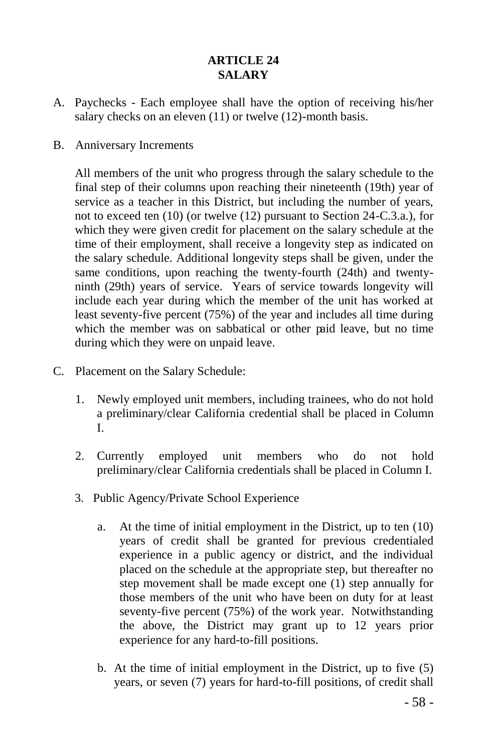# ARTICLE 24
# SALARY

A. Paychecks - Each employee shall have the option of receiving his/her salary checks on an eleven (11) or twelve (12)-month basis.

B. Anniversary Increments

All members of the unit who progress through the salary schedule to the final step of their columns upon reaching their nineteenth (19th) year of service as a teacher in this District, but including the number of years, not to exceed ten (10) (or twelve (12) pursuant to Section 24-C.3.a.), for which they were given credit for placement on the salary schedule at the time of their employment, shall receive a longevity step as indicated on the salary schedule. Additional longevity steps shall be given, under the same conditions, upon reaching the twenty-fourth (24th) and twenty-ninth (29th) years of service. Years of service towards longevity will include each year during which the member of the unit has worked at least seventy-five percent (75%) of the year and includes all time during which the member was on sabbatical or other paid leave, but no time during which they were on unpaid leave.

C. Placement on the Salary Schedule:

1. Newly employed unit members, including trainees, who do not hold a preliminary/clear California credential shall be placed in Column I.

2. Currently employed unit members who do not hold preliminary/clear California credentials shall be placed in Column I.

3. Public Agency/Private School Experience

   a. At the time of initial employment in the District, up to ten (10) years of credit shall be granted for previous credentialed experience in a public agency or district, and the individual placed on the schedule at the appropriate step, but thereafter no step movement shall be made except one (1) step annually for those members of the unit who have been on duty for at least seventy-five percent (75%) of the work year. Notwithstanding the above, the District may grant up to 12 years prior experience for any hard-to-fill positions.

   b. At the time of initial employment in the District, up to five (5) years, or seven (7) years for hard-to-fill positions, of credit shall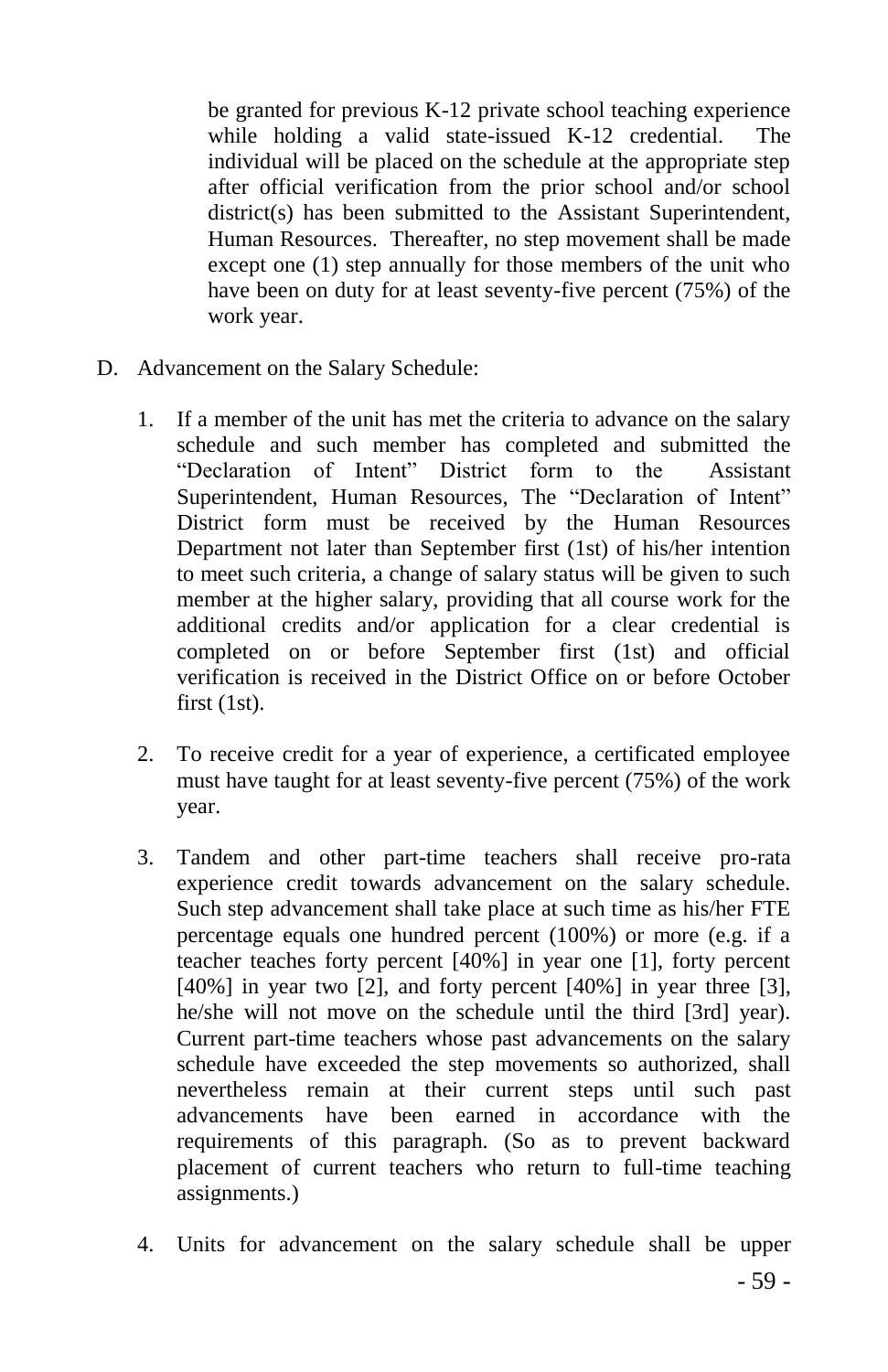be granted for previous K-12 private school teaching experience while holding a valid state-issued K-12 credential. The individual will be placed on the schedule at the appropriate step after official verification from the prior school and/or school district(s) has been submitted to the Assistant Superintendent, Human Resources. Thereafter, no step movement shall be made except one (1) step annually for those members of the unit who have been on duty for at least seventy-five percent (75%) of the work year.

D. Advancement on the Salary Schedule:

1. If a member of the unit has met the criteria to advance on the salary schedule and such member has completed and submitted the "Declaration of Intent" District form to the Assistant Superintendent, Human Resources, The "Declaration of Intent" District form must be received by the Human Resources Department not later than September first (1st) of his/her intention to meet such criteria, a change of salary status will be given to such member at the higher salary, providing that all course work for the additional credits and/or application for a clear credential is completed on or before September first (1st) and official verification is received in the District Office on or before October first (1st).

2. To receive credit for a year of experience, a certificated employee must have taught for at least seventy-five percent (75%) of the work year.

3. Tandem and other part-time teachers shall receive pro-rata experience credit towards advancement on the salary schedule. Such step advancement shall take place at such time as his/her FTE percentage equals one hundred percent (100%) or more (e.g. if a teacher teaches forty percent [40%] in year one [1], forty percent [40%] in year two [2], and forty percent [40%] in year three [3], he/she will not move on the schedule until the third [3rd] year). Current part-time teachers whose past advancements on the salary schedule have exceeded the step movements so authorized, shall nevertheless remain at their current steps until such past advancements have been earned in accordance with the requirements of this paragraph. (So as to prevent backward placement of current teachers who return to full-time teaching assignments.)

4. Units for advancement on the salary schedule shall be upper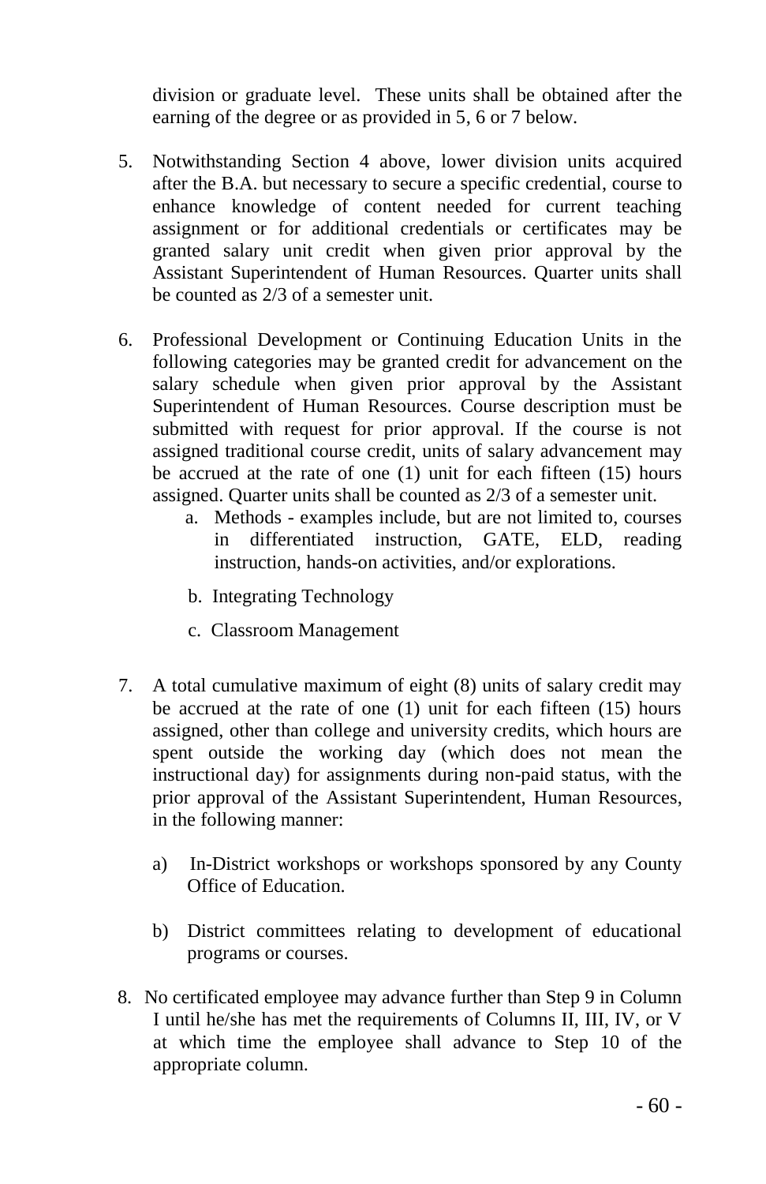division or graduate level. These units shall be obtained after the earning of the degree or as provided in 5, 6 or 7 below.

5. Notwithstanding Section 4 above, lower division units acquired after the B.A. but necessary to secure a specific credential, course to enhance knowledge of content needed for current teaching assignment or for additional credentials or certificates may be granted salary unit credit when given prior approval by the Assistant Superintendent of Human Resources. Quarter units shall be counted as 2/3 of a semester unit.

6. Professional Development or Continuing Education Units in the following categories may be granted credit for advancement on the salary schedule when given prior approval by the Assistant Superintendent of Human Resources. Course description must be submitted with request for prior approval. If the course is not assigned traditional course credit, units of salary advancement may be accrued at the rate of one (1) unit for each fifteen (15) hours assigned. Quarter units shall be counted as 2/3 of a semester unit.
   a. Methods - examples include, but are not limited to, courses in differentiated instruction, GATE, ELD, reading instruction, hands-on activities, and/or explorations.
   b. Integrating Technology
   c. Classroom Management

7. A total cumulative maximum of eight (8) units of salary credit may be accrued at the rate of one (1) unit for each fifteen (15) hours assigned, other than college and university credits, which hours are spent outside the working day (which does not mean the instructional day) for assignments during non-paid status, with the prior approval of the Assistant Superintendent, Human Resources, in the following manner:

   a) In-District workshops or workshops sponsored by any County Office of Education.

   b) District committees relating to development of educational programs or courses.

8. No certificated employee may advance further than Step 9 in Column I until he/she has met the requirements of Columns II, III, IV, or V at which time the employee shall advance to Step 10 of the appropriate column.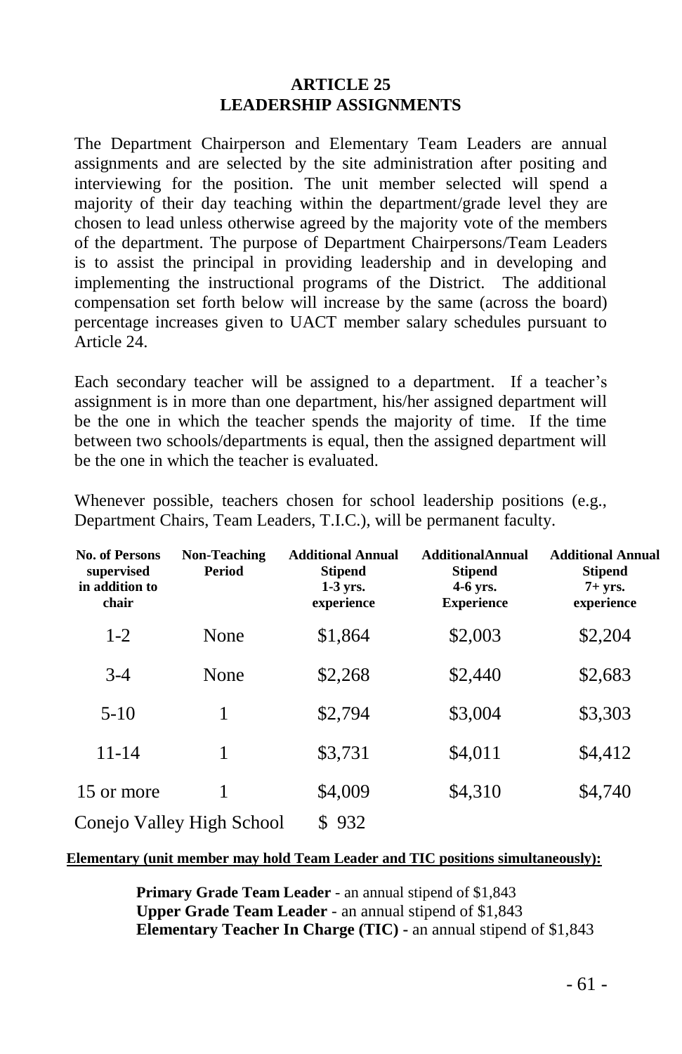# ARTICLE 25
## LEADERSHIP ASSIGNMENTS

The Department Chairperson and Elementary Team Leaders are annual assignments and are selected by the site administration after positing and interviewing for the position. The unit member selected will spend a majority of their day teaching within the department/grade level they are chosen to lead unless otherwise agreed by the majority vote of the members of the department. The purpose of Department Chairpersons/Team Leaders is to assist the principal in providing leadership and in developing and implementing the instructional programs of the District. The additional compensation set forth below will increase by the same (across the board) percentage increases given to UACT member salary schedules pursuant to Article 24.

Each secondary teacher will be assigned to a department. If a teacher's assignment is in more than one department, his/her assigned department will be the one in which the teacher spends the majority of time. If the time between two schools/departments is equal, then the assigned department will be the one in which the teacher is evaluated.

Whenever possible, teachers chosen for school leadership positions (e.g., Department Chairs, Team Leaders, T.I.C.), will be permanent faculty.

| No. of Persons supervised in addition to chair | Non-Teaching Period | Additional Annual Stipend 1-3 yrs. experience | AdditionalAnnual Stipend 4-6 yrs. Experience | Additional Annual Stipend 7+ yrs. experience |
|---|---|---|---|---|
| 1-2 | None | $1,864 | $2,003 | $2,204 |
| 3-4 | None | $2,268 | $2,440 | $2,683 |
| 5-10 | 1 | $2,794 | $3,004 | $3,303 |
| 11-14 | 1 | $3,731 | $4,011 | $4,412 |
| 15 or more | 1 | $4,009 | $4,310 | $4,740 |
| Conejo Valley High School | | $ 932 | | |

**Elementary (unit member may hold Team Leader and TIC positions simultaneously):**

**Primary Grade Team Leader** - an annual stipend of $1,843
**Upper Grade Team Leader** - an annual stipend of $1,843
**Elementary Teacher In Charge (TIC)** - an annual stipend of $1,843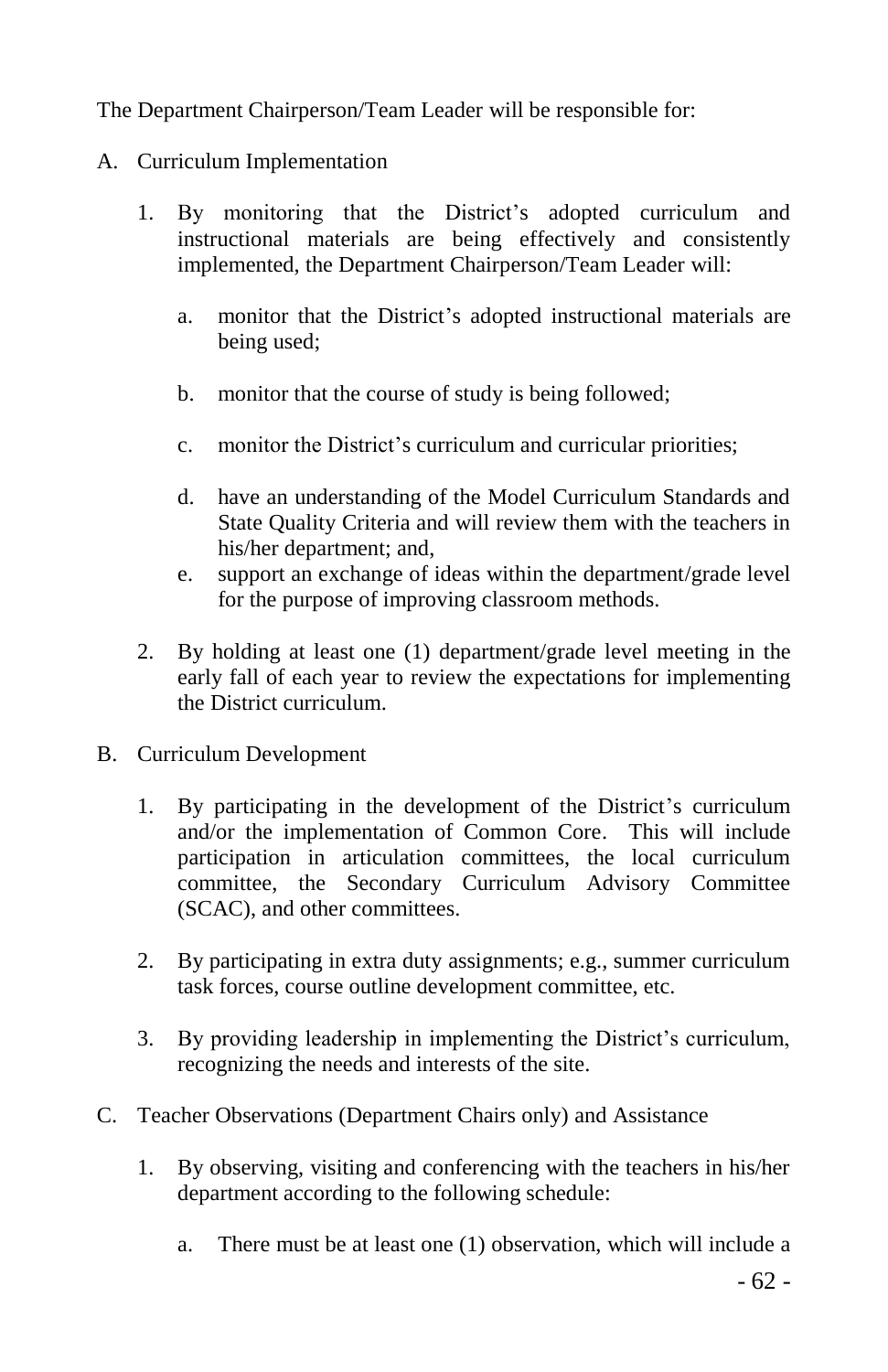The Department Chairperson/Team Leader will be responsible for:

A. Curriculum Implementation

1. By monitoring that the District's adopted curriculum and instructional materials are being effectively and consistently implemented, the Department Chairperson/Team Leader will:

    a. monitor that the District's adopted instructional materials are being used;

    b. monitor that the course of study is being followed;

    c. monitor the District's curriculum and curricular priorities;

    d. have an understanding of the Model Curriculum Standards and State Quality Criteria and will review them with the teachers in his/her department; and,

    e. support an exchange of ideas within the department/grade level for the purpose of improving classroom methods.

2. By holding at least one (1) department/grade level meeting in the early fall of each year to review the expectations for implementing the District curriculum.

B. Curriculum Development

1. By participating in the development of the District's curriculum and/or the implementation of Common Core. This will include participation in articulation committees, the local curriculum committee, the Secondary Curriculum Advisory Committee (SCAC), and other committees.

2. By participating in extra duty assignments; e.g., summer curriculum task forces, course outline development committee, etc.

3. By providing leadership in implementing the District's curriculum, recognizing the needs and interests of the site.

C. Teacher Observations (Department Chairs only) and Assistance

1. By observing, visiting and conferencing with the teachers in his/her department according to the following schedule:

    a. There must be at least one (1) observation, which will include a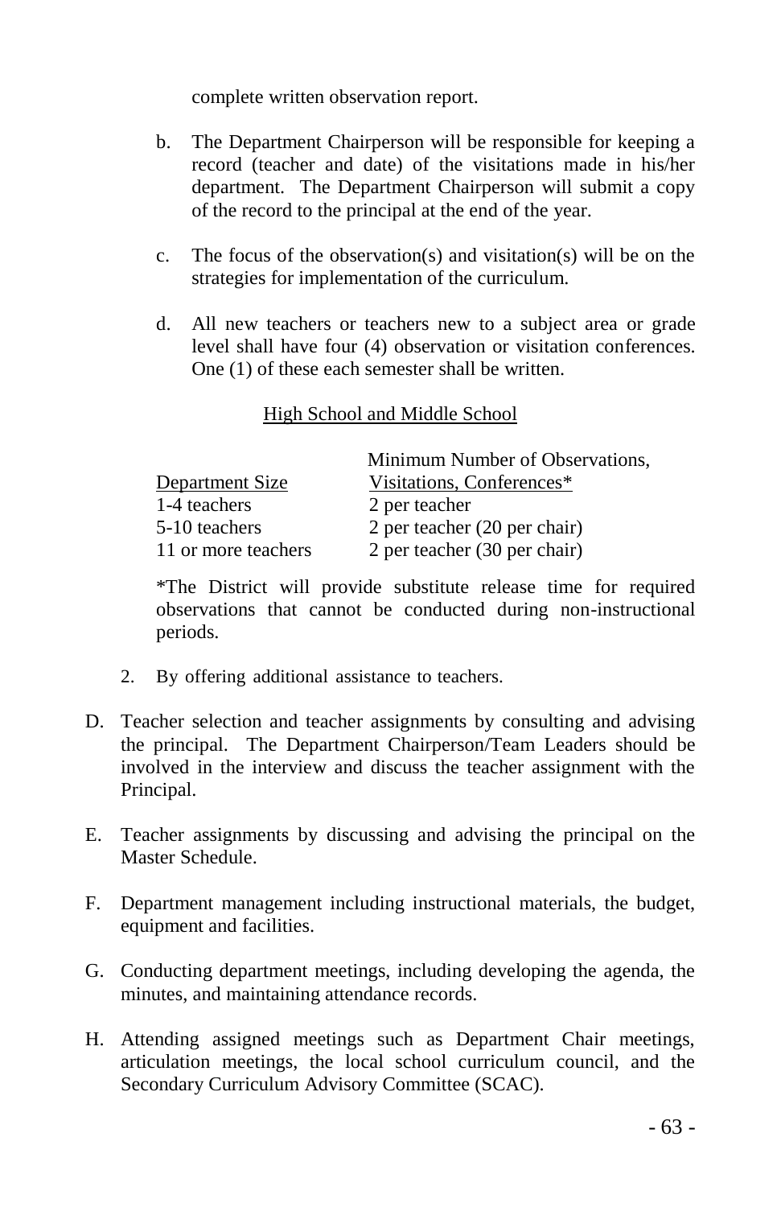complete written observation report.

b. The Department Chairperson will be responsible for keeping a record (teacher and date) of the visitations made in his/her department. The Department Chairperson will submit a copy of the record to the principal at the end of the year.

c. The focus of the observation(s) and visitation(s) will be on the strategies for implementation of the curriculum.

d. All new teachers or teachers new to a subject area or grade level shall have four (4) observation or visitation conferences. One (1) of these each semester shall be written.

<u>High School and Middle School</u>

| Department Size | Minimum Number of Observations, Visitations, Conferences* |
|---|---|
| 1-4 teachers | 2 per teacher |
| 5-10 teachers | 2 per teacher (20 per chair) |
| 11 or more teachers | 2 per teacher (30 per chair) |

*The District will provide substitute release time for required observations that cannot be conducted during non-instructional periods.

2. By offering additional assistance to teachers.

D. Teacher selection and teacher assignments by consulting and advising the principal. The Department Chairperson/Team Leaders should be involved in the interview and discuss the teacher assignment with the Principal.

E. Teacher assignments by discussing and advising the principal on the Master Schedule.

F. Department management including instructional materials, the budget, equipment and facilities.

G. Conducting department meetings, including developing the agenda, the minutes, and maintaining attendance records.

H. Attending assigned meetings such as Department Chair meetings, articulation meetings, the local school curriculum council, and the Secondary Curriculum Advisory Committee (SCAC).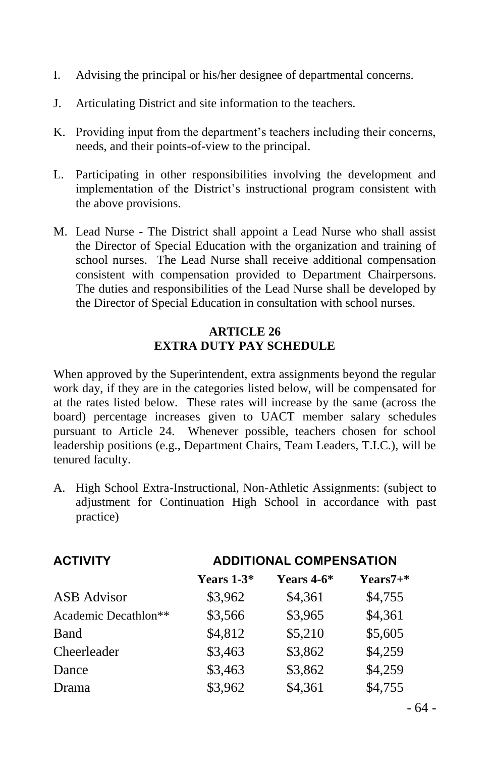I. Advising the principal or his/her designee of departmental concerns.

J. Articulating District and site information to the teachers.

K. Providing input from the department's teachers including their concerns, needs, and their points-of-view to the principal.

L. Participating in other responsibilities involving the development and implementation of the District's instructional program consistent with the above provisions.

M. Lead Nurse - The District shall appoint a Lead Nurse who shall assist the Director of Special Education with the organization and training of school nurses. The Lead Nurse shall receive additional compensation consistent with compensation provided to Department Chairpersons. The duties and responsibilities of the Lead Nurse shall be developed by the Director of Special Education in consultation with school nurses.

## ARTICLE 26
## EXTRA DUTY PAY SCHEDULE

When approved by the Superintendent, extra assignments beyond the regular work day, if they are in the categories listed below, will be compensated for at the rates listed below. These rates will increase by the same (across the board) percentage increases given to UACT member salary schedules pursuant to Article 24. Whenever possible, teachers chosen for school leadership positions (e.g., Department Chairs, Team Leaders, T.I.C.), will be tenured faculty.

A. High School Extra-Instructional, Non-Athletic Assignments: (subject to adjustment for Continuation High School in accordance with past practice)

| ACTIVITY | ADDITIONAL COMPENSATION | | |
|---|---|---|---|
| | **Years 1-3*** | **Years 4-6*** | **Years7+*** |
| ASB Advisor | $3,962 | $4,361 | $4,755 |
| Academic Decathlon** | $3,566 | $3,965 | $4,361 |
| Band | $4,812 | $5,210 | $5,605 |
| Cheerleader | $3,463 | $3,862 | $4,259 |
| Dance | $3,463 | $3,862 | $4,259 |
| Drama | $3,962 | $4,361 | $4,755 |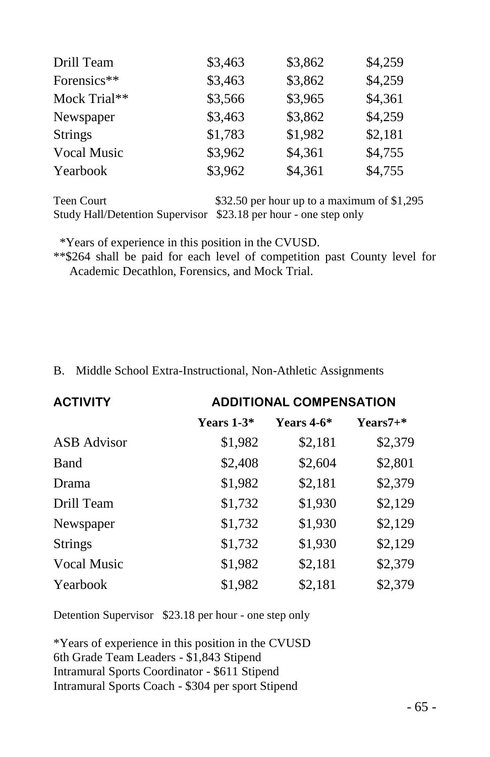| | | | |
|---|---|---|---|
| Drill Team | $3,463 | $3,862 | $4,259 |
| Forensics** | $3,463 | $3,862 | $4,259 |
| Mock Trial** | $3,566 | $3,965 | $4,361 |
| Newspaper | $3,463 | $3,862 | $4,259 |
| Strings | $1,783 | $1,982 | $2,181 |
| Vocal Music | $3,962 | $4,361 | $4,755 |
| Yearbook | $3,962 | $4,361 | $4,755 |

Teen Court $32.50 per hour up to a maximum of $1,295
Study Hall/Detention Supervisor $23.18 per hour - one step only

*Years of experience in this position in the CVUSD.
**$264 shall be paid for each level of competition past County level for Academic Decathlon, Forensics, and Mock Trial.

B. Middle School Extra-Instructional, Non-Athletic Assignments

| ACTIVITY | ADDITIONAL COMPENSATION | | |
|---|---|---|---|
| | Years 1-3* | Years 4-6* | Years7+* |
| ASB Advisor | $1,982 | $2,181 | $2,379 |
| Band | $2,408 | $2,604 | $2,801 |
| Drama | $1,982 | $2,181 | $2,379 |
| Drill Team | $1,732 | $1,930 | $2,129 |
| Newspaper | $1,732 | $1,930 | $2,129 |
| Strings | $1,732 | $1,930 | $2,129 |
| Vocal Music | $1,982 | $2,181 | $2,379 |
| Yearbook | $1,982 | $2,181 | $2,379 |

Detention Supervisor $23.18 per hour - one step only

*Years of experience in this position in the CVUSD
6th Grade Team Leaders - $1,843 Stipend
Intramural Sports Coordinator - $611 Stipend
Intramural Sports Coach - $304 per sport Stipend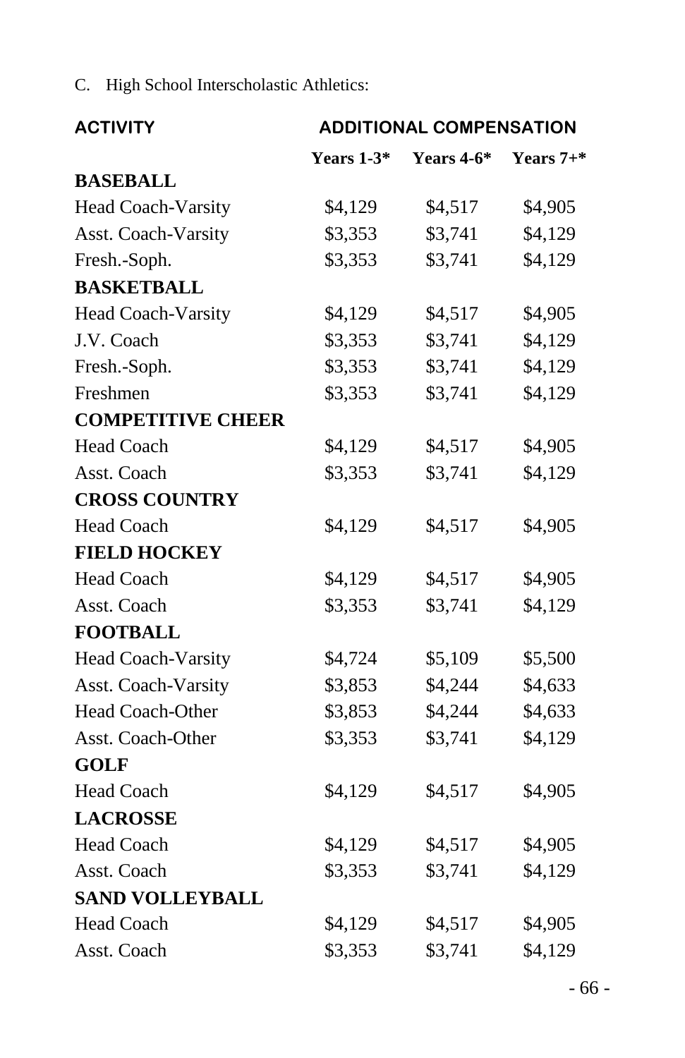C. High School Interscholastic Athletics:

| ACTIVITY | ADDITIONAL COMPENSATION | | |
|---|---|---|---|
| | **Years 1-3*** | **Years 4-6*** | **Years 7+*** |
| **BASEBALL** | | | |
| Head Coach-Varsity | $4,129 | $4,517 | $4,905 |
| Asst. Coach-Varsity | $3,353 | $3,741 | $4,129 |
| Fresh.-Soph. | $3,353 | $3,741 | $4,129 |
| **BASKETBALL** | | | |
| Head Coach-Varsity | $4,129 | $4,517 | $4,905 |
| J.V. Coach | $3,353 | $3,741 | $4,129 |
| Fresh.-Soph. | $3,353 | $3,741 | $4,129 |
| Freshmen | $3,353 | $3,741 | $4,129 |
| **COMPETITIVE CHEER** | | | |
| Head Coach | $4,129 | $4,517 | $4,905 |
| Asst. Coach | $3,353 | $3,741 | $4,129 |
| **CROSS COUNTRY** | | | |
| Head Coach | $4,129 | $4,517 | $4,905 |
| **FIELD HOCKEY** | | | |
| Head Coach | $4,129 | $4,517 | $4,905 |
| Asst. Coach | $3,353 | $3,741 | $4,129 |
| **FOOTBALL** | | | |
| Head Coach-Varsity | $4,724 | $5,109 | $5,500 |
| Asst. Coach-Varsity | $3,853 | $4,244 | $4,633 |
| Head Coach-Other | $3,853 | $4,244 | $4,633 |
| Asst. Coach-Other | $3,353 | $3,741 | $4,129 |
| **GOLF** | | | |
| Head Coach | $4,129 | $4,517 | $4,905 |
| **LACROSSE** | | | |
| Head Coach | $4,129 | $4,517 | $4,905 |
| Asst. Coach | $3,353 | $3,741 | $4,129 |
| **SAND VOLLEYBALL** | | | |
| Head Coach | $4,129 | $4,517 | $4,905 |
| Asst. Coach | $3,353 | $3,741 | $4,129 |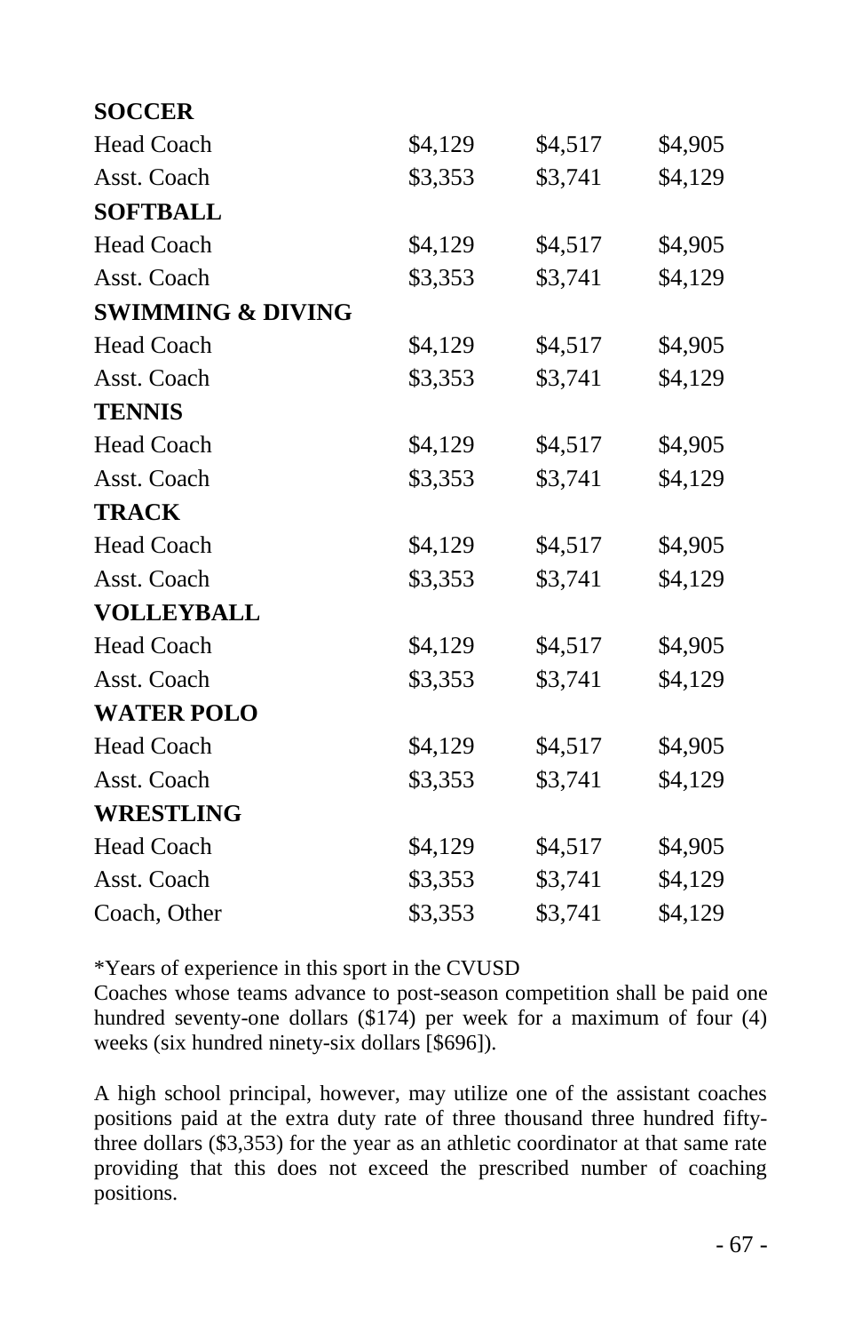| | | | |
|---|---|---|---|
| **SOCCER** | | | |
| Head Coach | $4,129 | $4,517 | $4,905 |
| Asst. Coach | $3,353 | $3,741 | $4,129 |
| **SOFTBALL** | | | |
| Head Coach | $4,129 | $4,517 | $4,905 |
| Asst. Coach | $3,353 | $3,741 | $4,129 |
| **SWIMMING & DIVING** | | | |
| Head Coach | $4,129 | $4,517 | $4,905 |
| Asst. Coach | $3,353 | $3,741 | $4,129 |
| **TENNIS** | | | |
| Head Coach | $4,129 | $4,517 | $4,905 |
| Asst. Coach | $3,353 | $3,741 | $4,129 |
| **TRACK** | | | |
| Head Coach | $4,129 | $4,517 | $4,905 |
| Asst. Coach | $3,353 | $3,741 | $4,129 |
| **VOLLEYBALL** | | | |
| Head Coach | $4,129 | $4,517 | $4,905 |
| Asst. Coach | $3,353 | $3,741 | $4,129 |
| **WATER POLO** | | | |
| Head Coach | $4,129 | $4,517 | $4,905 |
| Asst. Coach | $3,353 | $3,741 | $4,129 |
| **WRESTLING** | | | |
| Head Coach | $4,129 | $4,517 | $4,905 |
| Asst. Coach | $3,353 | $3,741 | $4,129 |
| Coach, Other | $3,353 | $3,741 | $4,129 |

*Years of experience in this sport in the CVUSD

Coaches whose teams advance to post-season competition shall be paid one hundred seventy-one dollars ($174) per week for a maximum of four (4) weeks (six hundred ninety-six dollars [$696]).

A high school principal, however, may utilize one of the assistant coaches positions paid at the extra duty rate of three thousand three hundred fifty-three dollars ($3,353) for the year as an athletic coordinator at that same rate providing that this does not exceed the prescribed number of coaching positions.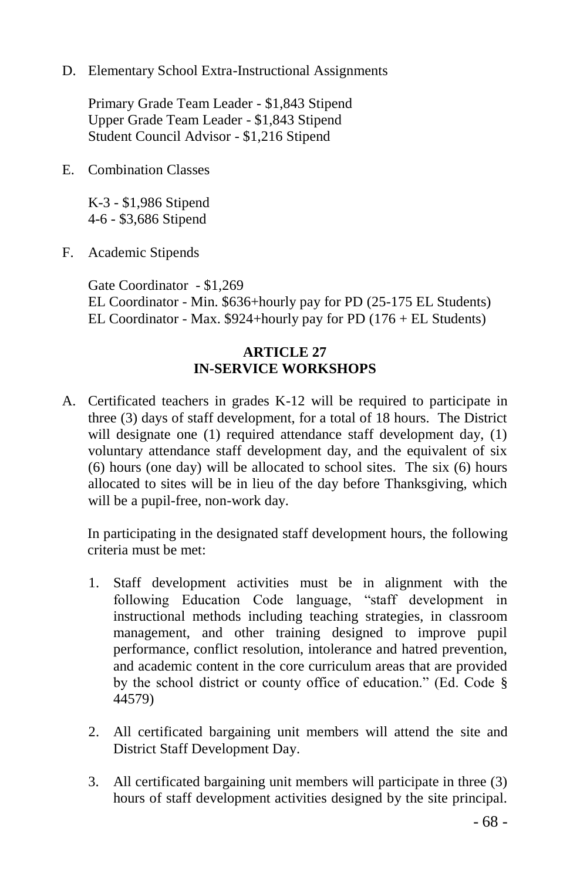D. Elementary School Extra-Instructional Assignments

   Primary Grade Team Leader - $1,843 Stipend
   Upper Grade Team Leader - $1,843 Stipend
   Student Council Advisor - $1,216 Stipend

E. Combination Classes

   K-3 - $1,986 Stipend
   4-6 - $3,686 Stipend

F. Academic Stipends

   Gate Coordinator - $1,269
   EL Coordinator - Min. $636+hourly pay for PD (25-175 EL Students)
   EL Coordinator - Max. $924+hourly pay for PD (176 + EL Students)

## ARTICLE 27
## IN-SERVICE WORKSHOPS

A. Certificated teachers in grades K-12 will be required to participate in three (3) days of staff development, for a total of 18 hours. The District will designate one (1) required attendance staff development day, (1) voluntary attendance staff development day, and the equivalent of six (6) hours (one day) will be allocated to school sites. The six (6) hours allocated to sites will be in lieu of the day before Thanksgiving, which will be a pupil-free, non-work day.

   In participating in the designated staff development hours, the following criteria must be met:

   1. Staff development activities must be in alignment with the following Education Code language, "staff development in instructional methods including teaching strategies, in classroom management, and other training designed to improve pupil performance, conflict resolution, intolerance and hatred prevention, and academic content in the core curriculum areas that are provided by the school district or county office of education." (Ed. Code § 44579)

   2. All certificated bargaining unit members will attend the site and District Staff Development Day.

   3. All certificated bargaining unit members will participate in three (3) hours of staff development activities designed by the site principal.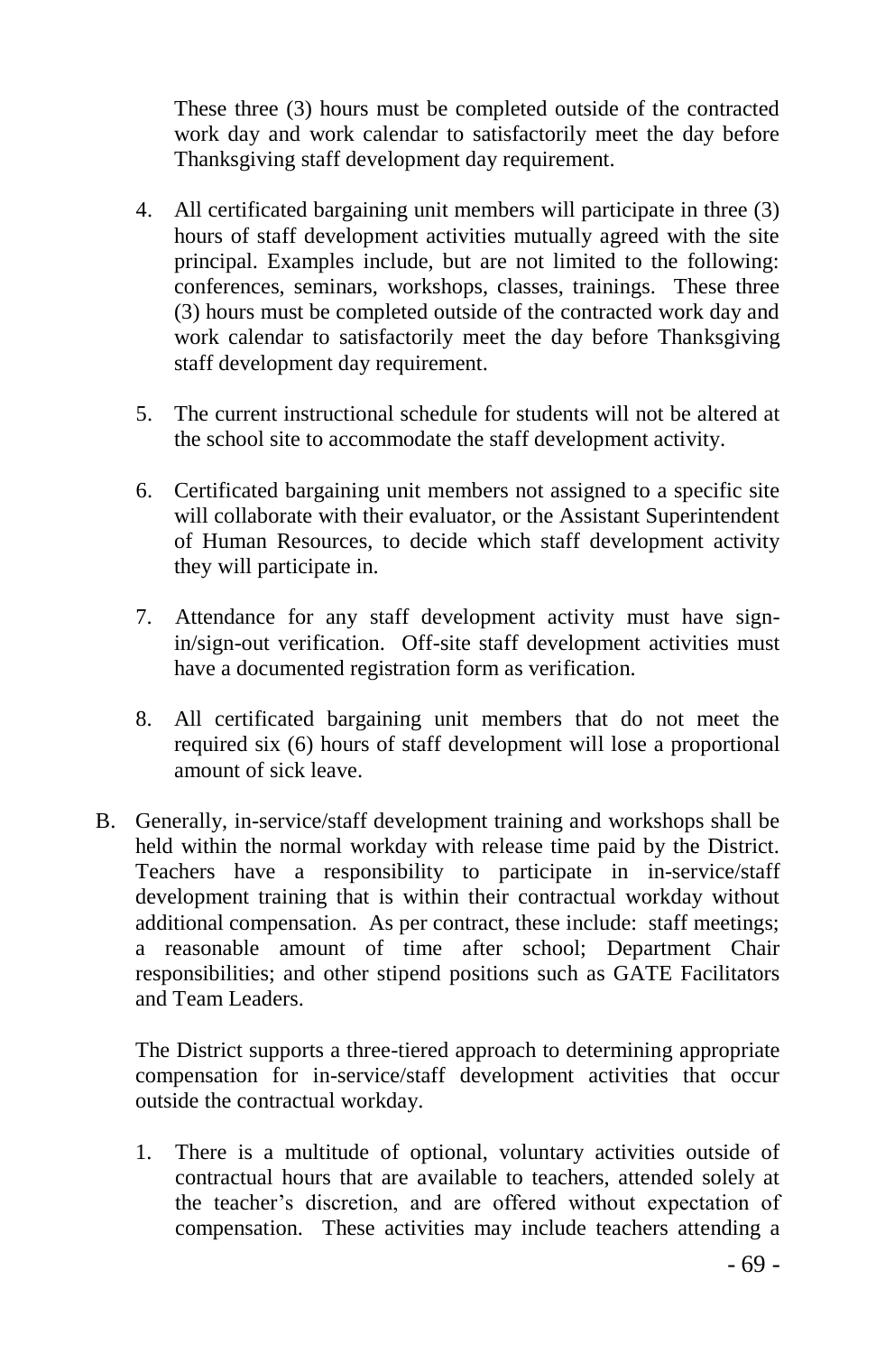These three (3) hours must be completed outside of the contracted work day and work calendar to satisfactorily meet the day before Thanksgiving staff development day requirement.

4. All certificated bargaining unit members will participate in three (3) hours of staff development activities mutually agreed with the site principal. Examples include, but are not limited to the following: conferences, seminars, workshops, classes, trainings. These three (3) hours must be completed outside of the contracted work day and work calendar to satisfactorily meet the day before Thanksgiving staff development day requirement.

5. The current instructional schedule for students will not be altered at the school site to accommodate the staff development activity.

6. Certificated bargaining unit members not assigned to a specific site will collaborate with their evaluator, or the Assistant Superintendent of Human Resources, to decide which staff development activity they will participate in.

7. Attendance for any staff development activity must have sign-in/sign-out verification. Off-site staff development activities must have a documented registration form as verification.

8. All certificated bargaining unit members that do not meet the required six (6) hours of staff development will lose a proportional amount of sick leave.

B. Generally, in-service/staff development training and workshops shall be held within the normal workday with release time paid by the District. Teachers have a responsibility to participate in in-service/staff development training that is within their contractual workday without additional compensation. As per contract, these include: staff meetings; a reasonable amount of time after school; Department Chair responsibilities; and other stipend positions such as GATE Facilitators and Team Leaders.

   The District supports a three-tiered approach to determining appropriate compensation for in-service/staff development activities that occur outside the contractual workday.

   1. There is a multitude of optional, voluntary activities outside of contractual hours that are available to teachers, attended solely at the teacher's discretion, and are offered without expectation of compensation. These activities may include teachers attending a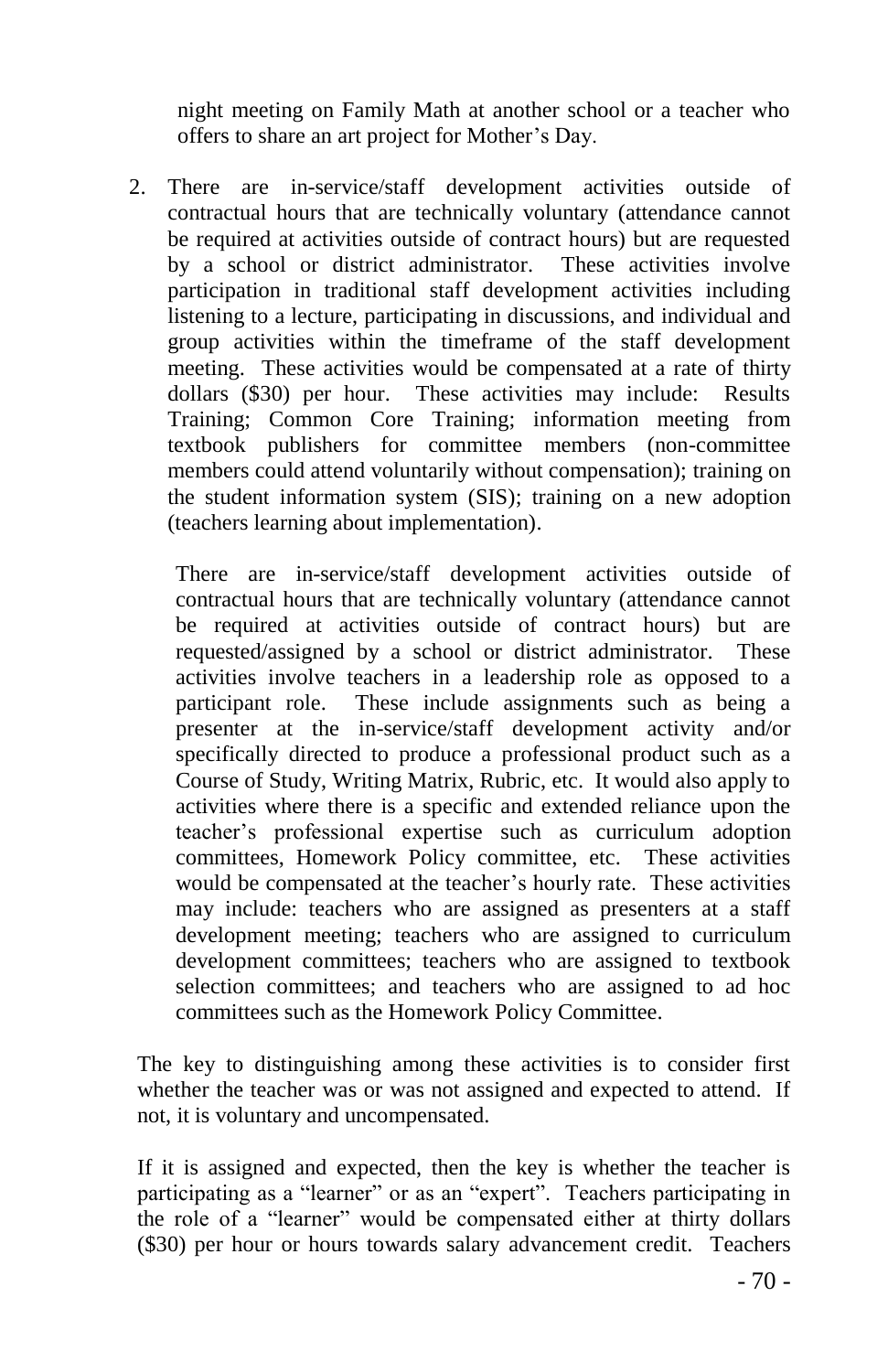night meeting on Family Math at another school or a teacher who offers to share an art project for Mother's Day.

2. There are in-service/staff development activities outside of contractual hours that are technically voluntary (attendance cannot be required at activities outside of contract hours) but are requested by a school or district administrator. These activities involve participation in traditional staff development activities including listening to a lecture, participating in discussions, and individual and group activities within the timeframe of the staff development meeting. These activities would be compensated at a rate of thirty dollars ($30) per hour. These activities may include: Results Training; Common Core Training; information meeting from textbook publishers for committee members (non-committee members could attend voluntarily without compensation); training on the student information system (SIS); training on a new adoption (teachers learning about implementation).

   There are in-service/staff development activities outside of contractual hours that are technically voluntary (attendance cannot be required at activities outside of contract hours) but are requested/assigned by a school or district administrator. These activities involve teachers in a leadership role as opposed to a participant role. These include assignments such as being a presenter at the in-service/staff development activity and/or specifically directed to produce a professional product such as a Course of Study, Writing Matrix, Rubric, etc. It would also apply to activities where there is a specific and extended reliance upon the teacher's professional expertise such as curriculum adoption committees, Homework Policy committee, etc. These activities would be compensated at the teacher's hourly rate. These activities may include: teachers who are assigned as presenters at a staff development meeting; teachers who are assigned to curriculum development committees; teachers who are assigned to textbook selection committees; and teachers who are assigned to ad hoc committees such as the Homework Policy Committee.

The key to distinguishing among these activities is to consider first whether the teacher was or was not assigned and expected to attend. If not, it is voluntary and uncompensated.

If it is assigned and expected, then the key is whether the teacher is participating as a "learner" or as an "expert". Teachers participating in the role of a "learner" would be compensated either at thirty dollars ($30) per hour or hours towards salary advancement credit. Teachers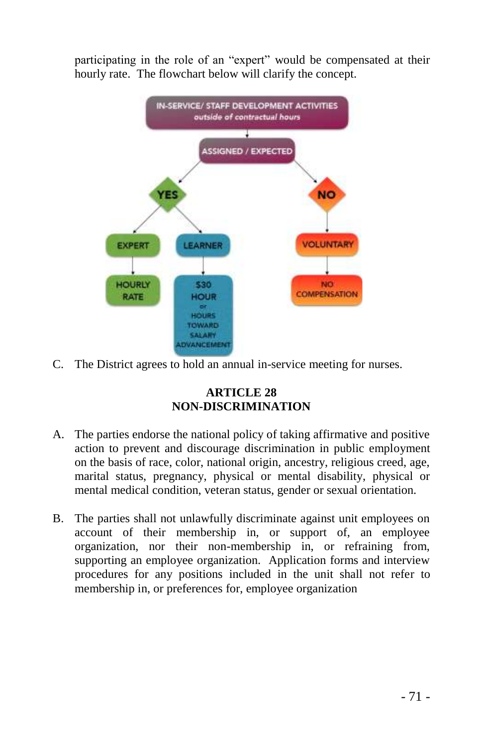participating in the role of an "expert" would be compensated at their hourly rate. The flowchart below will clarify the concept.

**IN-SERVICE/ STAFF DEVELOPMENT ACTIVITIES**
*outside of contractual hours*

- **ASSIGNED / EXPECTED**
  - **YES**
    - **EXPERT** → HOURLY RATE
    - **LEARNER** → $30 HOUR or HOURS TOWARD SALARY ADVANCEMENT
  - **NO**
    - **VOLUNTARY** → NO COMPENSATION

C. The District agrees to hold an annual in-service meeting for nurses.

## ARTICLE 28
## NON-DISCRIMINATION

A. The parties endorse the national policy of taking affirmative and positive action to prevent and discourage discrimination in public employment on the basis of race, color, national origin, ancestry, religious creed, age, marital status, pregnancy, physical or mental disability, physical or mental medical condition, veteran status, gender or sexual orientation.

B. The parties shall not unlawfully discriminate against unit employees on account of their membership in, or support of, an employee organization, nor their non-membership in, or refraining from, supporting an employee organization. Application forms and interview procedures for any positions included in the unit shall not refer to membership in, or preferences for, employee organization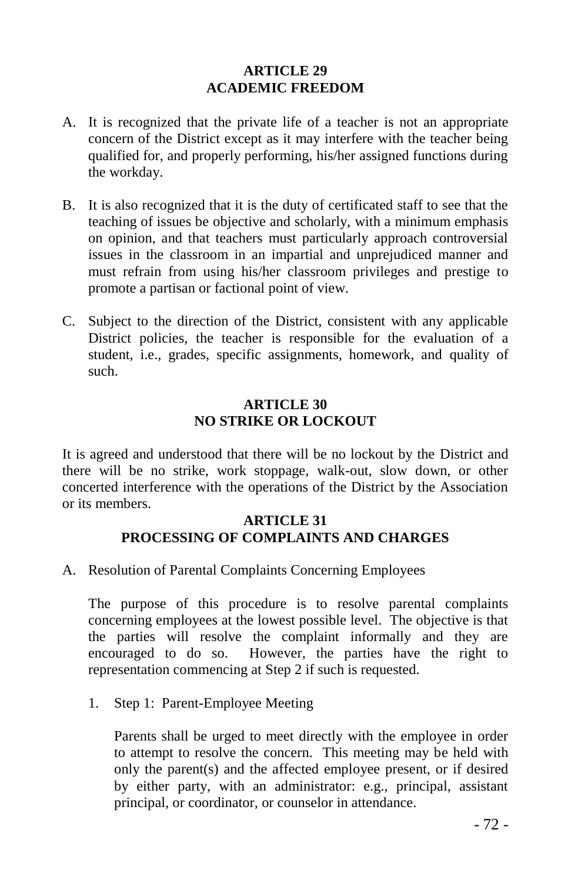## ARTICLE 29
## ACADEMIC FREEDOM

A. It is recognized that the private life of a teacher is not an appropriate concern of the District except as it may interfere with the teacher being qualified for, and properly performing, his/her assigned functions during the workday.

B. It is also recognized that it is the duty of certificated staff to see that the teaching of issues be objective and scholarly, with a minimum emphasis on opinion, and that teachers must particularly approach controversial issues in the classroom in an impartial and unprejudiced manner and must refrain from using his/her classroom privileges and prestige to promote a partisan or factional point of view.

C. Subject to the direction of the District, consistent with any applicable District policies, the teacher is responsible for the evaluation of a student, i.e., grades, specific assignments, homework, and quality of such.

## ARTICLE 30
## NO STRIKE OR LOCKOUT

It is agreed and understood that there will be no lockout by the District and there will be no strike, work stoppage, walk-out, slow down, or other concerted interference with the operations of the District by the Association or its members.

## ARTICLE 31
## PROCESSING OF COMPLAINTS AND CHARGES

A. Resolution of Parental Complaints Concerning Employees

The purpose of this procedure is to resolve parental complaints concerning employees at the lowest possible level. The objective is that the parties will resolve the complaint informally and they are encouraged to do so. However, the parties have the right to representation commencing at Step 2 if such is requested.

1. Step 1: Parent-Employee Meeting

   Parents shall be urged to meet directly with the employee in order to attempt to resolve the concern. This meeting may be held with only the parent(s) and the affected employee present, or if desired by either party, with an administrator: e.g., principal, assistant principal, or coordinator, or counselor in attendance.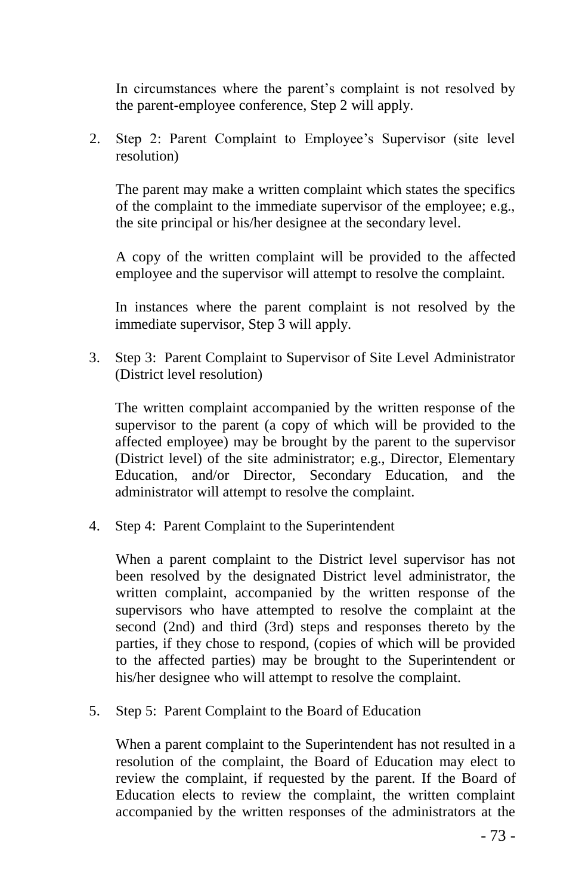In circumstances where the parent's complaint is not resolved by the parent-employee conference, Step 2 will apply.

2. Step 2: Parent Complaint to Employee's Supervisor (site level resolution)

   The parent may make a written complaint which states the specifics of the complaint to the immediate supervisor of the employee; e.g., the site principal or his/her designee at the secondary level.

   A copy of the written complaint will be provided to the affected employee and the supervisor will attempt to resolve the complaint.

   In instances where the parent complaint is not resolved by the immediate supervisor, Step 3 will apply.

3. Step 3: Parent Complaint to Supervisor of Site Level Administrator (District level resolution)

   The written complaint accompanied by the written response of the supervisor to the parent (a copy of which will be provided to the affected employee) may be brought by the parent to the supervisor (District level) of the site administrator; e.g., Director, Elementary Education, and/or Director, Secondary Education, and the administrator will attempt to resolve the complaint.

4. Step 4: Parent Complaint to the Superintendent

   When a parent complaint to the District level supervisor has not been resolved by the designated District level administrator, the written complaint, accompanied by the written response of the supervisors who have attempted to resolve the complaint at the second (2nd) and third (3rd) steps and responses thereto by the parties, if they chose to respond, (copies of which will be provided to the affected parties) may be brought to the Superintendent or his/her designee who will attempt to resolve the complaint.

5. Step 5: Parent Complaint to the Board of Education

   When a parent complaint to the Superintendent has not resulted in a resolution of the complaint, the Board of Education may elect to review the complaint, if requested by the parent. If the Board of Education elects to review the complaint, the written complaint accompanied by the written responses of the administrators at the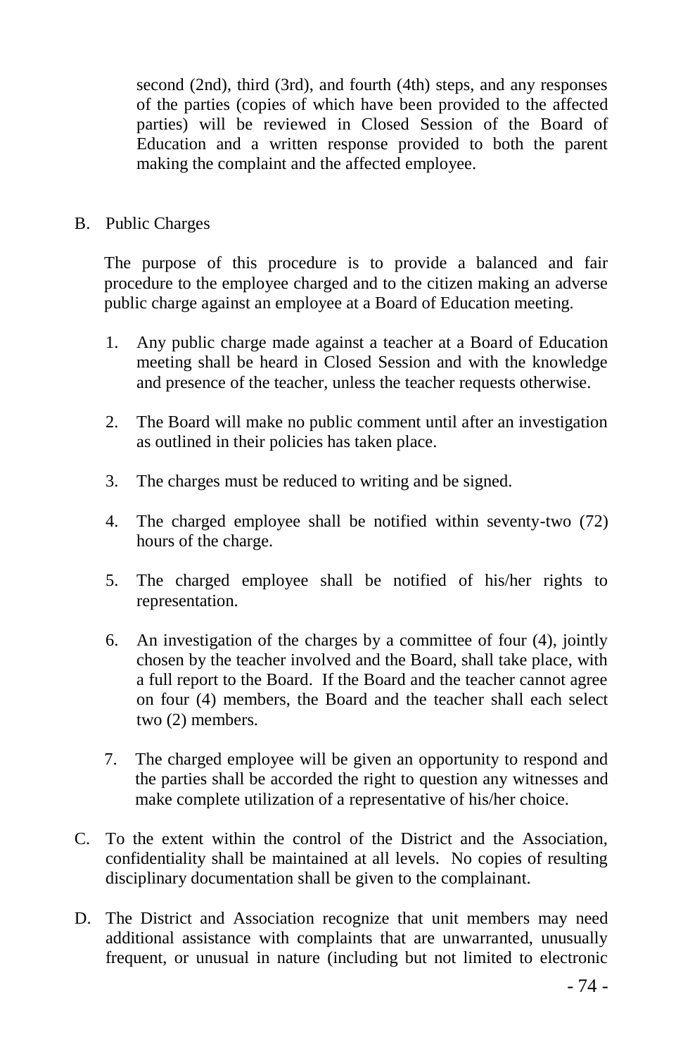second (2nd), third (3rd), and fourth (4th) steps, and any responses of the parties (copies of which have been provided to the affected parties) will be reviewed in Closed Session of the Board of Education and a written response provided to both the parent making the complaint and the affected employee.

B. Public Charges

The purpose of this procedure is to provide a balanced and fair procedure to the employee charged and to the citizen making an adverse public charge against an employee at a Board of Education meeting.

1. Any public charge made against a teacher at a Board of Education meeting shall be heard in Closed Session and with the knowledge and presence of the teacher, unless the teacher requests otherwise.

2. The Board will make no public comment until after an investigation as outlined in their policies has taken place.

3. The charges must be reduced to writing and be signed.

4. The charged employee shall be notified within seventy-two (72) hours of the charge.

5. The charged employee shall be notified of his/her rights to representation.

6. An investigation of the charges by a committee of four (4), jointly chosen by the teacher involved and the Board, shall take place, with a full report to the Board. If the Board and the teacher cannot agree on four (4) members, the Board and the teacher shall each select two (2) members.

7. The charged employee will be given an opportunity to respond and the parties shall be accorded the right to question any witnesses and make complete utilization of a representative of his/her choice.

C. To the extent within the control of the District and the Association, confidentiality shall be maintained at all levels. No copies of resulting disciplinary documentation shall be given to the complainant.

D. The District and Association recognize that unit members may need additional assistance with complaints that are unwarranted, unusually frequent, or unusual in nature (including but not limited to electronic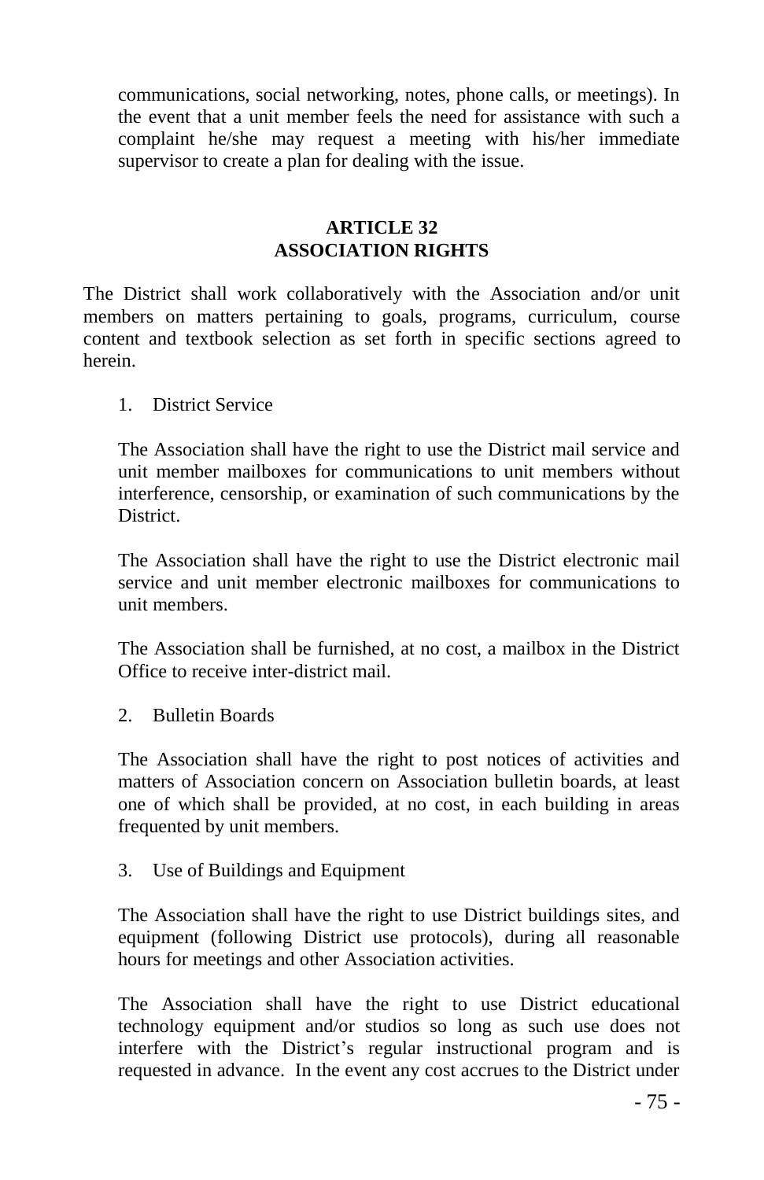communications, social networking, notes, phone calls, or meetings). In the event that a unit member feels the need for assistance with such a complaint he/she may request a meeting with his/her immediate supervisor to create a plan for dealing with the issue.

## ARTICLE 32
## ASSOCIATION RIGHTS

The District shall work collaboratively with the Association and/or unit members on matters pertaining to goals, programs, curriculum, course content and textbook selection as set forth in specific sections agreed to herein.

1. District Service

   The Association shall have the right to use the District mail service and unit member mailboxes for communications to unit members without interference, censorship, or examination of such communications by the District.

   The Association shall have the right to use the District electronic mail service and unit member electronic mailboxes for communications to unit members.

   The Association shall be furnished, at no cost, a mailbox in the District Office to receive inter-district mail.

2. Bulletin Boards

   The Association shall have the right to post notices of activities and matters of Association concern on Association bulletin boards, at least one of which shall be provided, at no cost, in each building in areas frequented by unit members.

3. Use of Buildings and Equipment

   The Association shall have the right to use District buildings sites, and equipment (following District use protocols), during all reasonable hours for meetings and other Association activities.

   The Association shall have the right to use District educational technology equipment and/or studios so long as such use does not interfere with the District's regular instructional program and is requested in advance. In the event any cost accrues to the District under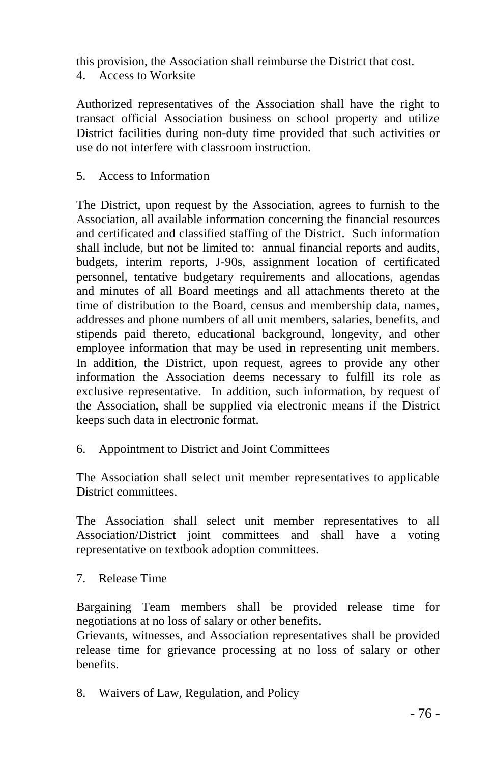this provision, the Association shall reimburse the District that cost.

4. Access to Worksite

Authorized representatives of the Association shall have the right to transact official Association business on school property and utilize District facilities during non-duty time provided that such activities or use do not interfere with classroom instruction.

5. Access to Information

The District, upon request by the Association, agrees to furnish to the Association, all available information concerning the financial resources and certificated and classified staffing of the District. Such information shall include, but not be limited to: annual financial reports and audits, budgets, interim reports, J-90s, assignment location of certificated personnel, tentative budgetary requirements and allocations, agendas and minutes of all Board meetings and all attachments thereto at the time of distribution to the Board, census and membership data, names, addresses and phone numbers of all unit members, salaries, benefits, and stipends paid thereto, educational background, longevity, and other employee information that may be used in representing unit members. In addition, the District, upon request, agrees to provide any other information the Association deems necessary to fulfill its role as exclusive representative. In addition, such information, by request of the Association, shall be supplied via electronic means if the District keeps such data in electronic format.

6. Appointment to District and Joint Committees

The Association shall select unit member representatives to applicable District committees.

The Association shall select unit member representatives to all Association/District joint committees and shall have a voting representative on textbook adoption committees.

7. Release Time

Bargaining Team members shall be provided release time for negotiations at no loss of salary or other benefits.

Grievants, witnesses, and Association representatives shall be provided release time for grievance processing at no loss of salary or other benefits.

8. Waivers of Law, Regulation, and Policy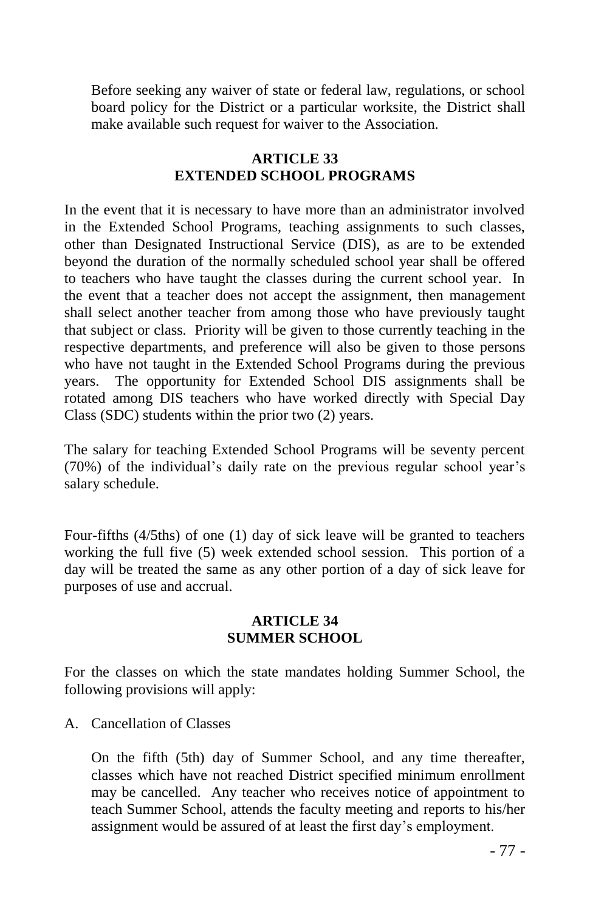Before seeking any waiver of state or federal law, regulations, or school board policy for the District or a particular worksite, the District shall make available such request for waiver to the Association.

## ARTICLE 33
## EXTENDED SCHOOL PROGRAMS

In the event that it is necessary to have more than an administrator involved in the Extended School Programs, teaching assignments to such classes, other than Designated Instructional Service (DIS), as are to be extended beyond the duration of the normally scheduled school year shall be offered to teachers who have taught the classes during the current school year. In the event that a teacher does not accept the assignment, then management shall select another teacher from among those who have previously taught that subject or class. Priority will be given to those currently teaching in the respective departments, and preference will also be given to those persons who have not taught in the Extended School Programs during the previous years. The opportunity for Extended School DIS assignments shall be rotated among DIS teachers who have worked directly with Special Day Class (SDC) students within the prior two (2) years.

The salary for teaching Extended School Programs will be seventy percent (70%) of the individual's daily rate on the previous regular school year's salary schedule.

Four-fifths (4/5ths) of one (1) day of sick leave will be granted to teachers working the full five (5) week extended school session. This portion of a day will be treated the same as any other portion of a day of sick leave for purposes of use and accrual.

## ARTICLE 34
## SUMMER SCHOOL

For the classes on which the state mandates holding Summer School, the following provisions will apply:

A. Cancellation of Classes

   On the fifth (5th) day of Summer School, and any time thereafter, classes which have not reached District specified minimum enrollment may be cancelled. Any teacher who receives notice of appointment to teach Summer School, attends the faculty meeting and reports to his/her assignment would be assured of at least the first day's employment.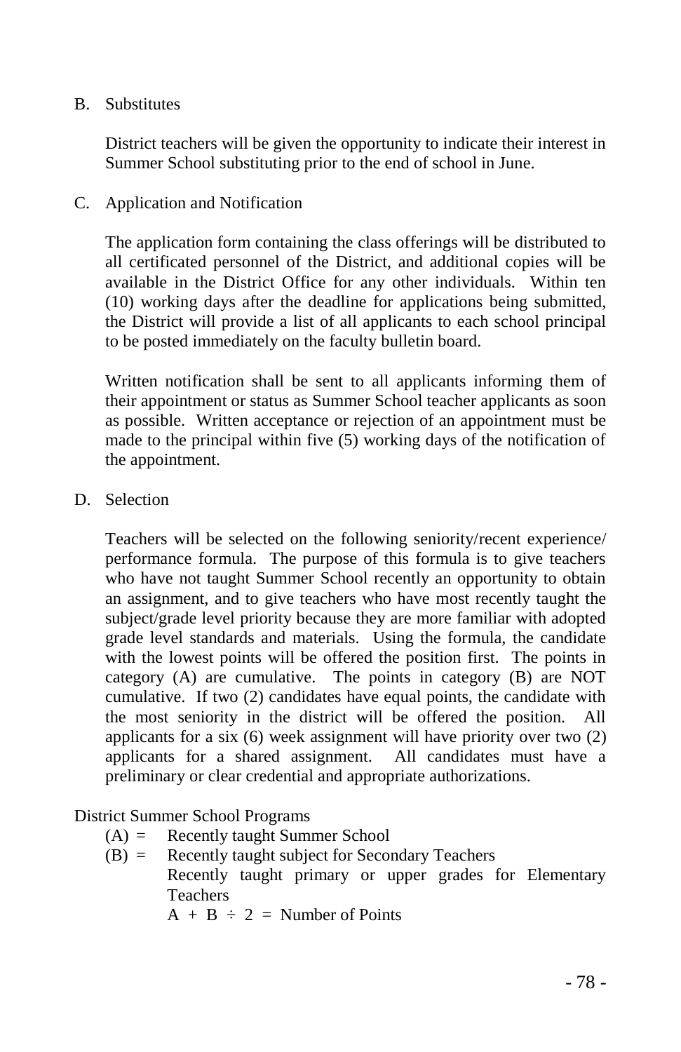B. Substitutes

District teachers will be given the opportunity to indicate their interest in Summer School substituting prior to the end of school in June.

C. Application and Notification

The application form containing the class offerings will be distributed to all certificated personnel of the District, and additional copies will be available in the District Office for any other individuals. Within ten (10) working days after the deadline for applications being submitted, the District will provide a list of all applicants to each school principal to be posted immediately on the faculty bulletin board.

Written notification shall be sent to all applicants informing them of their appointment or status as Summer School teacher applicants as soon as possible. Written acceptance or rejection of an appointment must be made to the principal within five (5) working days of the notification of the appointment.

D. Selection

Teachers will be selected on the following seniority/recent experience/ performance formula. The purpose of this formula is to give teachers who have not taught Summer School recently an opportunity to obtain an assignment, and to give teachers who have most recently taught the subject/grade level priority because they are more familiar with adopted grade level standards and materials. Using the formula, the candidate with the lowest points will be offered the position first. The points in category (A) are cumulative. The points in category (B) are NOT cumulative. If two (2) candidates have equal points, the candidate with the most seniority in the district will be offered the position. All applicants for a six (6) week assignment will have priority over two (2) applicants for a shared assignment. All candidates must have a preliminary or clear credential and appropriate authorizations.

District Summer School Programs

(A) = Recently taught Summer School

(B) = Recently taught subject for Secondary Teachers
Recently taught primary or upper grades for Elementary Teachers

$A + B \div 2 =$ Number of Points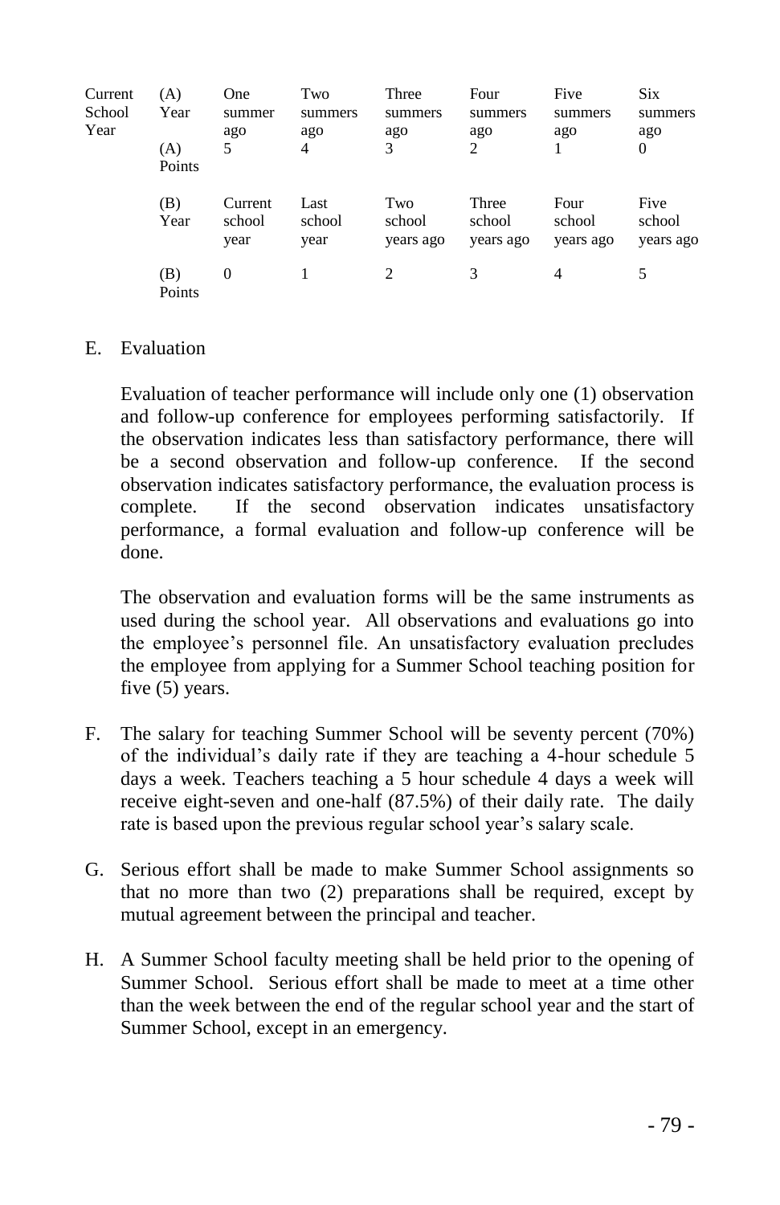| Current School Year | (A) Year | One summer ago | Two summers ago | Three summers ago | Four summers ago | Five summers ago | Six summers ago |
|---|---|---|---|---|---|---|---|
| | (A) Points | 5 | 4 | 3 | 2 | 1 | 0 |
| | (B) Year | Current school year | Last school year | Two school years ago | Three school years ago | Four school years ago | Five school years ago |
| | (B) Points | 0 | 1 | 2 | 3 | 4 | 5 |

E. Evaluation

Evaluation of teacher performance will include only one (1) observation and follow-up conference for employees performing satisfactorily. If the observation indicates less than satisfactory performance, there will be a second observation and follow-up conference. If the second observation indicates satisfactory performance, the evaluation process is complete. If the second observation indicates unsatisfactory performance, a formal evaluation and follow-up conference will be done.

The observation and evaluation forms will be the same instruments as used during the school year. All observations and evaluations go into the employee's personnel file. An unsatisfactory evaluation precludes the employee from applying for a Summer School teaching position for five (5) years.

F. The salary for teaching Summer School will be seventy percent (70%) of the individual's daily rate if they are teaching a 4-hour schedule 5 days a week. Teachers teaching a 5 hour schedule 4 days a week will receive eight-seven and one-half (87.5%) of their daily rate. The daily rate is based upon the previous regular school year's salary scale.

G. Serious effort shall be made to make Summer School assignments so that no more than two (2) preparations shall be required, except by mutual agreement between the principal and teacher.

H. A Summer School faculty meeting shall be held prior to the opening of Summer School. Serious effort shall be made to meet at a time other than the week between the end of the regular school year and the start of Summer School, except in an emergency.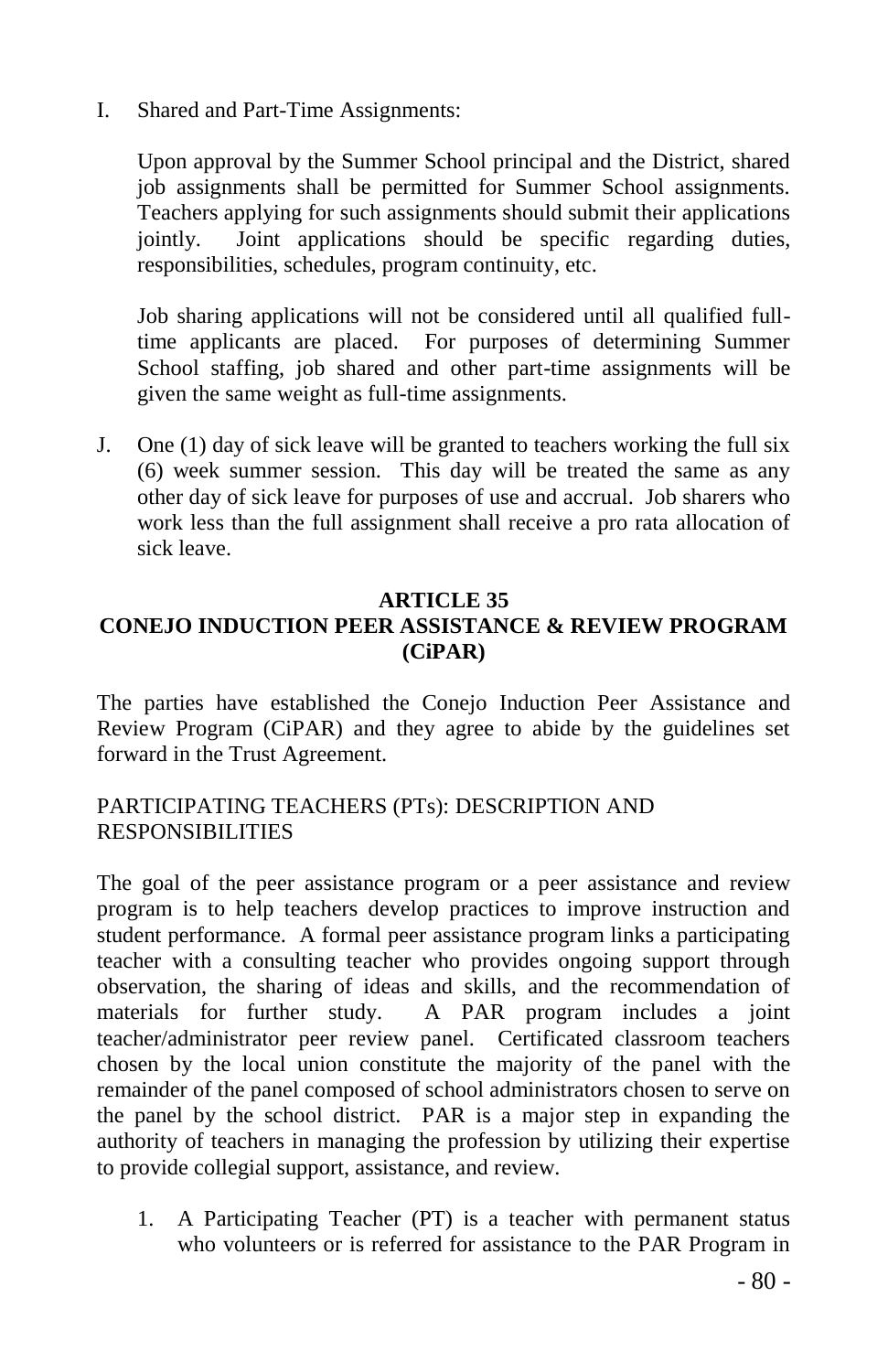I. Shared and Part-Time Assignments:

   Upon approval by the Summer School principal and the District, shared job assignments shall be permitted for Summer School assignments. Teachers applying for such assignments should submit their applications jointly. Joint applications should be specific regarding duties, responsibilities, schedules, program continuity, etc.

   Job sharing applications will not be considered until all qualified full-time applicants are placed. For purposes of determining Summer School staffing, job shared and other part-time assignments will be given the same weight as full-time assignments.

J. One (1) day of sick leave will be granted to teachers working the full six (6) week summer session. This day will be treated the same as any other day of sick leave for purposes of use and accrual. Job sharers who work less than the full assignment shall receive a pro rata allocation of sick leave.

## ARTICLE 35
## CONEJO INDUCTION PEER ASSISTANCE & REVIEW PROGRAM (CiPAR)

The parties have established the Conejo Induction Peer Assistance and Review Program (CiPAR) and they agree to abide by the guidelines set forward in the Trust Agreement.

PARTICIPATING TEACHERS (PTs): DESCRIPTION AND RESPONSIBILITIES

The goal of the peer assistance program or a peer assistance and review program is to help teachers develop practices to improve instruction and student performance. A formal peer assistance program links a participating teacher with a consulting teacher who provides ongoing support through observation, the sharing of ideas and skills, and the recommendation of materials for further study. A PAR program includes a joint teacher/administrator peer review panel. Certificated classroom teachers chosen by the local union constitute the majority of the panel with the remainder of the panel composed of school administrators chosen to serve on the panel by the school district. PAR is a major step in expanding the authority of teachers in managing the profession by utilizing their expertise to provide collegial support, assistance, and review.

1. A Participating Teacher (PT) is a teacher with permanent status who volunteers or is referred for assistance to the PAR Program in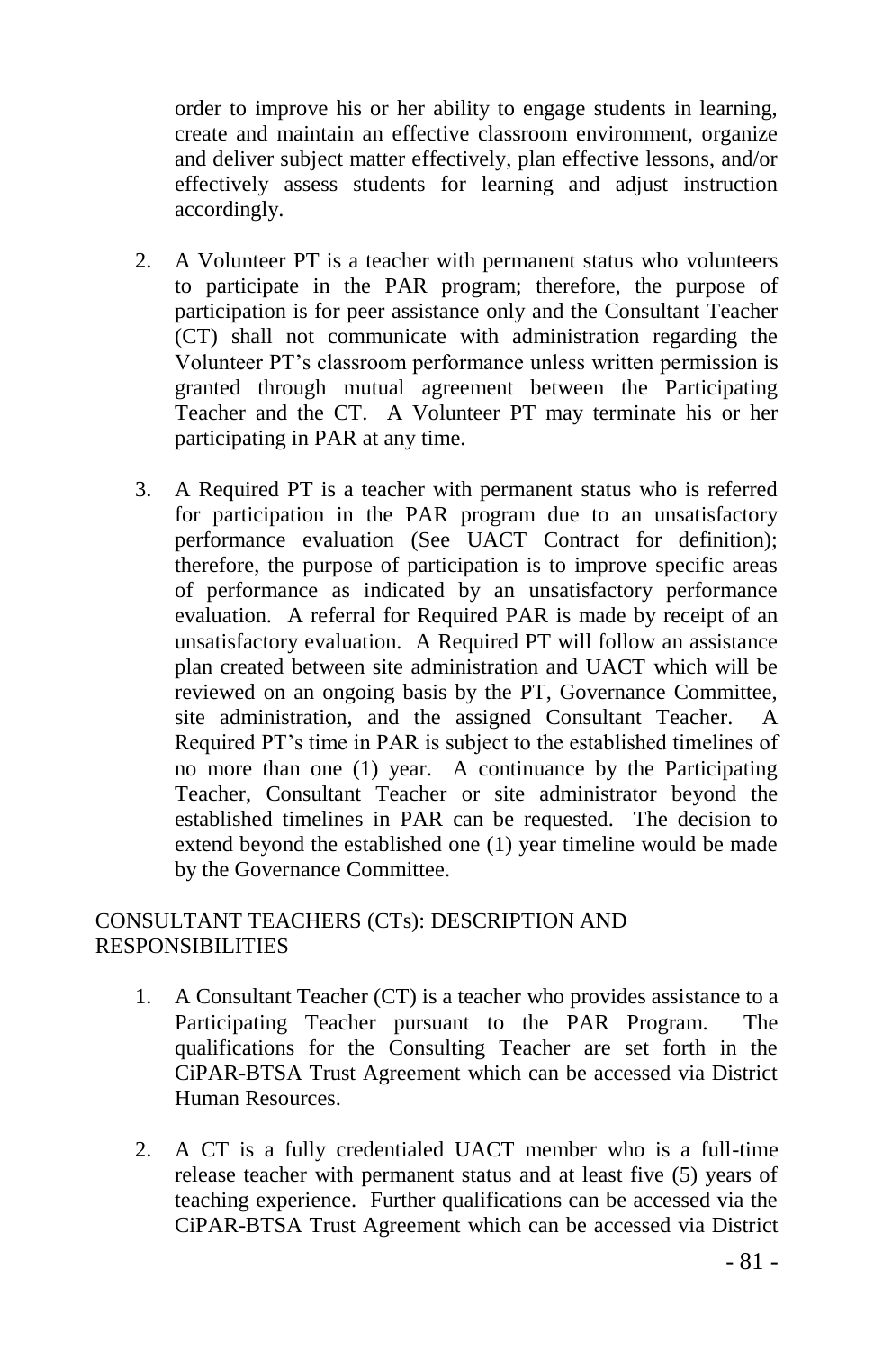order to improve his or her ability to engage students in learning, create and maintain an effective classroom environment, organize and deliver subject matter effectively, plan effective lessons, and/or effectively assess students for learning and adjust instruction accordingly.

2. A Volunteer PT is a teacher with permanent status who volunteers to participate in the PAR program; therefore, the purpose of participation is for peer assistance only and the Consultant Teacher (CT) shall not communicate with administration regarding the Volunteer PT's classroom performance unless written permission is granted through mutual agreement between the Participating Teacher and the CT. A Volunteer PT may terminate his or her participating in PAR at any time.

3. A Required PT is a teacher with permanent status who is referred for participation in the PAR program due to an unsatisfactory performance evaluation (See UACT Contract for definition); therefore, the purpose of participation is to improve specific areas of performance as indicated by an unsatisfactory performance evaluation. A referral for Required PAR is made by receipt of an unsatisfactory evaluation. A Required PT will follow an assistance plan created between site administration and UACT which will be reviewed on an ongoing basis by the PT, Governance Committee, site administration, and the assigned Consultant Teacher. A Required PT's time in PAR is subject to the established timelines of no more than one (1) year. A continuance by the Participating Teacher, Consultant Teacher or site administrator beyond the established timelines in PAR can be requested. The decision to extend beyond the established one (1) year timeline would be made by the Governance Committee.

CONSULTANT TEACHERS (CTs): DESCRIPTION AND RESPONSIBILITIES

1. A Consultant Teacher (CT) is a teacher who provides assistance to a Participating Teacher pursuant to the PAR Program. The qualifications for the Consulting Teacher are set forth in the CiPAR-BTSA Trust Agreement which can be accessed via District Human Resources.

2. A CT is a fully credentialed UACT member who is a full-time release teacher with permanent status and at least five (5) years of teaching experience. Further qualifications can be accessed via the CiPAR-BTSA Trust Agreement which can be accessed via District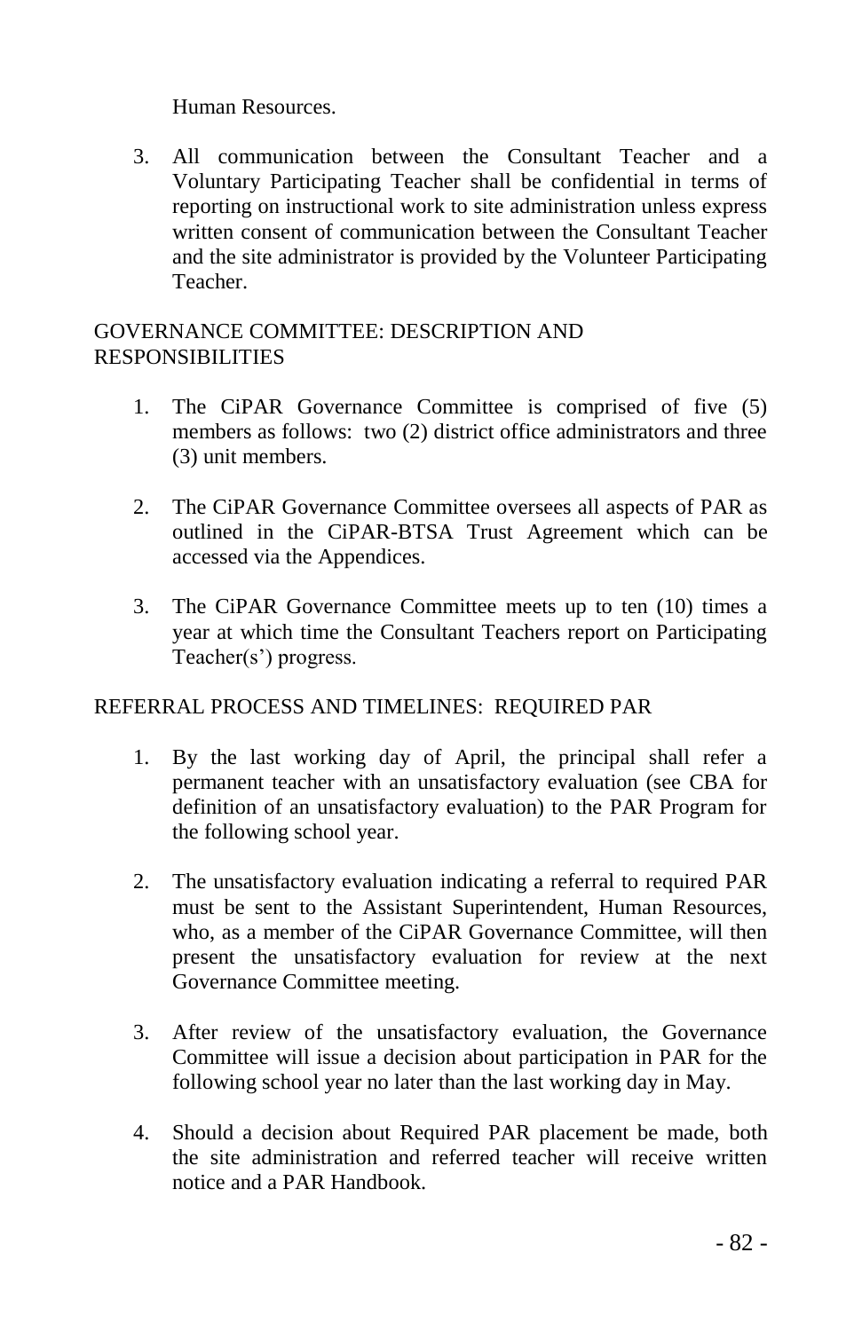Human Resources.

3. All communication between the Consultant Teacher and a Voluntary Participating Teacher shall be confidential in terms of reporting on instructional work to site administration unless express written consent of communication between the Consultant Teacher and the site administrator is provided by the Volunteer Participating Teacher.

GOVERNANCE COMMITTEE: DESCRIPTION AND RESPONSIBILITIES

1. The CiPAR Governance Committee is comprised of five (5) members as follows: two (2) district office administrators and three (3) unit members.

2. The CiPAR Governance Committee oversees all aspects of PAR as outlined in the CiPAR-BTSA Trust Agreement which can be accessed via the Appendices.

3. The CiPAR Governance Committee meets up to ten (10) times a year at which time the Consultant Teachers report on Participating Teacher(s') progress.

REFERRAL PROCESS AND TIMELINES: REQUIRED PAR

1. By the last working day of April, the principal shall refer a permanent teacher with an unsatisfactory evaluation (see CBA for definition of an unsatisfactory evaluation) to the PAR Program for the following school year.

2. The unsatisfactory evaluation indicating a referral to required PAR must be sent to the Assistant Superintendent, Human Resources, who, as a member of the CiPAR Governance Committee, will then present the unsatisfactory evaluation for review at the next Governance Committee meeting.

3. After review of the unsatisfactory evaluation, the Governance Committee will issue a decision about participation in PAR for the following school year no later than the last working day in May.

4. Should a decision about Required PAR placement be made, both the site administration and referred teacher will receive written notice and a PAR Handbook.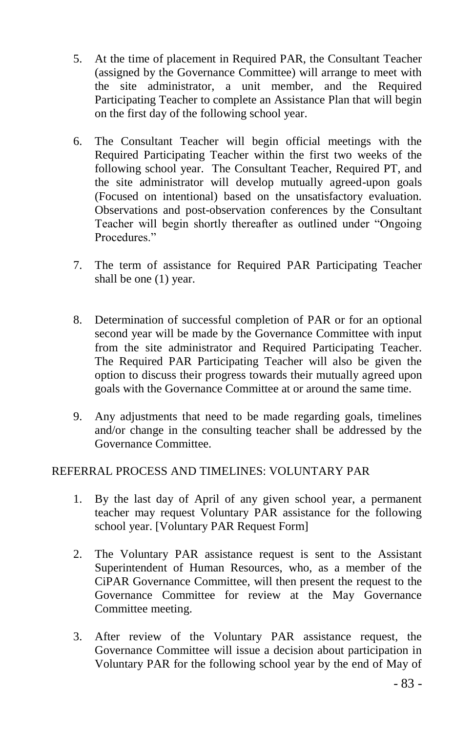5. At the time of placement in Required PAR, the Consultant Teacher (assigned by the Governance Committee) will arrange to meet with the site administrator, a unit member, and the Required Participating Teacher to complete an Assistance Plan that will begin on the first day of the following school year.

6. The Consultant Teacher will begin official meetings with the Required Participating Teacher within the first two weeks of the following school year. The Consultant Teacher, Required PT, and the site administrator will develop mutually agreed-upon goals (Focused on intentional) based on the unsatisfactory evaluation. Observations and post-observation conferences by the Consultant Teacher will begin shortly thereafter as outlined under "Ongoing Procedures."

7. The term of assistance for Required PAR Participating Teacher shall be one (1) year.

8. Determination of successful completion of PAR or for an optional second year will be made by the Governance Committee with input from the site administrator and Required Participating Teacher. The Required PAR Participating Teacher will also be given the option to discuss their progress towards their mutually agreed upon goals with the Governance Committee at or around the same time.

9. Any adjustments that need to be made regarding goals, timelines and/or change in the consulting teacher shall be addressed by the Governance Committee.

REFERRAL PROCESS AND TIMELINES: VOLUNTARY PAR

1. By the last day of April of any given school year, a permanent teacher may request Voluntary PAR assistance for the following school year. [Voluntary PAR Request Form]

2. The Voluntary PAR assistance request is sent to the Assistant Superintendent of Human Resources, who, as a member of the CiPAR Governance Committee, will then present the request to the Governance Committee for review at the May Governance Committee meeting.

3. After review of the Voluntary PAR assistance request, the Governance Committee will issue a decision about participation in Voluntary PAR for the following school year by the end of May of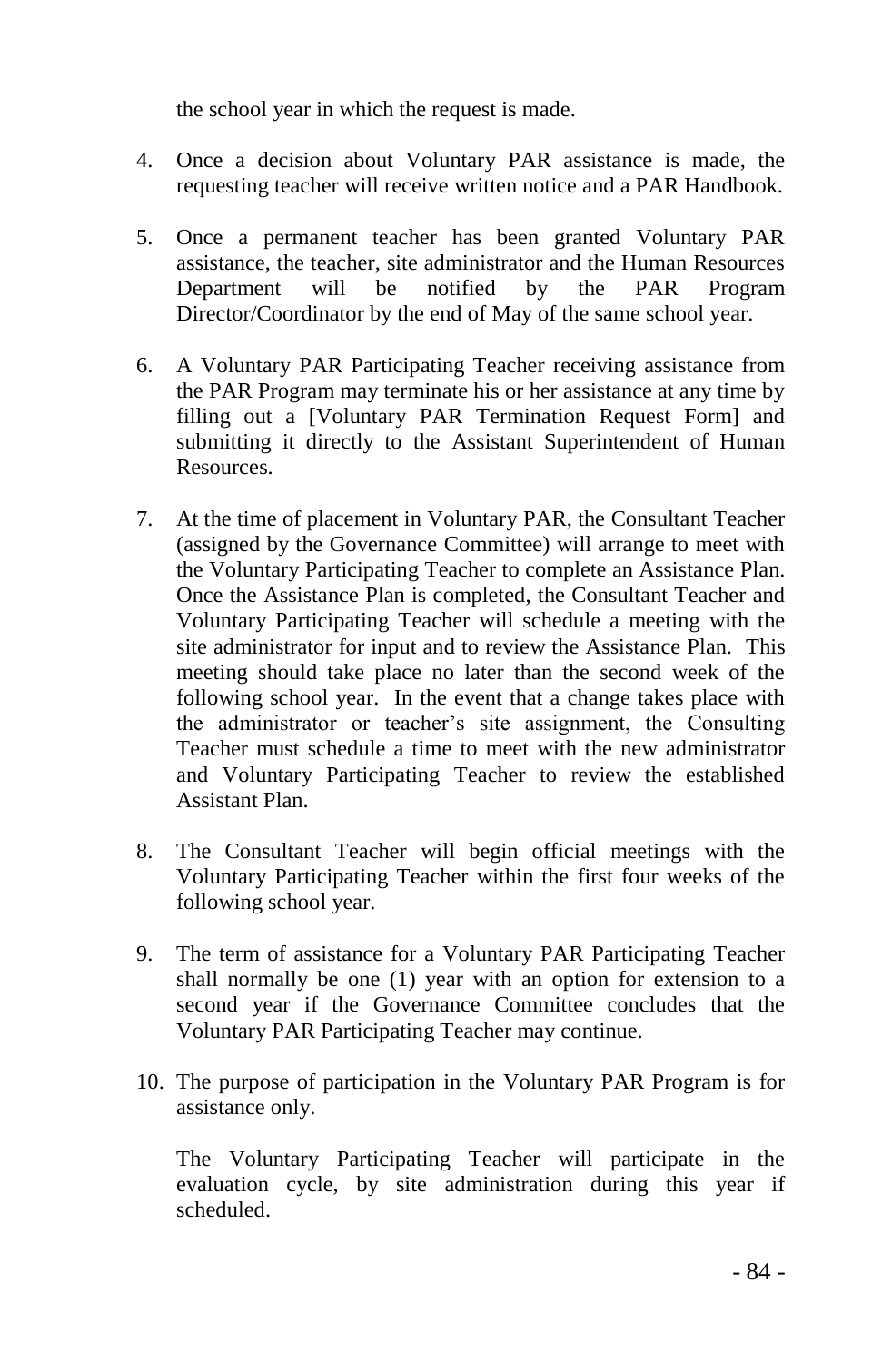the school year in which the request is made.

4. Once a decision about Voluntary PAR assistance is made, the requesting teacher will receive written notice and a PAR Handbook.

5. Once a permanent teacher has been granted Voluntary PAR assistance, the teacher, site administrator and the Human Resources Department will be notified by the PAR Program Director/Coordinator by the end of May of the same school year.

6. A Voluntary PAR Participating Teacher receiving assistance from the PAR Program may terminate his or her assistance at any time by filling out a [Voluntary PAR Termination Request Form] and submitting it directly to the Assistant Superintendent of Human Resources.

7. At the time of placement in Voluntary PAR, the Consultant Teacher (assigned by the Governance Committee) will arrange to meet with the Voluntary Participating Teacher to complete an Assistance Plan. Once the Assistance Plan is completed, the Consultant Teacher and Voluntary Participating Teacher will schedule a meeting with the site administrator for input and to review the Assistance Plan. This meeting should take place no later than the second week of the following school year. In the event that a change takes place with the administrator or teacher's site assignment, the Consulting Teacher must schedule a time to meet with the new administrator and Voluntary Participating Teacher to review the established Assistant Plan.

8. The Consultant Teacher will begin official meetings with the Voluntary Participating Teacher within the first four weeks of the following school year.

9. The term of assistance for a Voluntary PAR Participating Teacher shall normally be one (1) year with an option for extension to a second year if the Governance Committee concludes that the Voluntary PAR Participating Teacher may continue.

10. The purpose of participation in the Voluntary PAR Program is for assistance only.

    The Voluntary Participating Teacher will participate in the evaluation cycle, by site administration during this year if scheduled.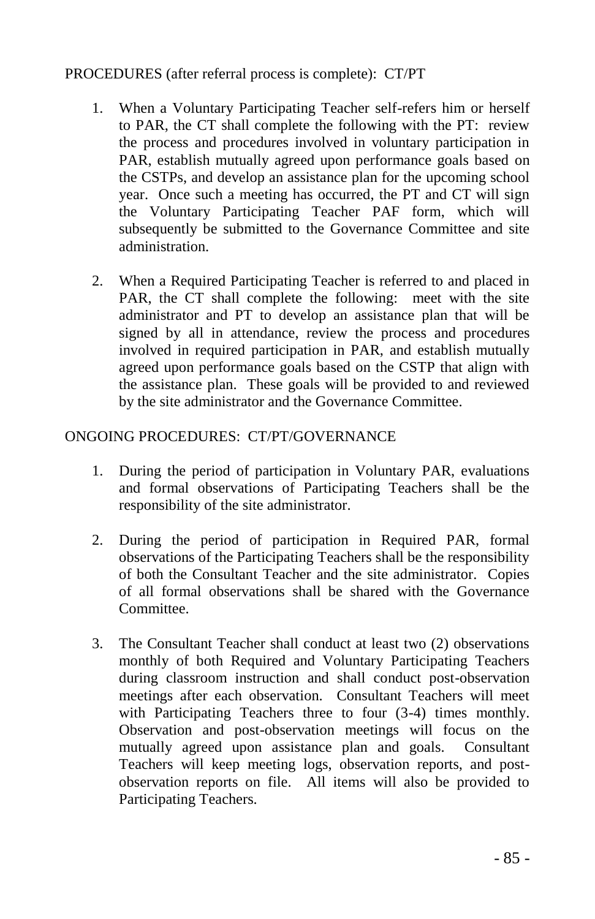PROCEDURES (after referral process is complete): CT/PT

1. When a Voluntary Participating Teacher self-refers him or herself to PAR, the CT shall complete the following with the PT: review the process and procedures involved in voluntary participation in PAR, establish mutually agreed upon performance goals based on the CSTPs, and develop an assistance plan for the upcoming school year. Once such a meeting has occurred, the PT and CT will sign the Voluntary Participating Teacher PAF form, which will subsequently be submitted to the Governance Committee and site administration.

2. When a Required Participating Teacher is referred to and placed in PAR, the CT shall complete the following: meet with the site administrator and PT to develop an assistance plan that will be signed by all in attendance, review the process and procedures involved in required participation in PAR, and establish mutually agreed upon performance goals based on the CSTP that align with the assistance plan. These goals will be provided to and reviewed by the site administrator and the Governance Committee.

ONGOING PROCEDURES: CT/PT/GOVERNANCE

1. During the period of participation in Voluntary PAR, evaluations and formal observations of Participating Teachers shall be the responsibility of the site administrator.

2. During the period of participation in Required PAR, formal observations of the Participating Teachers shall be the responsibility of both the Consultant Teacher and the site administrator. Copies of all formal observations shall be shared with the Governance Committee.

3. The Consultant Teacher shall conduct at least two (2) observations monthly of both Required and Voluntary Participating Teachers during classroom instruction and shall conduct post-observation meetings after each observation. Consultant Teachers will meet with Participating Teachers three to four (3-4) times monthly. Observation and post-observation meetings will focus on the mutually agreed upon assistance plan and goals. Consultant Teachers will keep meeting logs, observation reports, and post-observation reports on file. All items will also be provided to Participating Teachers.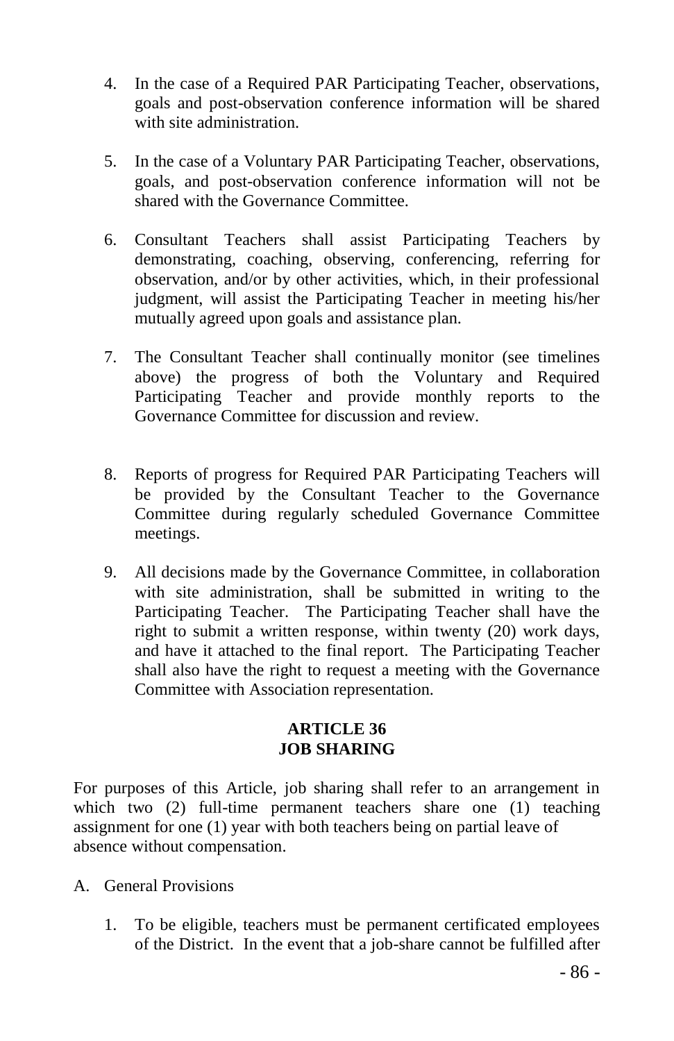4. In the case of a Required PAR Participating Teacher, observations, goals and post-observation conference information will be shared with site administration.

5. In the case of a Voluntary PAR Participating Teacher, observations, goals, and post-observation conference information will not be shared with the Governance Committee.

6. Consultant Teachers shall assist Participating Teachers by demonstrating, coaching, observing, conferencing, referring for observation, and/or by other activities, which, in their professional judgment, will assist the Participating Teacher in meeting his/her mutually agreed upon goals and assistance plan.

7. The Consultant Teacher shall continually monitor (see timelines above) the progress of both the Voluntary and Required Participating Teacher and provide monthly reports to the Governance Committee for discussion and review.

8. Reports of progress for Required PAR Participating Teachers will be provided by the Consultant Teacher to the Governance Committee during regularly scheduled Governance Committee meetings.

9. All decisions made by the Governance Committee, in collaboration with site administration, shall be submitted in writing to the Participating Teacher. The Participating Teacher shall have the right to submit a written response, within twenty (20) work days, and have it attached to the final report. The Participating Teacher shall also have the right to request a meeting with the Governance Committee with Association representation.

## ARTICLE 36
## JOB SHARING

For purposes of this Article, job sharing shall refer to an arrangement in which two (2) full-time permanent teachers share one (1) teaching assignment for one (1) year with both teachers being on partial leave of absence without compensation.

A. General Provisions

1. To be eligible, teachers must be permanent certificated employees of the District. In the event that a job-share cannot be fulfilled after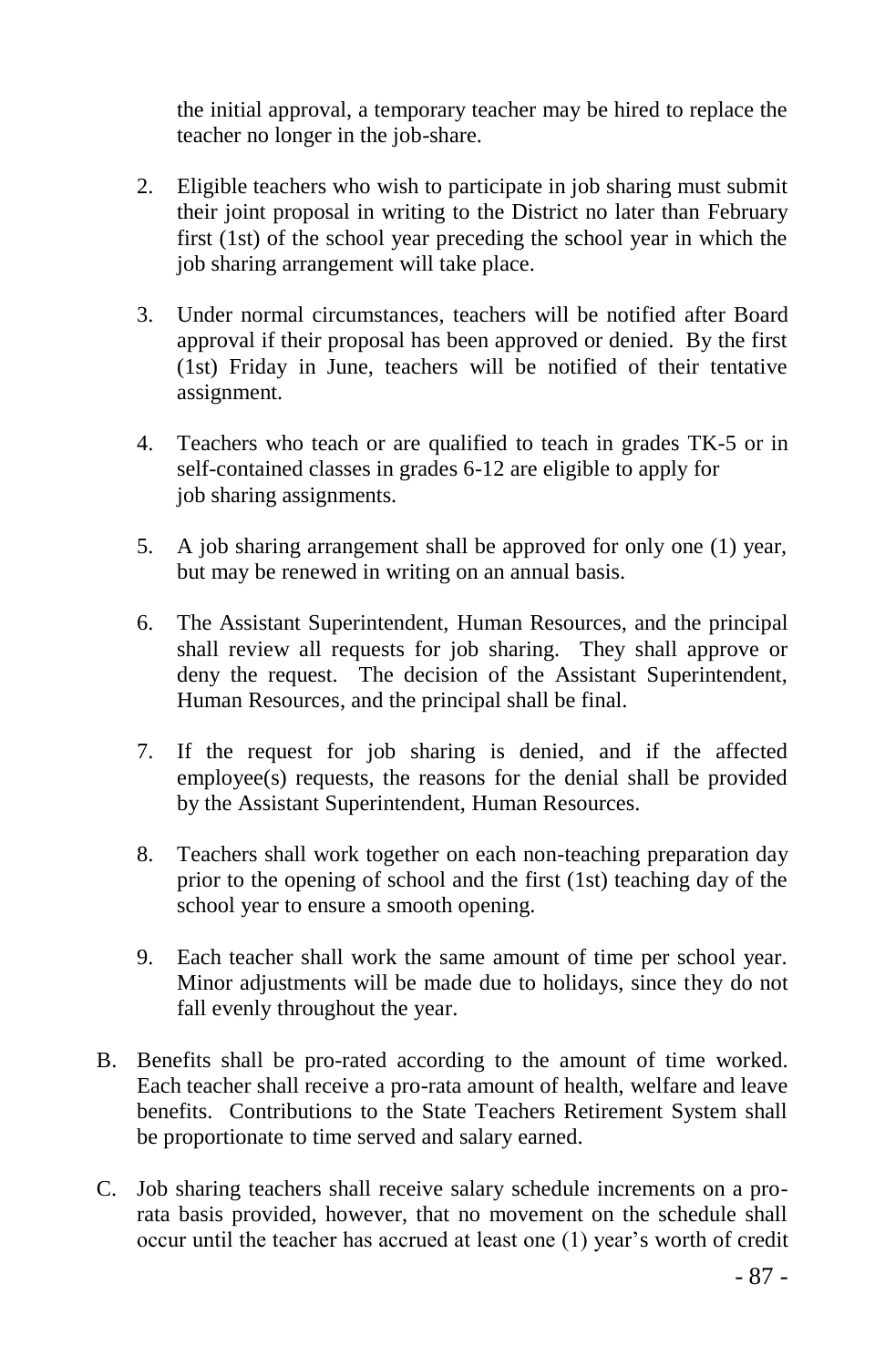the initial approval, a temporary teacher may be hired to replace the teacher no longer in the job-share.

2. Eligible teachers who wish to participate in job sharing must submit their joint proposal in writing to the District no later than February first (1st) of the school year preceding the school year in which the job sharing arrangement will take place.

3. Under normal circumstances, teachers will be notified after Board approval if their proposal has been approved or denied. By the first (1st) Friday in June, teachers will be notified of their tentative assignment.

4. Teachers who teach or are qualified to teach in grades TK-5 or in self-contained classes in grades 6-12 are eligible to apply for job sharing assignments.

5. A job sharing arrangement shall be approved for only one (1) year, but may be renewed in writing on an annual basis.

6. The Assistant Superintendent, Human Resources, and the principal shall review all requests for job sharing. They shall approve or deny the request. The decision of the Assistant Superintendent, Human Resources, and the principal shall be final.

7. If the request for job sharing is denied, and if the affected employee(s) requests, the reasons for the denial shall be provided by the Assistant Superintendent, Human Resources.

8. Teachers shall work together on each non-teaching preparation day prior to the opening of school and the first (1st) teaching day of the school year to ensure a smooth opening.

9. Each teacher shall work the same amount of time per school year. Minor adjustments will be made due to holidays, since they do not fall evenly throughout the year.

B. Benefits shall be pro-rated according to the amount of time worked. Each teacher shall receive a pro-rata amount of health, welfare and leave benefits. Contributions to the State Teachers Retirement System shall be proportionate to time served and salary earned.

C. Job sharing teachers shall receive salary schedule increments on a pro-rata basis provided, however, that no movement on the schedule shall occur until the teacher has accrued at least one (1) year's worth of credit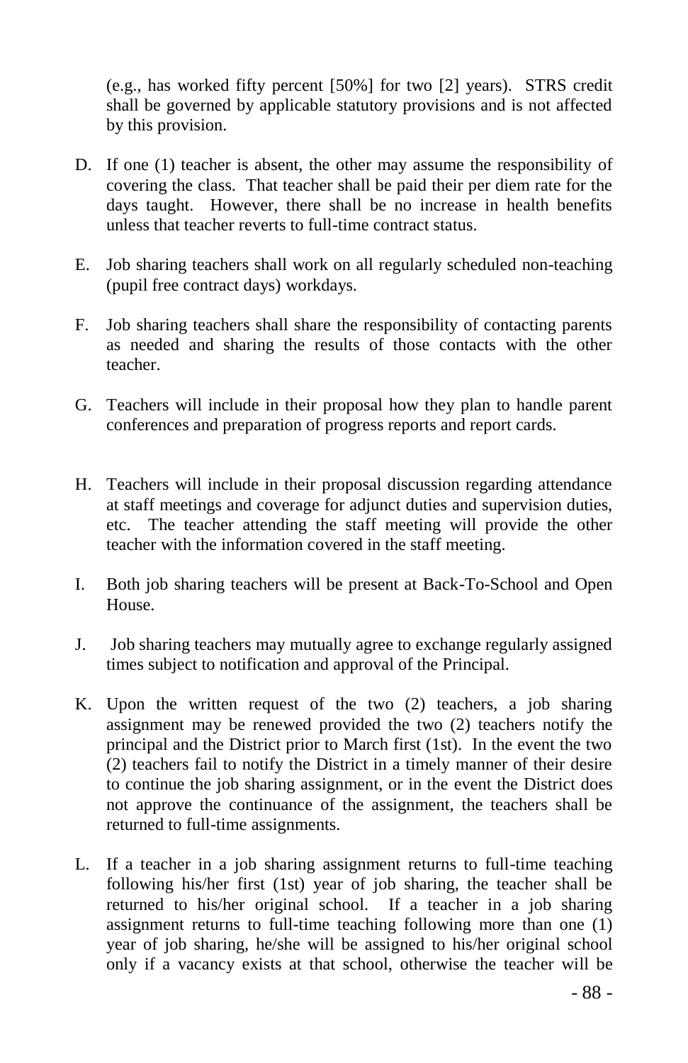(e.g., has worked fifty percent [50%] for two [2] years). STRS credit shall be governed by applicable statutory provisions and is not affected by this provision.

D. If one (1) teacher is absent, the other may assume the responsibility of covering the class. That teacher shall be paid their per diem rate for the days taught. However, there shall be no increase in health benefits unless that teacher reverts to full-time contract status.

E. Job sharing teachers shall work on all regularly scheduled non-teaching (pupil free contract days) workdays.

F. Job sharing teachers shall share the responsibility of contacting parents as needed and sharing the results of those contacts with the other teacher.

G. Teachers will include in their proposal how they plan to handle parent conferences and preparation of progress reports and report cards.

H. Teachers will include in their proposal discussion regarding attendance at staff meetings and coverage for adjunct duties and supervision duties, etc. The teacher attending the staff meeting will provide the other teacher with the information covered in the staff meeting.

I. Both job sharing teachers will be present at Back-To-School and Open House.

J. Job sharing teachers may mutually agree to exchange regularly assigned times subject to notification and approval of the Principal.

K. Upon the written request of the two (2) teachers, a job sharing assignment may be renewed provided the two (2) teachers notify the principal and the District prior to March first (1st). In the event the two (2) teachers fail to notify the District in a timely manner of their desire to continue the job sharing assignment, or in the event the District does not approve the continuance of the assignment, the teachers shall be returned to full-time assignments.

L. If a teacher in a job sharing assignment returns to full-time teaching following his/her first (1st) year of job sharing, the teacher shall be returned to his/her original school. If a teacher in a job sharing assignment returns to full-time teaching following more than one (1) year of job sharing, he/she will be assigned to his/her original school only if a vacancy exists at that school, otherwise the teacher will be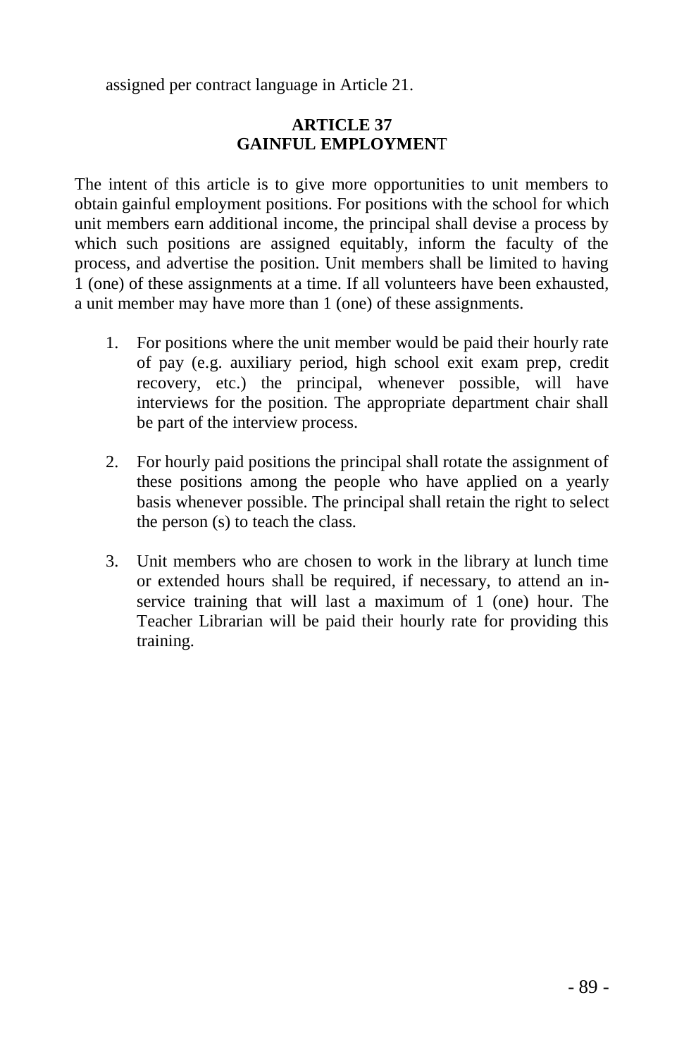assigned per contract language in Article 21.

## ARTICLE 37
## GAINFUL EMPLOYMENT

The intent of this article is to give more opportunities to unit members to obtain gainful employment positions. For positions with the school for which unit members earn additional income, the principal shall devise a process by which such positions are assigned equitably, inform the faculty of the process, and advertise the position. Unit members shall be limited to having 1 (one) of these assignments at a time. If all volunteers have been exhausted, a unit member may have more than 1 (one) of these assignments.

1. For positions where the unit member would be paid their hourly rate of pay (e.g. auxiliary period, high school exit exam prep, credit recovery, etc.) the principal, whenever possible, will have interviews for the position. The appropriate department chair shall be part of the interview process.

2. For hourly paid positions the principal shall rotate the assignment of these positions among the people who have applied on a yearly basis whenever possible. The principal shall retain the right to select the person (s) to teach the class.

3. Unit members who are chosen to work in the library at lunch time or extended hours shall be required, if necessary, to attend an in-service training that will last a maximum of 1 (one) hour. The Teacher Librarian will be paid their hourly rate for providing this training.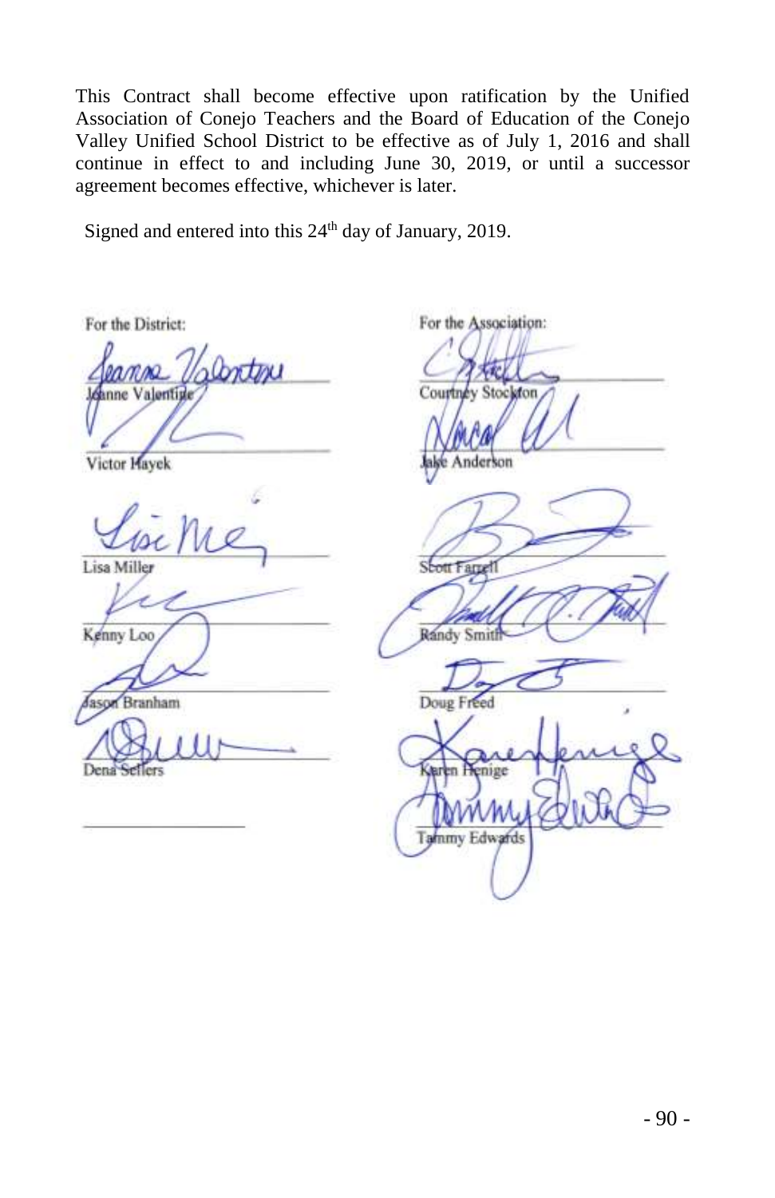This Contract shall become effective upon ratification by the Unified Association of Conejo Teachers and the Board of Education of the Conejo Valley Unified School District to be effective as of July 1, 2016 and shall continue in effect to and including June 30, 2019, or until a successor agreement becomes effective, whichever is later.

Signed and entered into this 24th day of January, 2019.

| For the District: | For the Association: |
| --- | --- |
| Jeanne Valentine | Courtney Stockton |
| Victor Hayek | Jake Anderson |
| Lisa Miller | Scott Farrell |
| Kenny Loo | Randy Smith |
| Jason Branham | Doug Freed |
| Dena Sellers | Karen Henige |
| | Tammy Edwards |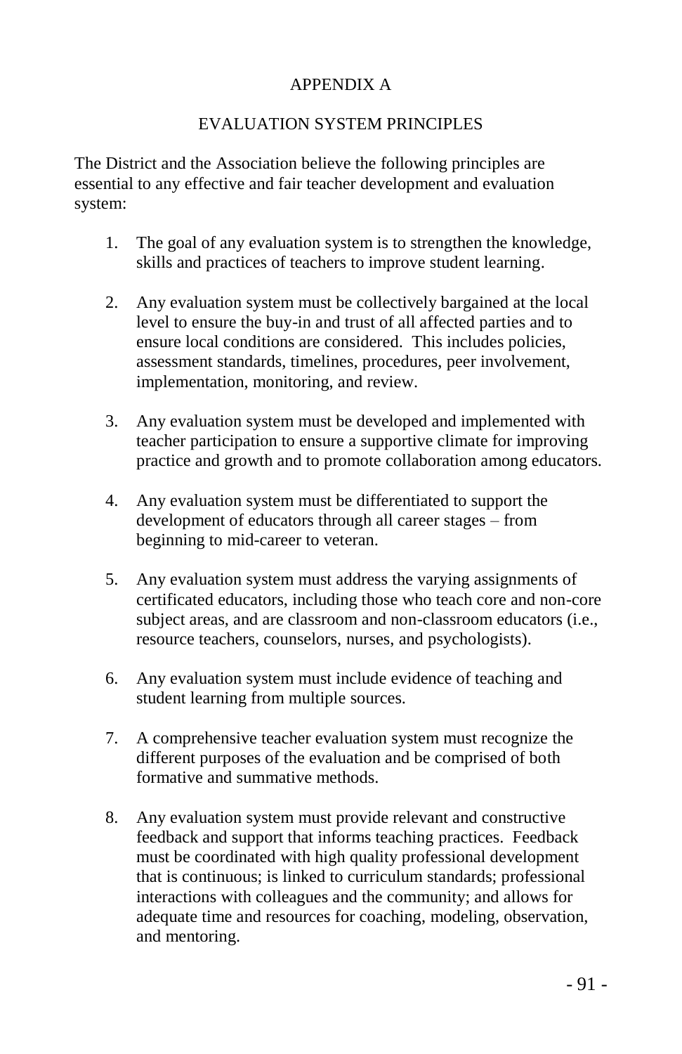# APPENDIX A

## EVALUATION SYSTEM PRINCIPLES

The District and the Association believe the following principles are essential to any effective and fair teacher development and evaluation system:

1. The goal of any evaluation system is to strengthen the knowledge, skills and practices of teachers to improve student learning.

2. Any evaluation system must be collectively bargained at the local level to ensure the buy-in and trust of all affected parties and to ensure local conditions are considered. This includes policies, assessment standards, timelines, procedures, peer involvement, implementation, monitoring, and review.

3. Any evaluation system must be developed and implemented with teacher participation to ensure a supportive climate for improving practice and growth and to promote collaboration among educators.

4. Any evaluation system must be differentiated to support the development of educators through all career stages – from beginning to mid-career to veteran.

5. Any evaluation system must address the varying assignments of certificated educators, including those who teach core and non-core subject areas, and are classroom and non-classroom educators (i.e., resource teachers, counselors, nurses, and psychologists).

6. Any evaluation system must include evidence of teaching and student learning from multiple sources.

7. A comprehensive teacher evaluation system must recognize the different purposes of the evaluation and be comprised of both formative and summative methods.

8. Any evaluation system must provide relevant and constructive feedback and support that informs teaching practices. Feedback must be coordinated with high quality professional development that is continuous; is linked to curriculum standards; professional interactions with colleagues and the community; and allows for adequate time and resources for coaching, modeling, observation, and mentoring.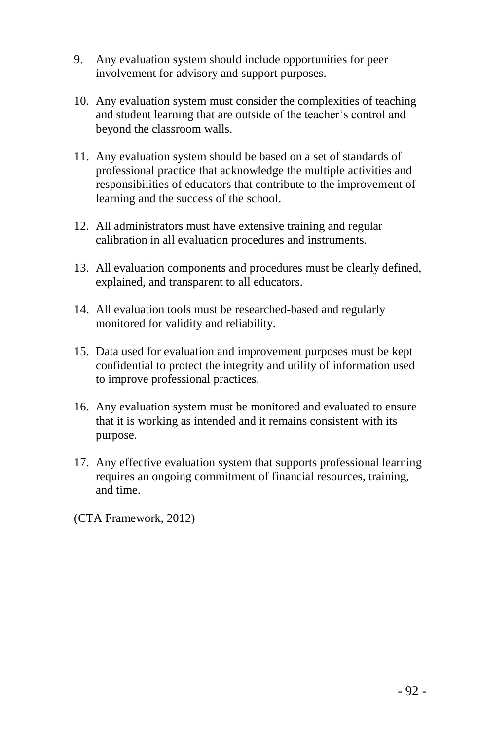9. Any evaluation system should include opportunities for peer involvement for advisory and support purposes.

10. Any evaluation system must consider the complexities of teaching and student learning that are outside of the teacher's control and beyond the classroom walls.

11. Any evaluation system should be based on a set of standards of professional practice that acknowledge the multiple activities and responsibilities of educators that contribute to the improvement of learning and the success of the school.

12. All administrators must have extensive training and regular calibration in all evaluation procedures and instruments.

13. All evaluation components and procedures must be clearly defined, explained, and transparent to all educators.

14. All evaluation tools must be researched-based and regularly monitored for validity and reliability.

15. Data used for evaluation and improvement purposes must be kept confidential to protect the integrity and utility of information used to improve professional practices.

16. Any evaluation system must be monitored and evaluated to ensure that it is working as intended and it remains consistent with its purpose.

17. Any effective evaluation system that supports professional learning requires an ongoing commitment of financial resources, training, and time.

(CTA Framework, 2012)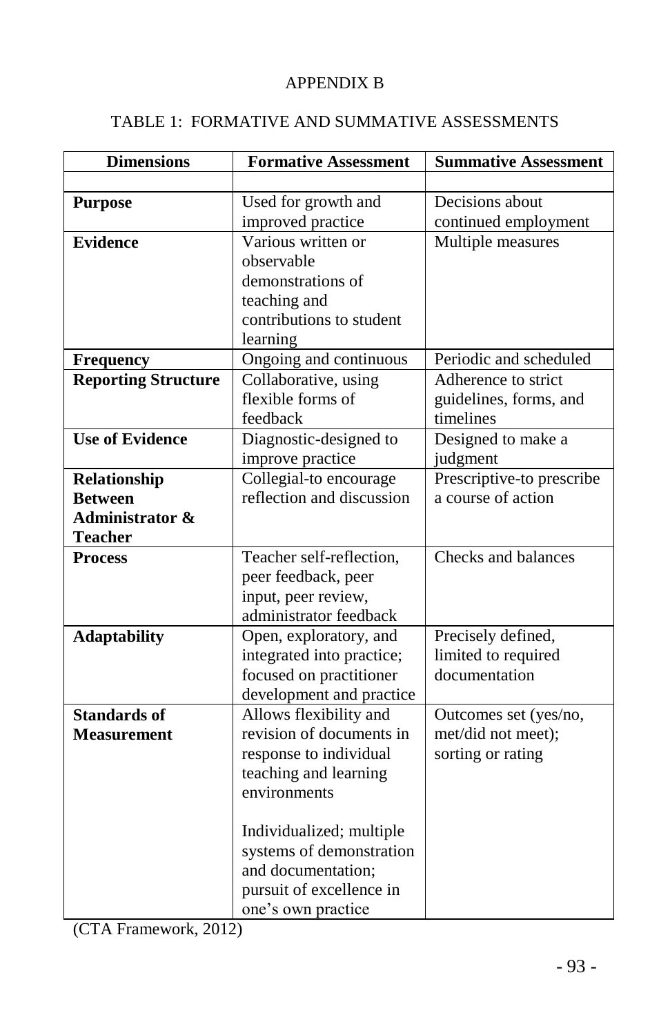# APPENDIX B

## TABLE 1: FORMATIVE AND SUMMATIVE ASSESSMENTS

| Dimensions | Formative Assessment | Summative Assessment |
|---|---|---|
| | | |
| **Purpose** | Used for growth and improved practice | Decisions about continued employment |
| **Evidence** | Various written or observable demonstrations of teaching and contributions to student learning | Multiple measures |
| **Frequency** | Ongoing and continuous | Periodic and scheduled |
| **Reporting Structure** | Collaborative, using flexible forms of feedback | Adherence to strict guidelines, forms, and timelines |
| **Use of Evidence** | Diagnostic-designed to improve practice | Designed to make a judgment |
| **Relationship Between Administrator & Teacher** | Collegial-to encourage reflection and discussion | Prescriptive-to prescribe a course of action |
| **Process** | Teacher self-reflection, peer feedback, peer input, peer review, administrator feedback | Checks and balances |
| **Adaptability** | Open, exploratory, and integrated into practice; focused on practitioner development and practice | Precisely defined, limited to required documentation |
| **Standards of Measurement** | Allows flexibility and revision of documents in response to individual teaching and learning environments<br><br>Individualized; multiple systems of demonstration and documentation; pursuit of excellence in one's own practice | Outcomes set (yes/no, met/did not meet); sorting or rating |

(CTA Framework, 2012)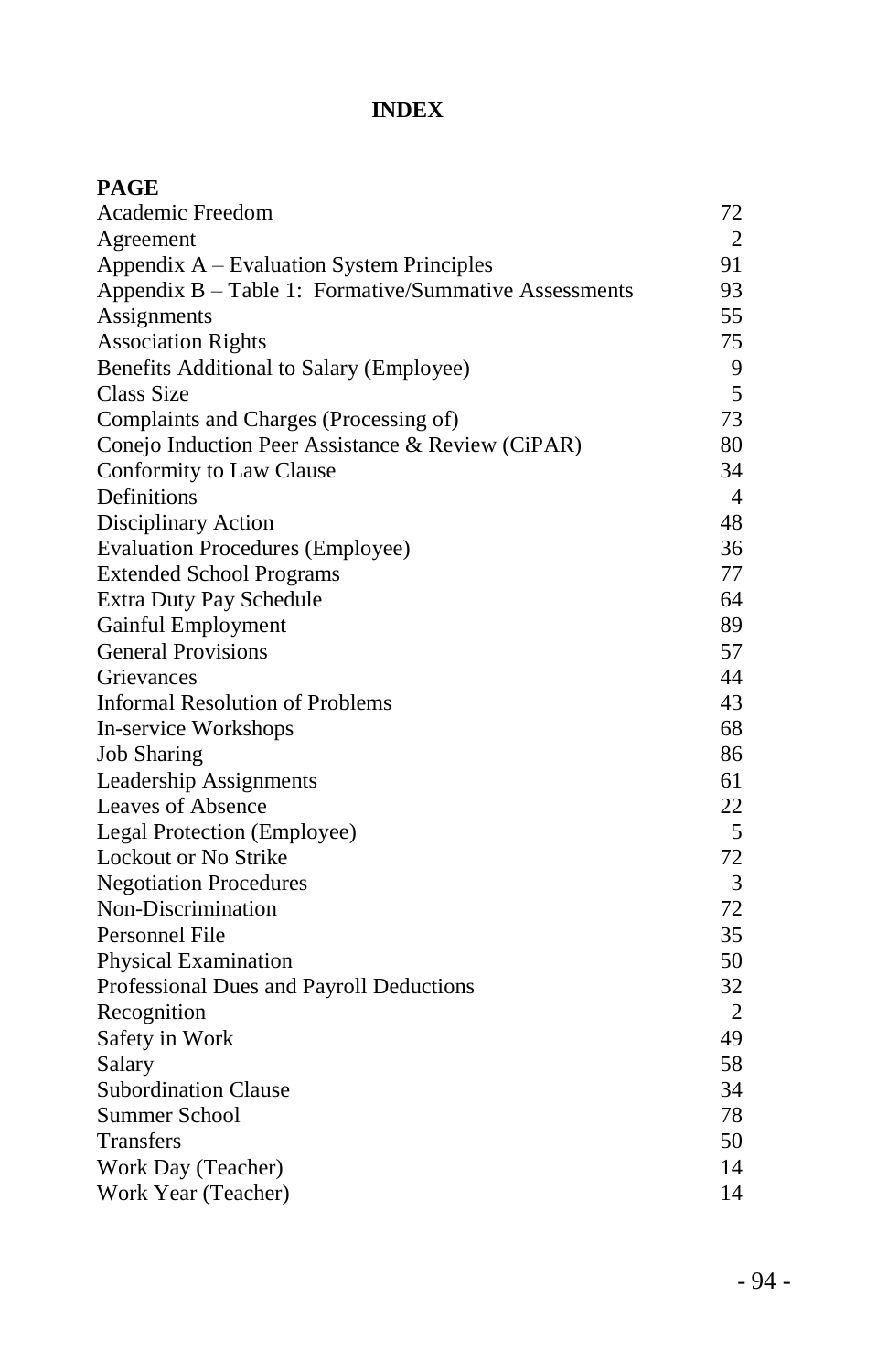# INDEX

| PAGE | |
|---|---|
| Academic Freedom | 72 |
| Agreement | 2 |
| Appendix A – Evaluation System Principles | 91 |
| Appendix B – Table 1: Formative/Summative Assessments | 93 |
| Assignments | 55 |
| Association Rights | 75 |
| Benefits Additional to Salary (Employee) | 9 |
| Class Size | 5 |
| Complaints and Charges (Processing of) | 73 |
| Conejo Induction Peer Assistance & Review (CiPAR) | 80 |
| Conformity to Law Clause | 34 |
| Definitions | 4 |
| Disciplinary Action | 48 |
| Evaluation Procedures (Employee) | 36 |
| Extended School Programs | 77 |
| Extra Duty Pay Schedule | 64 |
| Gainful Employment | 89 |
| General Provisions | 57 |
| Grievances | 44 |
| Informal Resolution of Problems | 43 |
| In-service Workshops | 68 |
| Job Sharing | 86 |
| Leadership Assignments | 61 |
| Leaves of Absence | 22 |
| Legal Protection (Employee) | 5 |
| Lockout or No Strike | 72 |
| Negotiation Procedures | 3 |
| Non-Discrimination | 72 |
| Personnel File | 35 |
| Physical Examination | 50 |
| Professional Dues and Payroll Deductions | 32 |
| Recognition | 2 |
| Safety in Work | 49 |
| Salary | 58 |
| Subordination Clause | 34 |
| Summer School | 78 |
| Transfers | 50 |
| Work Day (Teacher) | 14 |
| Work Year (Teacher) | 14 |